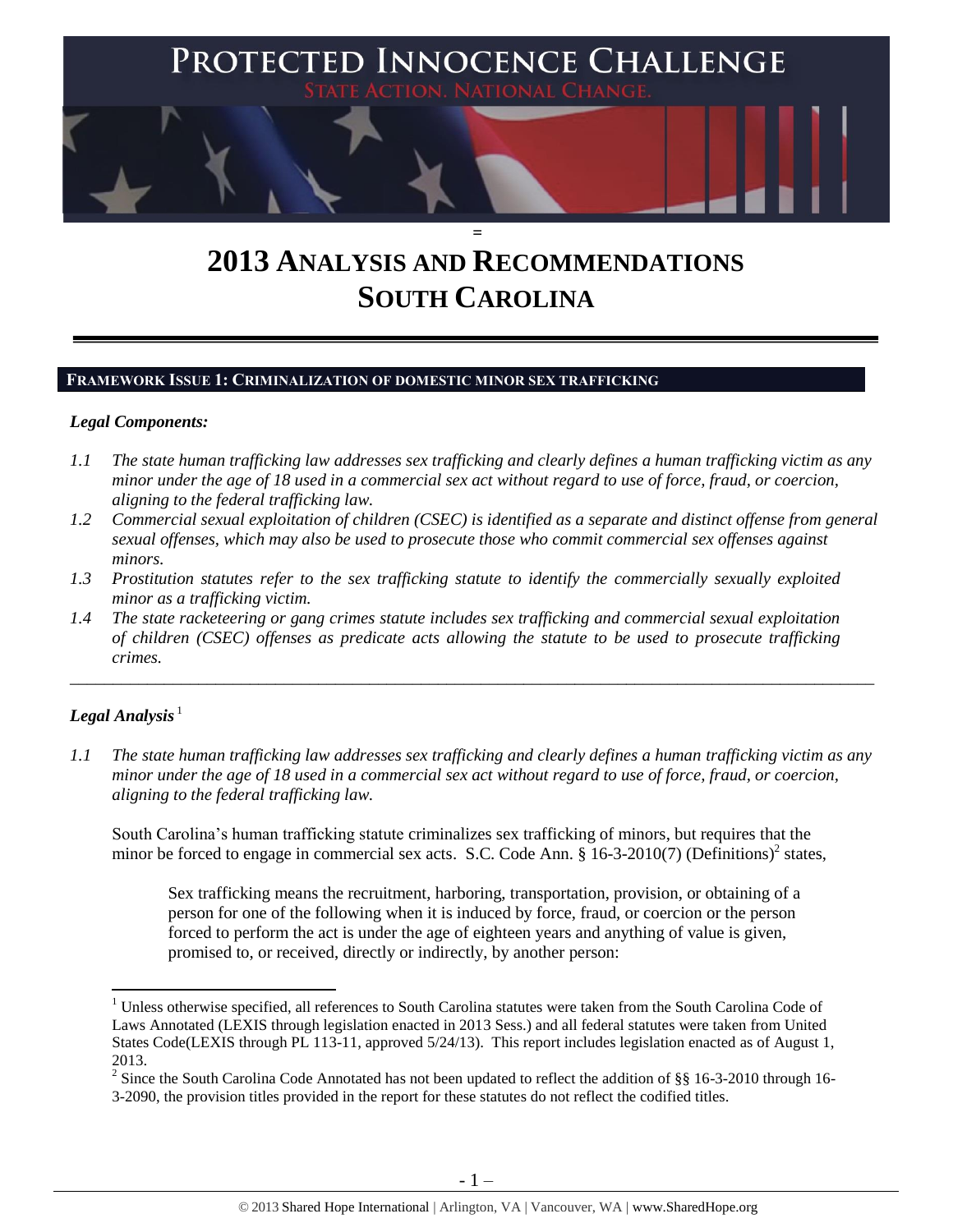# PROTECTED INNOCENCE CHALLENGE

STATE ACTION. NATIONAL CHANGE.

# 2013 ANALYSIS AND RECOMMENDATIONS
# SOUTH CAROLINA

## FRAMEWORK ISSUE 1: CRIMINALIZATION OF DOMESTIC MINOR SEX TRAFFICKING

### *Legal Components:*

*1.1 The state human trafficking law addresses sex trafficking and clearly defines a human trafficking victim as any minor under the age of 18 used in a commercial sex act without regard to use of force, fraud, or coercion, aligning to the federal trafficking law.*

*1.2 Commercial sexual exploitation of children (CSEC) is identified as a separate and distinct offense from general sexual offenses, which may also be used to prosecute those who commit commercial sex offenses against minors.*

*1.3 Prostitution statutes refer to the sex trafficking statute to identify the commercially sexually exploited minor as a trafficking victim.*

*1.4 The state racketeering or gang crimes statute includes sex trafficking and commercial sexual exploitation of children (CSEC) offenses as predicate acts allowing the statute to be used to prosecute trafficking crimes.*

---

### *Legal Analysis*[1]

*1.1 The state human trafficking law addresses sex trafficking and clearly defines a human trafficking victim as any minor under the age of 18 used in a commercial sex act without regard to use of force, fraud, or coercion, aligning to the federal trafficking law.*

South Carolina's human trafficking statute criminalizes sex trafficking of minors, but requires that the minor be forced to engage in commercial sex acts. S.C. Code Ann. § 16-3-2010(7) (Definitions)[2] states,

> Sex trafficking means the recruitment, harboring, transportation, provision, or obtaining of a person for one of the following when it is induced by force, fraud, or coercion or the person forced to perform the act is under the age of eighteen years and anything of value is given, promised to, or received, directly or indirectly, by another person:

---

[1] Unless otherwise specified, all references to South Carolina statutes were taken from the South Carolina Code of Laws Annotated (LEXIS through legislation enacted in 2013 Sess.) and all federal statutes were taken from United States Code(LEXIS through PL 113-11, approved 5/24/13). This report includes legislation enacted as of August 1, 2013.

[2] Since the South Carolina Code Annotated has not been updated to reflect the addition of §§ 16-3-2010 through 16-3-2090, the provision titles provided in the report for these statutes do not reflect the codified titles.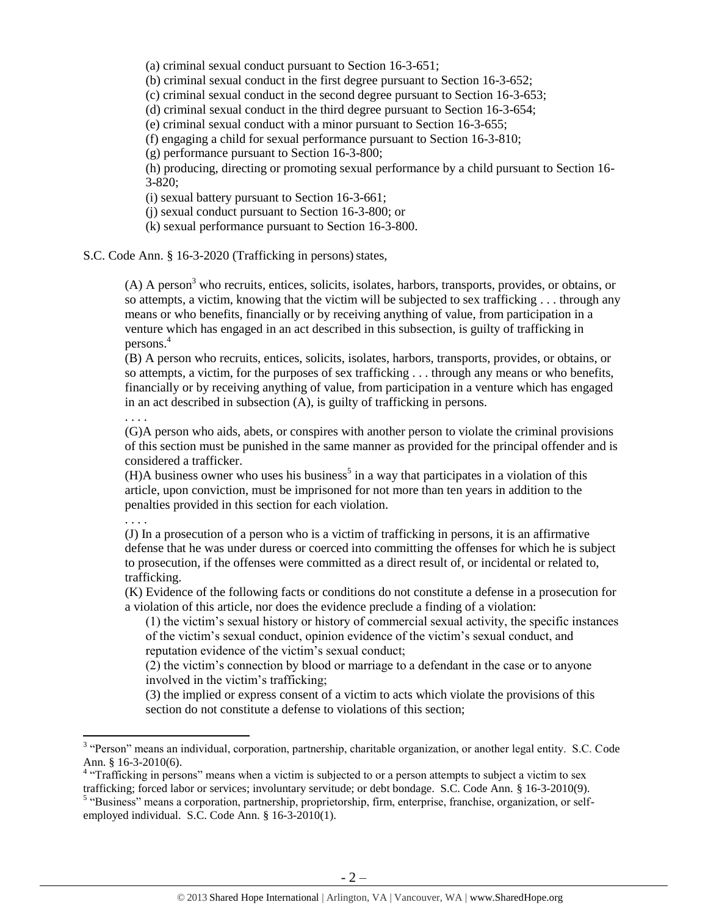(a) criminal sexual conduct pursuant to Section 16-3-651;
(b) criminal sexual conduct in the first degree pursuant to Section 16-3-652;
(c) criminal sexual conduct in the second degree pursuant to Section 16-3-653;
(d) criminal sexual conduct in the third degree pursuant to Section 16-3-654;
(e) criminal sexual conduct with a minor pursuant to Section 16-3-655;
(f) engaging a child for sexual performance pursuant to Section 16-3-810;
(g) performance pursuant to Section 16-3-800;
(h) producing, directing or promoting sexual performance by a child pursuant to Section 16-3-820;
(i) sexual battery pursuant to Section 16-3-661;
(j) sexual conduct pursuant to Section 16-3-800; or
(k) sexual performance pursuant to Section 16-3-800.

S.C. Code Ann. § 16-3-2020 (Trafficking in persons) states,

> (A) A person[3] who recruits, entices, solicits, isolates, harbors, transports, provides, or obtains, or so attempts, a victim, knowing that the victim will be subjected to sex trafficking . . . through any means or who benefits, financially or by receiving anything of value, from participation in a venture which has engaged in an act described in this subsection, is guilty of trafficking in persons.[4]
>
> (B) A person who recruits, entices, solicits, isolates, harbors, transports, provides, or obtains, or so attempts, a victim, for the purposes of sex trafficking . . . through any means or who benefits, financially or by receiving anything of value, from participation in a venture which has engaged in an act described in subsection (A), is guilty of trafficking in persons.
>
> . . . .
>
> (G)A person who aids, abets, or conspires with another person to violate the criminal provisions of this section must be punished in the same manner as provided for the principal offender and is considered a trafficker.
>
> (H)A business owner who uses his business[5] in a way that participates in a violation of this article, upon conviction, must be imprisoned for not more than ten years in addition to the penalties provided in this section for each violation.
>
> . . . .
>
> (J) In a prosecution of a person who is a victim of trafficking in persons, it is an affirmative defense that he was under duress or coerced into committing the offenses for which he is subject to prosecution, if the offenses were committed as a direct result of, or incidental or related to, trafficking.
>
> (K) Evidence of the following facts or conditions do not constitute a defense in a prosecution for a violation of this article, nor does the evidence preclude a finding of a violation:
>
> (1) the victim's sexual history or history of commercial sexual activity, the specific instances of the victim's sexual conduct, opinion evidence of the victim's sexual conduct, and reputation evidence of the victim's sexual conduct;
>
> (2) the victim's connection by blood or marriage to a defendant in the case or to anyone involved in the victim's trafficking;
>
> (3) the implied or express consent of a victim to acts which violate the provisions of this section do not constitute a defense to violations of this section;

[3] "Person" means an individual, corporation, partnership, charitable organization, or another legal entity. S.C. Code Ann. § 16-3-2010(6).

[4] "Trafficking in persons" means when a victim is subjected to or a person attempts to subject a victim to sex trafficking; forced labor or services; involuntary servitude; or debt bondage. S.C. Code Ann. § 16-3-2010(9).

[5] "Business" means a corporation, partnership, proprietorship, firm, enterprise, franchise, organization, or self-employed individual. S.C. Code Ann. § 16-3-2010(1).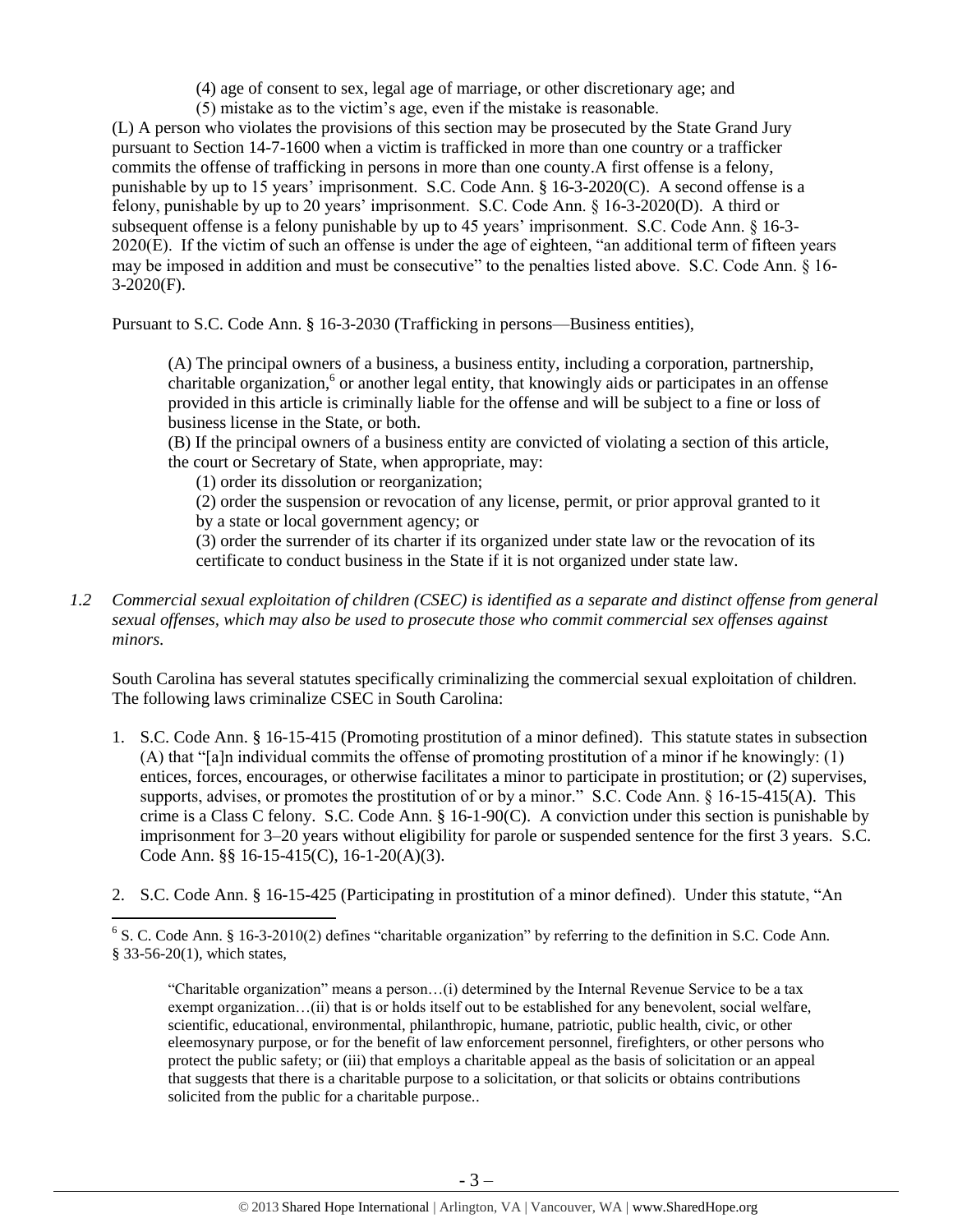(4) age of consent to sex, legal age of marriage, or other discretionary age; and

(5) mistake as to the victim's age, even if the mistake is reasonable.

(L) A person who violates the provisions of this section may be prosecuted by the State Grand Jury pursuant to Section 14-7-1600 when a victim is trafficked in more than one country or a trafficker commits the offense of trafficking in persons in more than one county.A first offense is a felony, punishable by up to 15 years' imprisonment. S.C. Code Ann. § 16-3-2020(C). A second offense is a felony, punishable by up to 20 years' imprisonment. S.C. Code Ann. § 16-3-2020(D). A third or subsequent offense is a felony punishable by up to 45 years' imprisonment. S.C. Code Ann. § 16-3-2020(E). If the victim of such an offense is under the age of eighteen, "an additional term of fifteen years may be imposed in addition and must be consecutive" to the penalties listed above. S.C. Code Ann. § 16-3-2020(F).

Pursuant to S.C. Code Ann. § 16-3-2030 (Trafficking in persons—Business entities),

> (A) The principal owners of a business, a business entity, including a corporation, partnership, charitable organization,[6] or another legal entity, that knowingly aids or participates in an offense provided in this article is criminally liable for the offense and will be subject to a fine or loss of business license in the State, or both.
>
> (B) If the principal owners of a business entity are convicted of violating a section of this article, the court or Secretary of State, when appropriate, may:
>
> (1) order its dissolution or reorganization;
>
> (2) order the suspension or revocation of any license, permit, or prior approval granted to it by a state or local government agency; or
>
> (3) order the surrender of its charter if its organized under state law or the revocation of its certificate to conduct business in the State if it is not organized under state law.

*1.2 Commercial sexual exploitation of children (CSEC) is identified as a separate and distinct offense from general sexual offenses, which may also be used to prosecute those who commit commercial sex offenses against minors.*

South Carolina has several statutes specifically criminalizing the commercial sexual exploitation of children. The following laws criminalize CSEC in South Carolina:

1. S.C. Code Ann. § 16-15-415 (Promoting prostitution of a minor defined). This statute states in subsection (A) that "[a]n individual commits the offense of promoting prostitution of a minor if he knowingly: (1) entices, forces, encourages, or otherwise facilitates a minor to participate in prostitution; or (2) supervises, supports, advises, or promotes the prostitution of or by a minor." S.C. Code Ann. § 16-15-415(A). This crime is a Class C felony. S.C. Code Ann. § 16-1-90(C). A conviction under this section is punishable by imprisonment for 3–20 years without eligibility for parole or suspended sentence for the first 3 years. S.C. Code Ann. §§ 16-15-415(C), 16-1-20(A)(3).

2. S.C. Code Ann. § 16-15-425 (Participating in prostitution of a minor defined). Under this statute, "An

---

[6] S. C. Code Ann. § 16-3-2010(2) defines "charitable organization" by referring to the definition in S.C. Code Ann. § 33-56-20(1), which states,

> "Charitable organization" means a person…(i) determined by the Internal Revenue Service to be a tax exempt organization…(ii) that is or holds itself out to be established for any benevolent, social welfare, scientific, educational, environmental, philanthropic, humane, patriotic, public health, civic, or other eleemosynary purpose, or for the benefit of law enforcement personnel, firefighters, or other persons who protect the public safety; or (iii) that employs a charitable appeal as the basis of solicitation or an appeal that suggests that there is a charitable purpose to a solicitation, or that solicits or obtains contributions solicited from the public for a charitable purpose..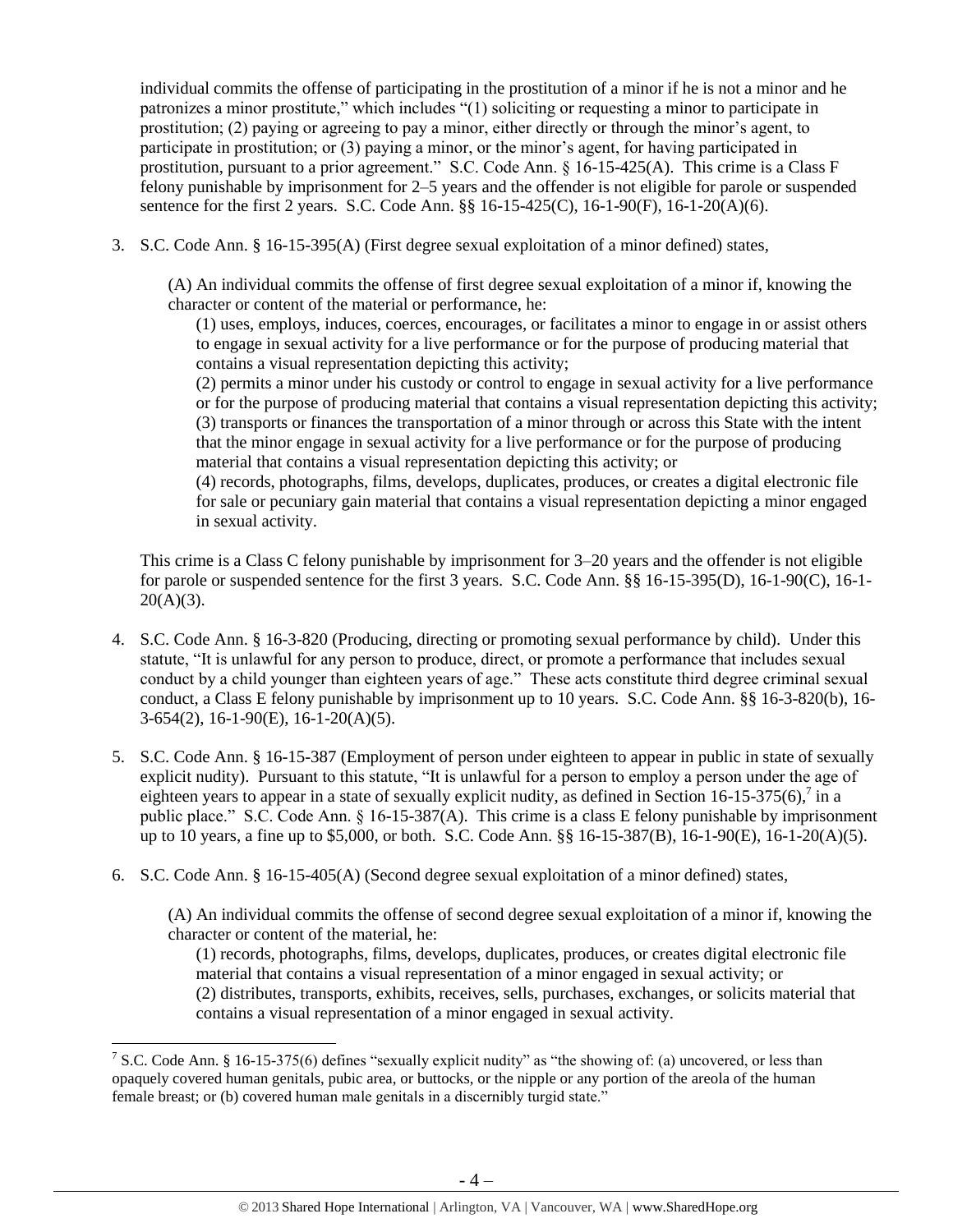individual commits the offense of participating in the prostitution of a minor if he is not a minor and he patronizes a minor prostitute," which includes "(1) soliciting or requesting a minor to participate in prostitution; (2) paying or agreeing to pay a minor, either directly or through the minor's agent, to participate in prostitution; or (3) paying a minor, or the minor's agent, for having participated in prostitution, pursuant to a prior agreement." S.C. Code Ann. § 16-15-425(A). This crime is a Class F felony punishable by imprisonment for 2–5 years and the offender is not eligible for parole or suspended sentence for the first 2 years. S.C. Code Ann. §§ 16-15-425(C), 16-1-90(F), 16-1-20(A)(6).

3. S.C. Code Ann. § 16-15-395(A) (First degree sexual exploitation of a minor defined) states,

   (A) An individual commits the offense of first degree sexual exploitation of a minor if, knowing the character or content of the material or performance, he:

   (1) uses, employs, induces, coerces, encourages, or facilitates a minor to engage in or assist others to engage in sexual activity for a live performance or for the purpose of producing material that contains a visual representation depicting this activity;

   (2) permits a minor under his custody or control to engage in sexual activity for a live performance or for the purpose of producing material that contains a visual representation depicting this activity;

   (3) transports or finances the transportation of a minor through or across this State with the intent that the minor engage in sexual activity for a live performance or for the purpose of producing material that contains a visual representation depicting this activity; or

   (4) records, photographs, films, develops, duplicates, produces, or creates a digital electronic file for sale or pecuniary gain material that contains a visual representation depicting a minor engaged in sexual activity.

   This crime is a Class C felony punishable by imprisonment for 3–20 years and the offender is not eligible for parole or suspended sentence for the first 3 years. S.C. Code Ann. §§ 16-15-395(D), 16-1-90(C), 16-1-20(A)(3).

4. S.C. Code Ann. § 16-3-820 (Producing, directing or promoting sexual performance by child). Under this statute, "It is unlawful for any person to produce, direct, or promote a performance that includes sexual conduct by a child younger than eighteen years of age." These acts constitute third degree criminal sexual conduct, a Class E felony punishable by imprisonment up to 10 years. S.C. Code Ann. §§ 16-3-820(b), 16-3-654(2), 16-1-90(E), 16-1-20(A)(5).

5. S.C. Code Ann. § 16-15-387 (Employment of person under eighteen to appear in public in state of sexually explicit nudity). Pursuant to this statute, "It is unlawful for a person to employ a person under the age of eighteen years to appear in a state of sexually explicit nudity, as defined in Section 16-15-375(6),[7] in a public place." S.C. Code Ann. § 16-15-387(A). This crime is a class E felony punishable by imprisonment up to 10 years, a fine up to $5,000, or both. S.C. Code Ann. §§ 16-15-387(B), 16-1-90(E), 16-1-20(A)(5).

6. S.C. Code Ann. § 16-15-405(A) (Second degree sexual exploitation of a minor defined) states,

   (A) An individual commits the offense of second degree sexual exploitation of a minor if, knowing the character or content of the material, he:

   (1) records, photographs, films, develops, duplicates, produces, or creates digital electronic file material that contains a visual representation of a minor engaged in sexual activity; or

   (2) distributes, transports, exhibits, receives, sells, purchases, exchanges, or solicits material that contains a visual representation of a minor engaged in sexual activity.

[7] S.C. Code Ann. § 16-15-375(6) defines "sexually explicit nudity" as "the showing of: (a) uncovered, or less than opaquely covered human genitals, pubic area, or buttocks, or the nipple or any portion of the areola of the human female breast; or (b) covered human male genitals in a discernibly turgid state."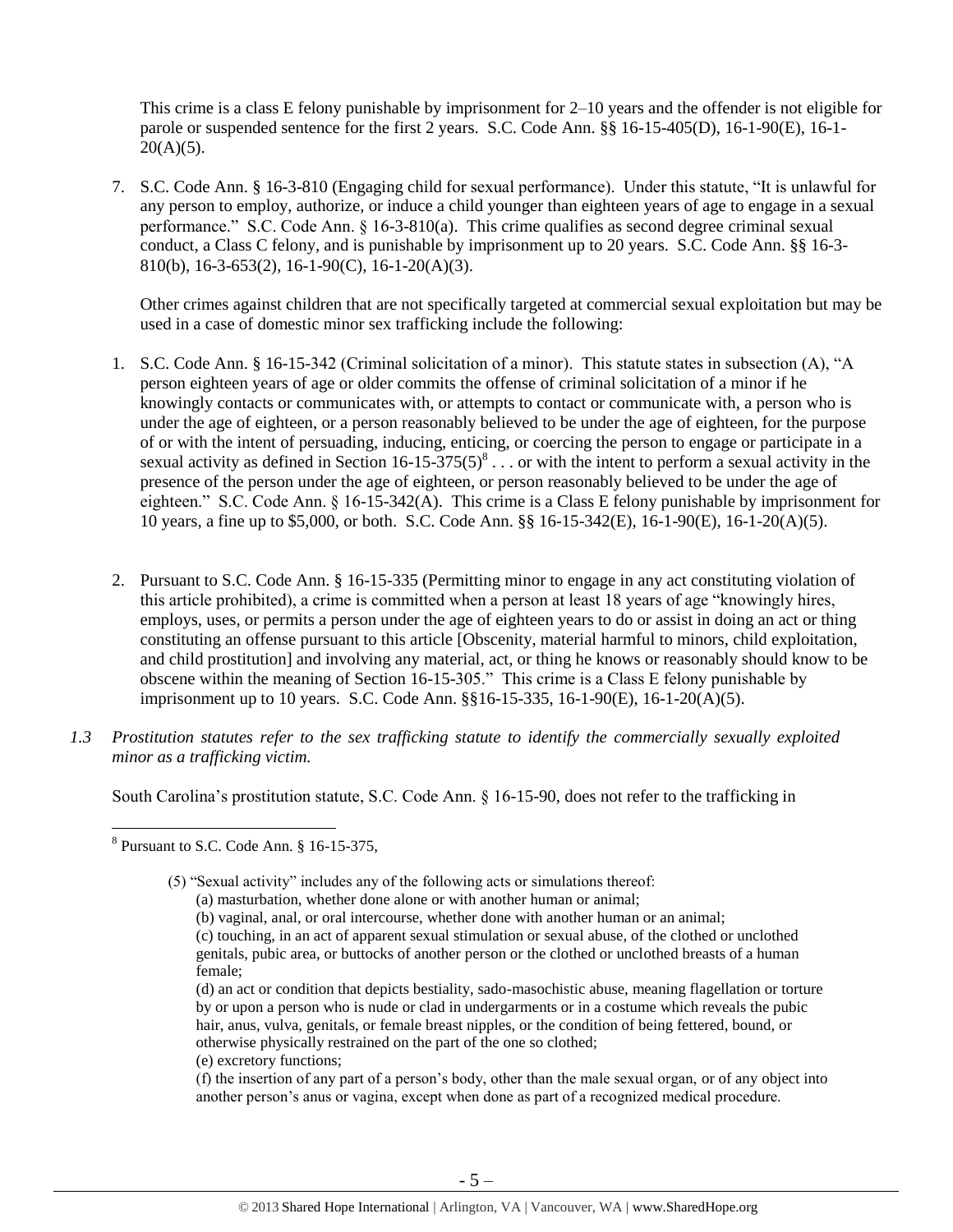This crime is a class E felony punishable by imprisonment for 2–10 years and the offender is not eligible for parole or suspended sentence for the first 2 years. S.C. Code Ann. §§ 16-15-405(D), 16-1-90(E), 16-1-20(A)(5).

7. S.C. Code Ann. § 16-3-810 (Engaging child for sexual performance). Under this statute, "It is unlawful for any person to employ, authorize, or induce a child younger than eighteen years of age to engage in a sexual performance." S.C. Code Ann. § 16-3-810(a). This crime qualifies as second degree criminal sexual conduct, a Class C felony, and is punishable by imprisonment up to 20 years. S.C. Code Ann. §§ 16-3-810(b), 16-3-653(2), 16-1-90(C), 16-1-20(A)(3).

Other crimes against children that are not specifically targeted at commercial sexual exploitation but may be used in a case of domestic minor sex trafficking include the following:

1. S.C. Code Ann. § 16-15-342 (Criminal solicitation of a minor). This statute states in subsection (A), "A person eighteen years of age or older commits the offense of criminal solicitation of a minor if he knowingly contacts or communicates with, or attempts to contact or communicate with, a person who is under the age of eighteen, or a person reasonably believed to be under the age of eighteen, for the purpose of or with the intent of persuading, inducing, enticing, or coercing the person to engage or participate in a sexual activity as defined in Section 16-15-375(5)[8] . . . or with the intent to perform a sexual activity in the presence of the person under the age of eighteen, or person reasonably believed to be under the age of eighteen." S.C. Code Ann. § 16-15-342(A). This crime is a Class E felony punishable by imprisonment for 10 years, a fine up to $5,000, or both. S.C. Code Ann. §§ 16-15-342(E), 16-1-90(E), 16-1-20(A)(5).

2. Pursuant to S.C. Code Ann. § 16-15-335 (Permitting minor to engage in any act constituting violation of this article prohibited), a crime is committed when a person at least 18 years of age "knowingly hires, employs, uses, or permits a person under the age of eighteen years to do or assist in doing an act or thing constituting an offense pursuant to this article [Obscenity, material harmful to minors, child exploitation, and child prostitution] and involving any material, act, or thing he knows or reasonably should know to be obscene within the meaning of Section 16-15-305." This crime is a Class E felony punishable by imprisonment up to 10 years. S.C. Code Ann. §§16-15-335, 16-1-90(E), 16-1-20(A)(5).

*1.3 Prostitution statutes refer to the sex trafficking statute to identify the commercially sexually exploited minor as a trafficking victim.*

South Carolina's prostitution statute, S.C. Code Ann. § 16-15-90, does not refer to the trafficking in

---

[8] Pursuant to S.C. Code Ann. § 16-15-375,

> (5) "Sexual activity" includes any of the following acts or simulations thereof:
> (a) masturbation, whether done alone or with another human or animal;
> (b) vaginal, anal, or oral intercourse, whether done with another human or an animal;
> (c) touching, in an act of apparent sexual stimulation or sexual abuse, of the clothed or unclothed genitals, pubic area, or buttocks of another person or the clothed or unclothed breasts of a human female;
> (d) an act or condition that depicts bestiality, sado-masochistic abuse, meaning flagellation or torture by or upon a person who is nude or clad in undergarments or in a costume which reveals the pubic hair, anus, vulva, genitals, or female breast nipples, or the condition of being fettered, bound, or otherwise physically restrained on the part of the one so clothed;
> (e) excretory functions;
> (f) the insertion of any part of a person's body, other than the male sexual organ, or of any object into another person's anus or vagina, except when done as part of a recognized medical procedure.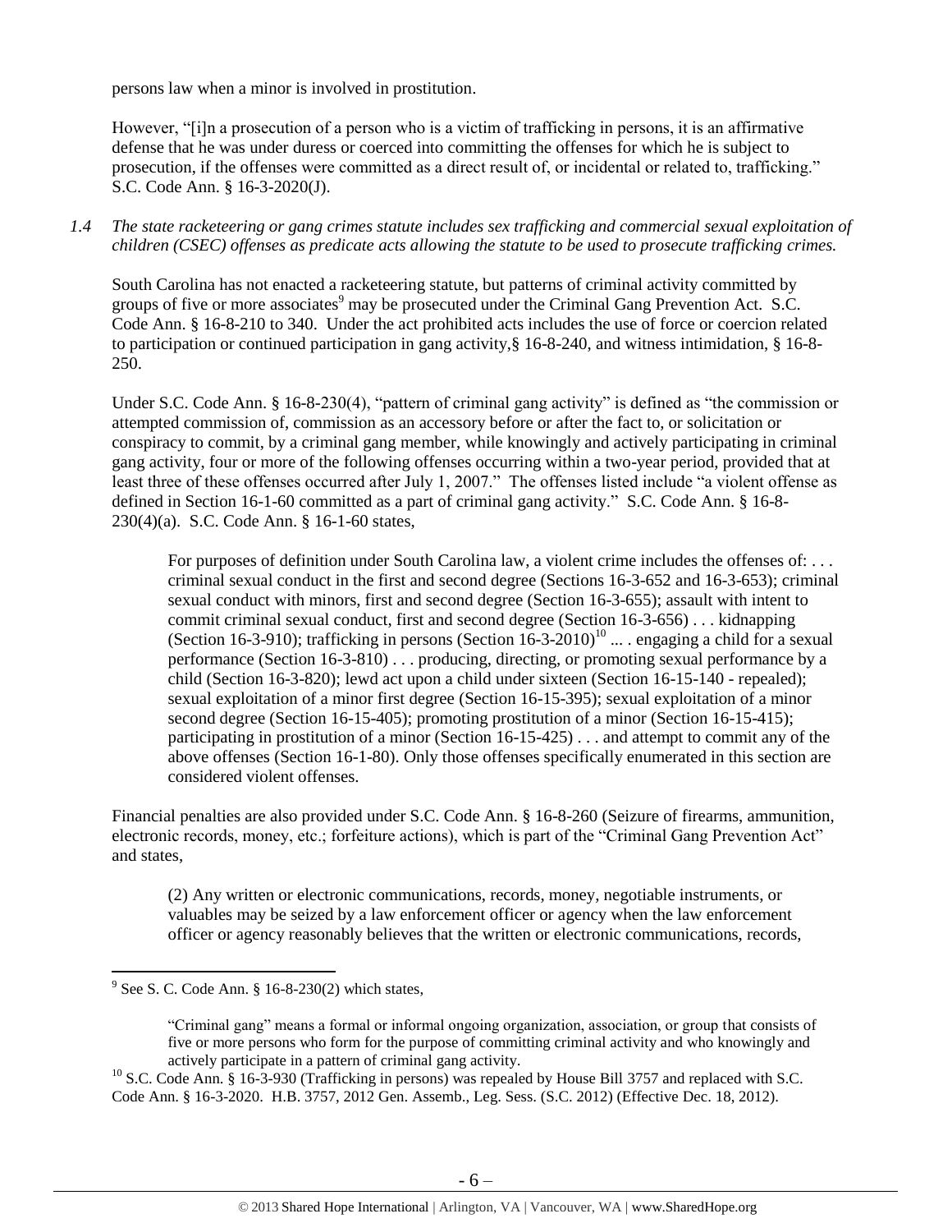persons law when a minor is involved in prostitution.

However, "[i]n a prosecution of a person who is a victim of trafficking in persons, it is an affirmative defense that he was under duress or coerced into committing the offenses for which he is subject to prosecution, if the offenses were committed as a direct result of, or incidental or related to, trafficking." S.C. Code Ann. § 16-3-2020(J).

*1.4 The state racketeering or gang crimes statute includes sex trafficking and commercial sexual exploitation of children (CSEC) offenses as predicate acts allowing the statute to be used to prosecute trafficking crimes.*

South Carolina has not enacted a racketeering statute, but patterns of criminal activity committed by groups of five or more associates[9] may be prosecuted under the Criminal Gang Prevention Act. S.C. Code Ann. § 16-8-210 to 340. Under the act prohibited acts includes the use of force or coercion related to participation or continued participation in gang activity,§ 16-8-240, and witness intimidation, § 16-8-250.

Under S.C. Code Ann. § 16-8-230(4), "pattern of criminal gang activity" is defined as "the commission or attempted commission of, commission as an accessory before or after the fact to, or solicitation or conspiracy to commit, by a criminal gang member, while knowingly and actively participating in criminal gang activity, four or more of the following offenses occurring within a two-year period, provided that at least three of these offenses occurred after July 1, 2007." The offenses listed include "a violent offense as defined in Section 16-1-60 committed as a part of criminal gang activity." S.C. Code Ann. § 16-8-230(4)(a). S.C. Code Ann. § 16-1-60 states,

> For purposes of definition under South Carolina law, a violent crime includes the offenses of: . . . criminal sexual conduct in the first and second degree (Sections 16-3-652 and 16-3-653); criminal sexual conduct with minors, first and second degree (Section 16-3-655); assault with intent to commit criminal sexual conduct, first and second degree (Section 16-3-656) . . . kidnapping (Section 16-3-910); trafficking in persons (Section 16-3-2010)[10] ... . engaging a child for a sexual performance (Section 16-3-810) . . . producing, directing, or promoting sexual performance by a child (Section 16-3-820); lewd act upon a child under sixteen (Section 16-15-140 - repealed); sexual exploitation of a minor first degree (Section 16-15-395); sexual exploitation of a minor second degree (Section 16-15-405); promoting prostitution of a minor (Section 16-15-415); participating in prostitution of a minor (Section 16-15-425) . . . and attempt to commit any of the above offenses (Section 16-1-80). Only those offenses specifically enumerated in this section are considered violent offenses.

Financial penalties are also provided under S.C. Code Ann. § 16-8-260 (Seizure of firearms, ammunition, electronic records, money, etc.; forfeiture actions), which is part of the "Criminal Gang Prevention Act" and states,

> (2) Any written or electronic communications, records, money, negotiable instruments, or valuables may be seized by a law enforcement officer or agency when the law enforcement officer or agency reasonably believes that the written or electronic communications, records,

---

[9] See S. C. Code Ann. § 16-8-230(2) which states,

> "Criminal gang" means a formal or informal ongoing organization, association, or group that consists of five or more persons who form for the purpose of committing criminal activity and who knowingly and actively participate in a pattern of criminal gang activity.

[10] S.C. Code Ann. § 16-3-930 (Trafficking in persons) was repealed by House Bill 3757 and replaced with S.C. Code Ann. § 16-3-2020. H.B. 3757, 2012 Gen. Assemb., Leg. Sess. (S.C. 2012) (Effective Dec. 18, 2012).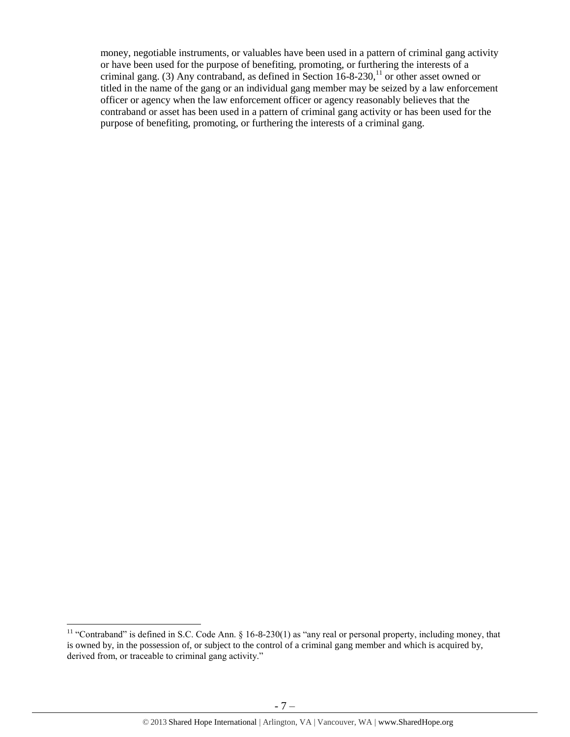money, negotiable instruments, or valuables have been used in a pattern of criminal gang activity or have been used for the purpose of benefiting, promoting, or furthering the interests of a criminal gang. (3) Any contraband, as defined in Section 16-8-230,[11] or other asset owned or titled in the name of the gang or an individual gang member may be seized by a law enforcement officer or agency when the law enforcement officer or agency reasonably believes that the contraband or asset has been used in a pattern of criminal gang activity or has been used for the purpose of benefiting, promoting, or furthering the interests of a criminal gang.

[11] "Contraband" is defined in S.C. Code Ann. § 16-8-230(1) as "any real or personal property, including money, that is owned by, in the possession of, or subject to the control of a criminal gang member and which is acquired by, derived from, or traceable to criminal gang activity."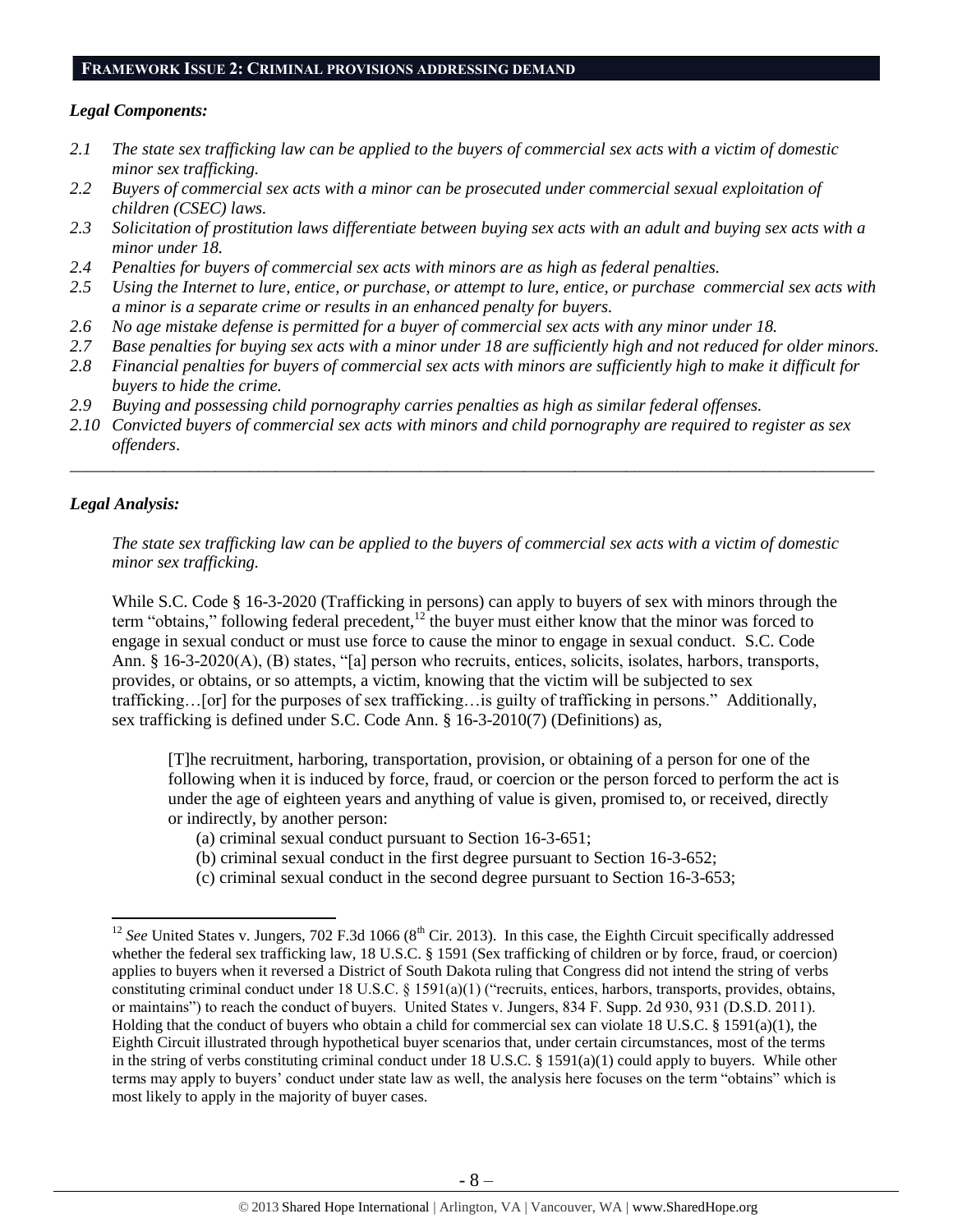## FRAMEWORK ISSUE 2: CRIMINAL PROVISIONS ADDRESSING DEMAND

### *Legal Components:*

*2.1 The state sex trafficking law can be applied to the buyers of commercial sex acts with a victim of domestic minor sex trafficking.*

*2.2 Buyers of commercial sex acts with a minor can be prosecuted under commercial sexual exploitation of children (CSEC) laws.*

*2.3 Solicitation of prostitution laws differentiate between buying sex acts with an adult and buying sex acts with a minor under 18.*

*2.4 Penalties for buyers of commercial sex acts with minors are as high as federal penalties.*

*2.5 Using the Internet to lure, entice, or purchase, or attempt to lure, entice, or purchase commercial sex acts with a minor is a separate crime or results in an enhanced penalty for buyers.*

*2.6 No age mistake defense is permitted for a buyer of commercial sex acts with any minor under 18.*

*2.7 Base penalties for buying sex acts with a minor under 18 are sufficiently high and not reduced for older minors.*

*2.8 Financial penalties for buyers of commercial sex acts with minors are sufficiently high to make it difficult for buyers to hide the crime.*

*2.9 Buying and possessing child pornography carries penalties as high as similar federal offenses.*

*2.10 Convicted buyers of commercial sex acts with minors and child pornography are required to register as sex offenders.*

---

### *Legal Analysis:*

*The state sex trafficking law can be applied to the buyers of commercial sex acts with a victim of domestic minor sex trafficking.*

While S.C. Code § 16-3-2020 (Trafficking in persons) can apply to buyers of sex with minors through the term "obtains," following federal precedent,[12] the buyer must either know that the minor was forced to engage in sexual conduct or must use force to cause the minor to engage in sexual conduct. S.C. Code Ann. § 16-3-2020(A), (B) states, "[a] person who recruits, entices, solicits, isolates, harbors, transports, provides, or obtains, or so attempts, a victim, knowing that the victim will be subjected to sex trafficking…[or] for the purposes of sex trafficking…is guilty of trafficking in persons." Additionally, sex trafficking is defined under S.C. Code Ann. § 16-3-2010(7) (Definitions) as,

> [T]he recruitment, harboring, transportation, provision, or obtaining of a person for one of the following when it is induced by force, fraud, or coercion or the person forced to perform the act is under the age of eighteen years and anything of value is given, promised to, or received, directly or indirectly, by another person:
>
> (a) criminal sexual conduct pursuant to Section 16-3-651;
> (b) criminal sexual conduct in the first degree pursuant to Section 16-3-652;
> (c) criminal sexual conduct in the second degree pursuant to Section 16-3-653;

---

[12] *See* United States v. Jungers, 702 F.3d 1066 (8th Cir. 2013). In this case, the Eighth Circuit specifically addressed whether the federal sex trafficking law, 18 U.S.C. § 1591 (Sex trafficking of children or by force, fraud, or coercion) applies to buyers when it reversed a District of South Dakota ruling that Congress did not intend the string of verbs constituting criminal conduct under 18 U.S.C. § 1591(a)(1) ("recruits, entices, harbors, transports, provides, obtains, or maintains") to reach the conduct of buyers. United States v. Jungers, 834 F. Supp. 2d 930, 931 (D.S.D. 2011). Holding that the conduct of buyers who obtain a child for commercial sex can violate 18 U.S.C. § 1591(a)(1), the Eighth Circuit illustrated through hypothetical buyer scenarios that, under certain circumstances, most of the terms in the string of verbs constituting criminal conduct under 18 U.S.C. § 1591(a)(1) could apply to buyers. While other terms may apply to buyers' conduct under state law as well, the analysis here focuses on the term "obtains" which is most likely to apply in the majority of buyer cases.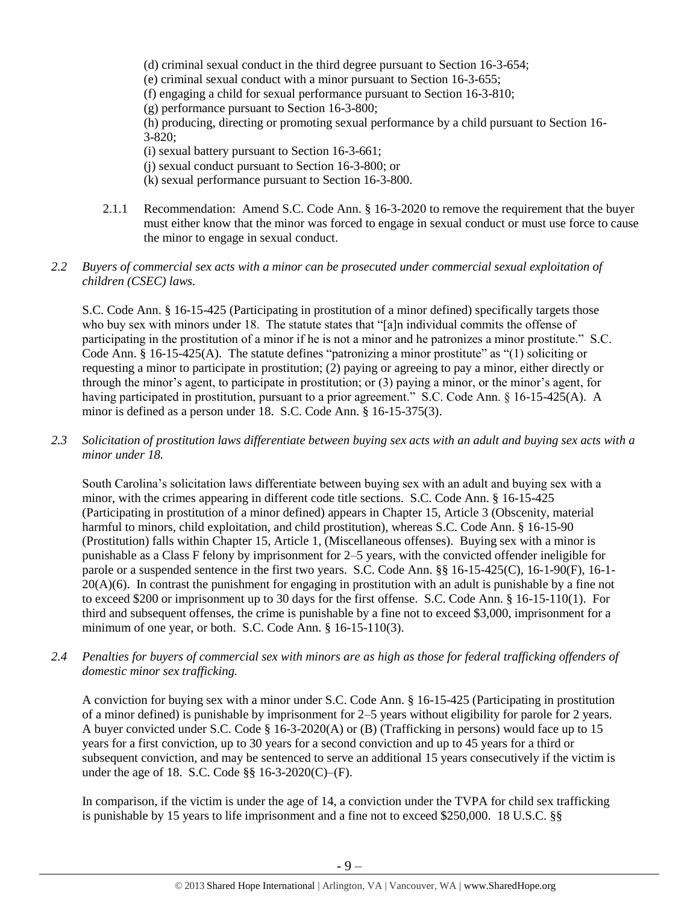(d) criminal sexual conduct in the third degree pursuant to Section 16-3-654;
(e) criminal sexual conduct with a minor pursuant to Section 16-3-655;
(f) engaging a child for sexual performance pursuant to Section 16-3-810;
(g) performance pursuant to Section 16-3-800;
(h) producing, directing or promoting sexual performance by a child pursuant to Section 16-3-820;
(i) sexual battery pursuant to Section 16-3-661;
(j) sexual conduct pursuant to Section 16-3-800; or
(k) sexual performance pursuant to Section 16-3-800.

2.1.1 Recommendation: Amend S.C. Code Ann. § 16-3-2020 to remove the requirement that the buyer must either know that the minor was forced to engage in sexual conduct or must use force to cause the minor to engage in sexual conduct.

*2.2 Buyers of commercial sex acts with a minor can be prosecuted under commercial sexual exploitation of children (CSEC) laws.*

S.C. Code Ann. § 16-15-425 (Participating in prostitution of a minor defined) specifically targets those who buy sex with minors under 18. The statute states that "[a]n individual commits the offense of participating in the prostitution of a minor if he is not a minor and he patronizes a minor prostitute." S.C. Code Ann. § 16-15-425(A). The statute defines "patronizing a minor prostitute" as "(1) soliciting or requesting a minor to participate in prostitution; (2) paying or agreeing to pay a minor, either directly or through the minor's agent, to participate in prostitution; or (3) paying a minor, or the minor's agent, for having participated in prostitution, pursuant to a prior agreement." S.C. Code Ann. § 16-15-425(A). A minor is defined as a person under 18. S.C. Code Ann. § 16-15-375(3).

*2.3 Solicitation of prostitution laws differentiate between buying sex acts with an adult and buying sex acts with a minor under 18.*

South Carolina's solicitation laws differentiate between buying sex with an adult and buying sex with a minor, with the crimes appearing in different code title sections. S.C. Code Ann. § 16-15-425 (Participating in prostitution of a minor defined) appears in Chapter 15, Article 3 (Obscenity, material harmful to minors, child exploitation, and child prostitution), whereas S.C. Code Ann. § 16-15-90 (Prostitution) falls within Chapter 15, Article 1, (Miscellaneous offenses). Buying sex with a minor is punishable as a Class F felony by imprisonment for 2–5 years, with the convicted offender ineligible for parole or a suspended sentence in the first two years. S.C. Code Ann. §§ 16-15-425(C), 16-1-90(F), 16-1-20(A)(6). In contrast the punishment for engaging in prostitution with an adult is punishable by a fine not to exceed $200 or imprisonment up to 30 days for the first offense. S.C. Code Ann. § 16-15-110(1). For third and subsequent offenses, the crime is punishable by a fine not to exceed $3,000, imprisonment for a minimum of one year, or both. S.C. Code Ann. § 16-15-110(3).

*2.4 Penalties for buyers of commercial sex with minors are as high as those for federal trafficking offenders of domestic minor sex trafficking.*

A conviction for buying sex with a minor under S.C. Code Ann. § 16-15-425 (Participating in prostitution of a minor defined) is punishable by imprisonment for 2–5 years without eligibility for parole for 2 years. A buyer convicted under S.C. Code § 16-3-2020(A) or (B) (Trafficking in persons) would face up to 15 years for a first conviction, up to 30 years for a second conviction and up to 45 years for a third or subsequent conviction, and may be sentenced to serve an additional 15 years consecutively if the victim is under the age of 18. S.C. Code §§ 16-3-2020(C)–(F).

In comparison, if the victim is under the age of 14, a conviction under the TVPA for child sex trafficking is punishable by 15 years to life imprisonment and a fine not to exceed $250,000. 18 U.S.C. §§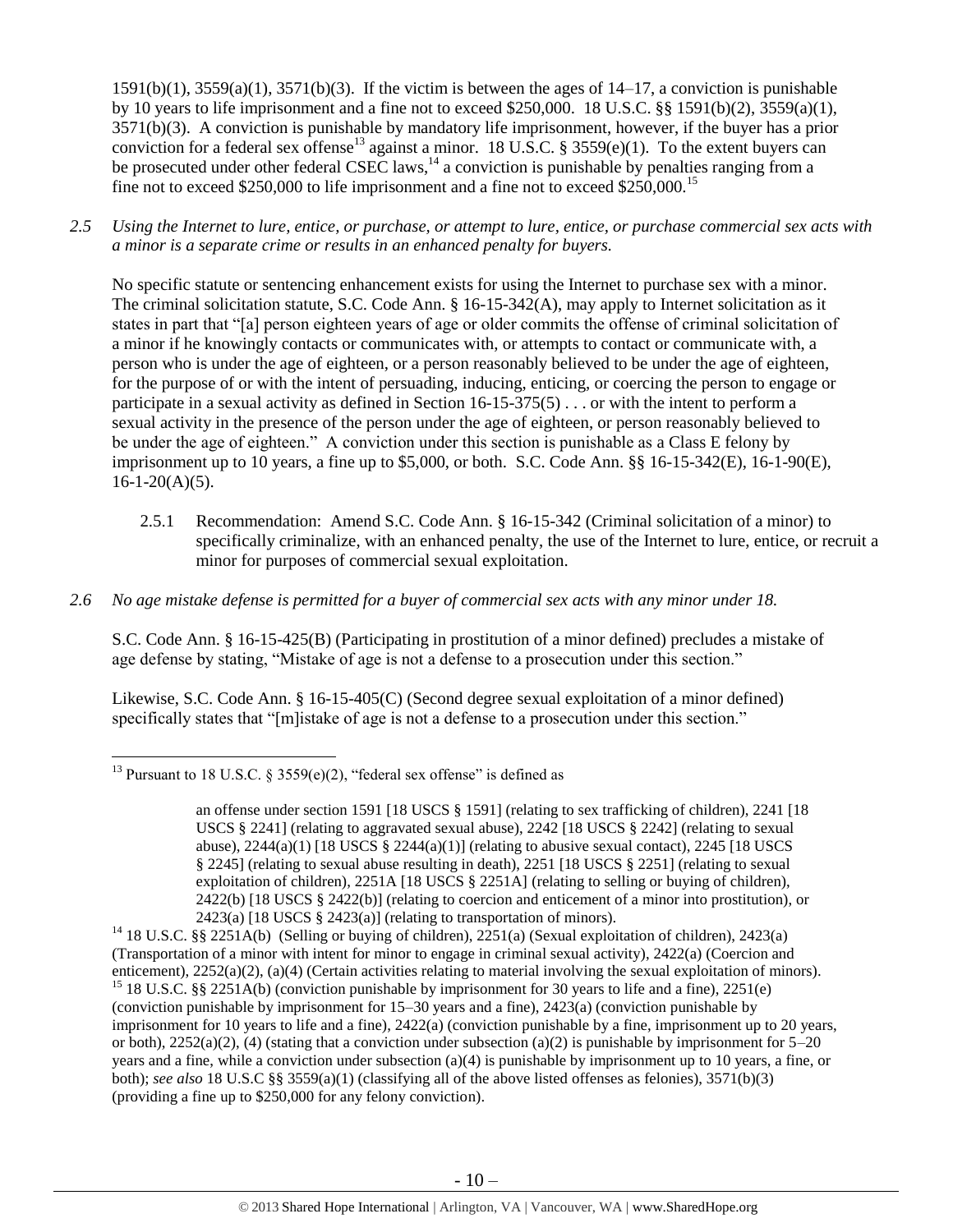1591(b)(1), 3559(a)(1), 3571(b)(3). If the victim is between the ages of 14–17, a conviction is punishable by 10 years to life imprisonment and a fine not to exceed $250,000. 18 U.S.C. §§ 1591(b)(2), 3559(a)(1), 3571(b)(3). A conviction is punishable by mandatory life imprisonment, however, if the buyer has a prior conviction for a federal sex offense[13] against a minor. 18 U.S.C. § 3559(e)(1). To the extent buyers can be prosecuted under other federal CSEC laws,[14] a conviction is punishable by penalties ranging from a fine not to exceed $250,000 to life imprisonment and a fine not to exceed $250,000.[15]

*2.5 Using the Internet to lure, entice, or purchase, or attempt to lure, entice, or purchase commercial sex acts with a minor is a separate crime or results in an enhanced penalty for buyers.*

No specific statute or sentencing enhancement exists for using the Internet to purchase sex with a minor. The criminal solicitation statute, S.C. Code Ann. § 16-15-342(A), may apply to Internet solicitation as it states in part that "[a] person eighteen years of age or older commits the offense of criminal solicitation of a minor if he knowingly contacts or communicates with, or attempts to contact or communicate with, a person who is under the age of eighteen, or a person reasonably believed to be under the age of eighteen, for the purpose of or with the intent of persuading, inducing, enticing, or coercing the person to engage or participate in a sexual activity as defined in Section 16-15-375(5) . . . or with the intent to perform a sexual activity in the presence of the person under the age of eighteen, or person reasonably believed to be under the age of eighteen." A conviction under this section is punishable as a Class E felony by imprisonment up to 10 years, a fine up to $5,000, or both. S.C. Code Ann. §§ 16-15-342(E), 16-1-90(E), 16-1-20(A)(5).

2.5.1 Recommendation: Amend S.C. Code Ann. § 16-15-342 (Criminal solicitation of a minor) to specifically criminalize, with an enhanced penalty, the use of the Internet to lure, entice, or recruit a minor for purposes of commercial sexual exploitation.

*2.6 No age mistake defense is permitted for a buyer of commercial sex acts with any minor under 18.*

S.C. Code Ann. § 16-15-425(B) (Participating in prostitution of a minor defined) precludes a mistake of age defense by stating, "Mistake of age is not a defense to a prosecution under this section."

Likewise, S.C. Code Ann. § 16-15-405(C) (Second degree sexual exploitation of a minor defined) specifically states that "[m]istake of age is not a defense to a prosecution under this section."

---

[13] Pursuant to 18 U.S.C. § 3559(e)(2), "federal sex offense" is defined as

> an offense under section 1591 [18 USCS § 1591] (relating to sex trafficking of children), 2241 [18 USCS § 2241] (relating to aggravated sexual abuse), 2242 [18 USCS § 2242] (relating to sexual abuse), 2244(a)(1) [18 USCS § 2244(a)(1)] (relating to abusive sexual contact), 2245 [18 USCS § 2245] (relating to sexual abuse resulting in death), 2251 [18 USCS § 2251] (relating to sexual exploitation of children), 2251A [18 USCS § 2251A] (relating to selling or buying of children), 2422(b) [18 USCS § 2422(b)] (relating to coercion and enticement of a minor into prostitution), or 2423(a) [18 USCS § 2423(a)] (relating to transportation of minors).

[14] 18 U.S.C. §§ 2251A(b) (Selling or buying of children), 2251(a) (Sexual exploitation of children), 2423(a) (Transportation of a minor with intent for minor to engage in criminal sexual activity), 2422(a) (Coercion and enticement), 2252(a)(2), (a)(4) (Certain activities relating to material involving the sexual exploitation of minors).

[15] 18 U.S.C. §§ 2251A(b) (conviction punishable by imprisonment for 30 years to life and a fine), 2251(e) (conviction punishable by imprisonment for 15–30 years and a fine), 2423(a) (conviction punishable by imprisonment for 10 years to life and a fine), 2422(a) (conviction punishable by a fine, imprisonment up to 20 years, or both), 2252(a)(2), (4) (stating that a conviction under subsection (a)(2) is punishable by imprisonment for 5–20 years and a fine, while a conviction under subsection (a)(4) is punishable by imprisonment up to 10 years, a fine, or both); *see also* 18 U.S.C §§ 3559(a)(1) (classifying all of the above listed offenses as felonies), 3571(b)(3) (providing a fine up to $250,000 for any felony conviction).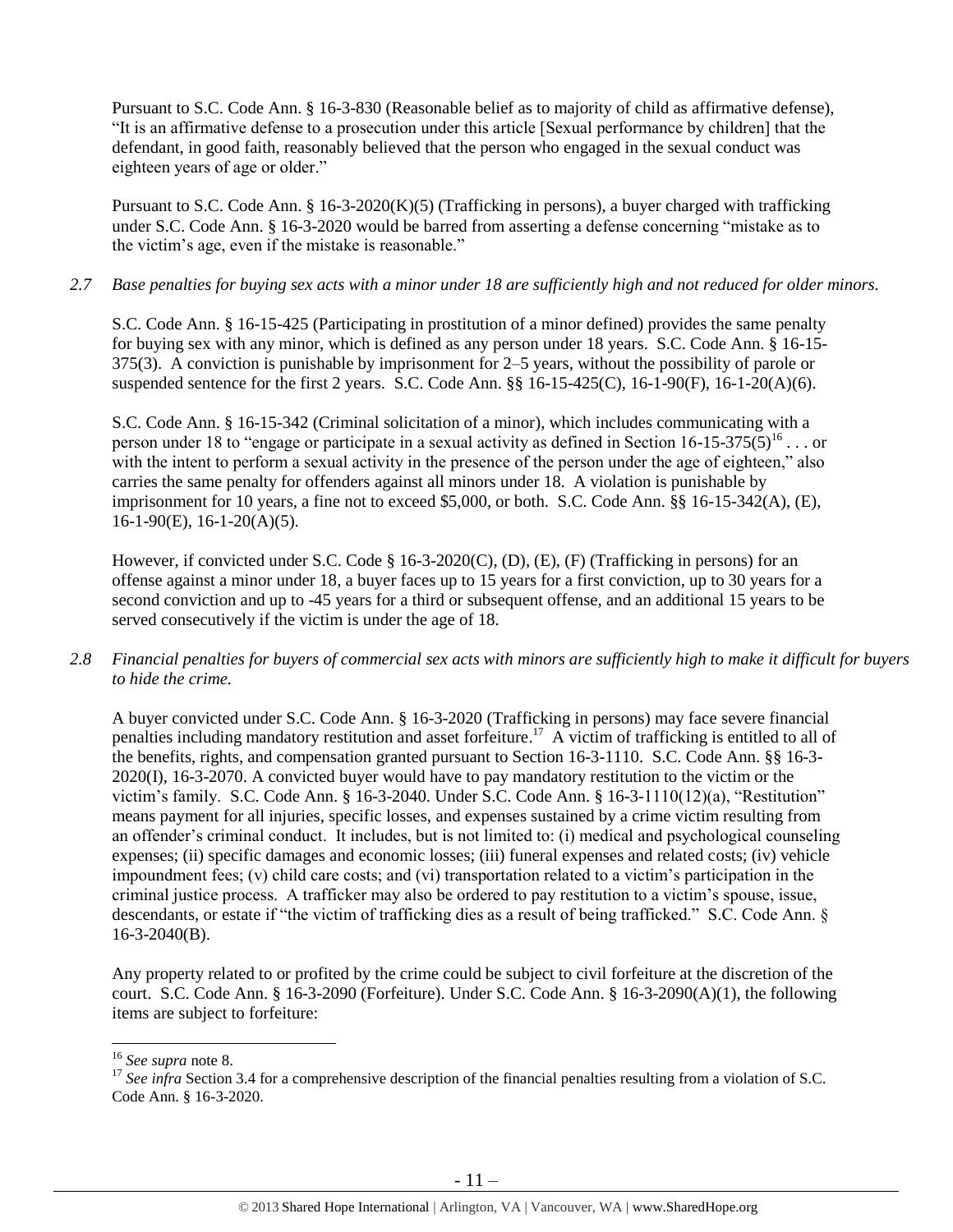Pursuant to S.C. Code Ann. § 16-3-830 (Reasonable belief as to majority of child as affirmative defense), "It is an affirmative defense to a prosecution under this article [Sexual performance by children] that the defendant, in good faith, reasonably believed that the person who engaged in the sexual conduct was eighteen years of age or older."

Pursuant to S.C. Code Ann. § 16-3-2020(K)(5) (Trafficking in persons), a buyer charged with trafficking under S.C. Code Ann. § 16-3-2020 would be barred from asserting a defense concerning "mistake as to the victim's age, even if the mistake is reasonable."

*2.7 Base penalties for buying sex acts with a minor under 18 are sufficiently high and not reduced for older minors.*

S.C. Code Ann. § 16-15-425 (Participating in prostitution of a minor defined) provides the same penalty for buying sex with any minor, which is defined as any person under 18 years. S.C. Code Ann. § 16-15-375(3). A conviction is punishable by imprisonment for 2–5 years, without the possibility of parole or suspended sentence for the first 2 years. S.C. Code Ann. §§ 16-15-425(C), 16-1-90(F), 16-1-20(A)(6).

S.C. Code Ann. § 16-15-342 (Criminal solicitation of a minor), which includes communicating with a person under 18 to "engage or participate in a sexual activity as defined in Section 16-15-375(5)[16] . . . or with the intent to perform a sexual activity in the presence of the person under the age of eighteen," also carries the same penalty for offenders against all minors under 18. A violation is punishable by imprisonment for 10 years, a fine not to exceed $5,000, or both. S.C. Code Ann. §§ 16-15-342(A), (E), 16-1-90(E), 16-1-20(A)(5).

However, if convicted under S.C. Code § 16-3-2020(C), (D), (E), (F) (Trafficking in persons) for an offense against a minor under 18, a buyer faces up to 15 years for a first conviction, up to 30 years for a second conviction and up to -45 years for a third or subsequent offense, and an additional 15 years to be served consecutively if the victim is under the age of 18.

*2.8 Financial penalties for buyers of commercial sex acts with minors are sufficiently high to make it difficult for buyers to hide the crime.*

A buyer convicted under S.C. Code Ann. § 16-3-2020 (Trafficking in persons) may face severe financial penalties including mandatory restitution and asset forfeiture.[17] A victim of trafficking is entitled to all of the benefits, rights, and compensation granted pursuant to Section 16-3-1110. S.C. Code Ann. §§ 16-3-2020(I), 16-3-2070. A convicted buyer would have to pay mandatory restitution to the victim or the victim's family. S.C. Code Ann. § 16-3-2040. Under S.C. Code Ann. § 16-3-1110(12)(a), "Restitution" means payment for all injuries, specific losses, and expenses sustained by a crime victim resulting from an offender's criminal conduct. It includes, but is not limited to: (i) medical and psychological counseling expenses; (ii) specific damages and economic losses; (iii) funeral expenses and related costs; (iv) vehicle impoundment fees; (v) child care costs; and (vi) transportation related to a victim's participation in the criminal justice process. A trafficker may also be ordered to pay restitution to a victim's spouse, issue, descendants, or estate if "the victim of trafficking dies as a result of being trafficked." S.C. Code Ann. § 16-3-2040(B).

Any property related to or profited by the crime could be subject to civil forfeiture at the discretion of the court. S.C. Code Ann. § 16-3-2090 (Forfeiture). Under S.C. Code Ann. § 16-3-2090(A)(1), the following items are subject to forfeiture:

---

[16] *See supra* note 8.

[17] *See infra* Section 3.4 for a comprehensive description of the financial penalties resulting from a violation of S.C. Code Ann. § 16-3-2020.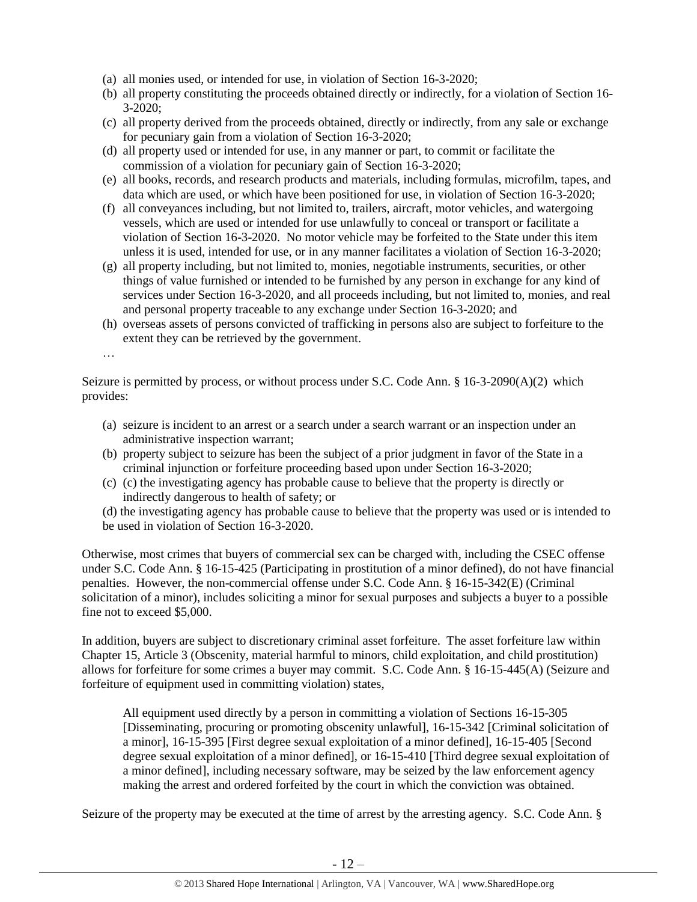(a) all monies used, or intended for use, in violation of Section 16-3-2020;
(b) all property constituting the proceeds obtained directly or indirectly, for a violation of Section 16-3-2020;
(c) all property derived from the proceeds obtained, directly or indirectly, from any sale or exchange for pecuniary gain from a violation of Section 16-3-2020;
(d) all property used or intended for use, in any manner or part, to commit or facilitate the commission of a violation for pecuniary gain of Section 16-3-2020;
(e) all books, records, and research products and materials, including formulas, microfilm, tapes, and data which are used, or which have been positioned for use, in violation of Section 16-3-2020;
(f) all conveyances including, but not limited to, trailers, aircraft, motor vehicles, and watergoing vessels, which are used or intended for use unlawfully to conceal or transport or facilitate a violation of Section 16-3-2020. No motor vehicle may be forfeited to the State under this item unless it is used, intended for use, or in any manner facilitates a violation of Section 16-3-2020;
(g) all property including, but not limited to, monies, negotiable instruments, securities, or other things of value furnished or intended to be furnished by any person in exchange for any kind of services under Section 16-3-2020, and all proceeds including, but not limited to, monies, and real and personal property traceable to any exchange under Section 16-3-2020; and
(h) overseas assets of persons convicted of trafficking in persons also are subject to forfeiture to the extent they can be retrieved by the government.

…

Seizure is permitted by process, or without process under S.C. Code Ann. § 16-3-2090(A)(2) which provides:

(a) seizure is incident to an arrest or a search under a search warrant or an inspection under an administrative inspection warrant;
(b) property subject to seizure has been the subject of a prior judgment in favor of the State in a criminal injunction or forfeiture proceeding based upon under Section 16-3-2020;
(c) (c) the investigating agency has probable cause to believe that the property is directly or indirectly dangerous to health of safety; or

(d) the investigating agency has probable cause to believe that the property was used or is intended to be used in violation of Section 16-3-2020.

Otherwise, most crimes that buyers of commercial sex can be charged with, including the CSEC offense under S.C. Code Ann. § 16-15-425 (Participating in prostitution of a minor defined), do not have financial penalties. However, the non-commercial offense under S.C. Code Ann. § 16-15-342(E) (Criminal solicitation of a minor), includes soliciting a minor for sexual purposes and subjects a buyer to a possible fine not to exceed $5,000.

In addition, buyers are subject to discretionary criminal asset forfeiture. The asset forfeiture law within Chapter 15, Article 3 (Obscenity, material harmful to minors, child exploitation, and child prostitution) allows for forfeiture for some crimes a buyer may commit. S.C. Code Ann. § 16-15-445(A) (Seizure and forfeiture of equipment used in committing violation) states,

> All equipment used directly by a person in committing a violation of Sections 16-15-305 [Disseminating, procuring or promoting obscenity unlawful], 16-15-342 [Criminal solicitation of a minor], 16-15-395 [First degree sexual exploitation of a minor defined], 16-15-405 [Second degree sexual exploitation of a minor defined], or 16-15-410 [Third degree sexual exploitation of a minor defined], including necessary software, may be seized by the law enforcement agency making the arrest and ordered forfeited by the court in which the conviction was obtained.

Seizure of the property may be executed at the time of arrest by the arresting agency. S.C. Code Ann. §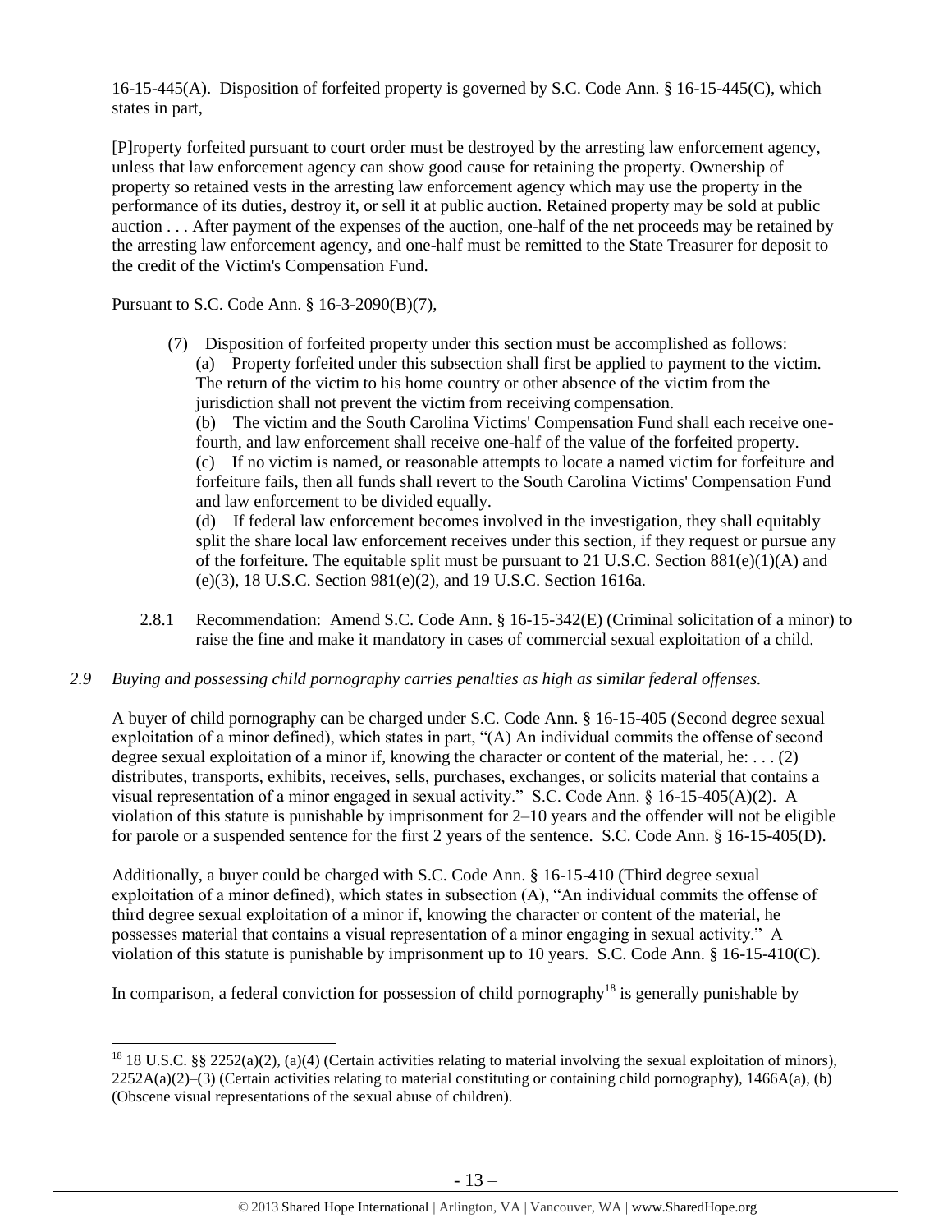16-15-445(A). Disposition of forfeited property is governed by S.C. Code Ann. § 16-15-445(C), which states in part,

[P]roperty forfeited pursuant to court order must be destroyed by the arresting law enforcement agency, unless that law enforcement agency can show good cause for retaining the property. Ownership of property so retained vests in the arresting law enforcement agency which may use the property in the performance of its duties, destroy it, or sell it at public auction. Retained property may be sold at public auction . . . After payment of the expenses of the auction, one-half of the net proceeds may be retained by the arresting law enforcement agency, and one-half must be remitted to the State Treasurer for deposit to the credit of the Victim's Compensation Fund.

Pursuant to S.C. Code Ann. § 16-3-2090(B)(7),

> (7) Disposition of forfeited property under this section must be accomplished as follows:
>
> (a) Property forfeited under this subsection shall first be applied to payment to the victim. The return of the victim to his home country or other absence of the victim from the jurisdiction shall not prevent the victim from receiving compensation.
>
> (b) The victim and the South Carolina Victims' Compensation Fund shall each receive one-fourth, and law enforcement shall receive one-half of the value of the forfeited property.
>
> (c) If no victim is named, or reasonable attempts to locate a named victim for forfeiture and forfeiture fails, then all funds shall revert to the South Carolina Victims' Compensation Fund and law enforcement to be divided equally.
>
> (d) If federal law enforcement becomes involved in the investigation, they shall equitably split the share local law enforcement receives under this section, if they request or pursue any of the forfeiture. The equitable split must be pursuant to 21 U.S.C. Section 881(e)(1)(A) and (e)(3), 18 U.S.C. Section 981(e)(2), and 19 U.S.C. Section 1616a.

2.8.1 Recommendation: Amend S.C. Code Ann. § 16-15-342(E) (Criminal solicitation of a minor) to raise the fine and make it mandatory in cases of commercial sexual exploitation of a child.

*2.9 Buying and possessing child pornography carries penalties as high as similar federal offenses.*

A buyer of child pornography can be charged under S.C. Code Ann. § 16-15-405 (Second degree sexual exploitation of a minor defined), which states in part, "(A) An individual commits the offense of second degree sexual exploitation of a minor if, knowing the character or content of the material, he: . . . (2) distributes, transports, exhibits, receives, sells, purchases, exchanges, or solicits material that contains a visual representation of a minor engaged in sexual activity." S.C. Code Ann. § 16-15-405(A)(2). A violation of this statute is punishable by imprisonment for 2–10 years and the offender will not be eligible for parole or a suspended sentence for the first 2 years of the sentence. S.C. Code Ann. § 16-15-405(D).

Additionally, a buyer could be charged with S.C. Code Ann. § 16-15-410 (Third degree sexual exploitation of a minor defined), which states in subsection (A), "An individual commits the offense of third degree sexual exploitation of a minor if, knowing the character or content of the material, he possesses material that contains a visual representation of a minor engaging in sexual activity." A violation of this statute is punishable by imprisonment up to 10 years. S.C. Code Ann. § 16-15-410(C).

In comparison, a federal conviction for possession of child pornography[18] is generally punishable by

---

[18] 18 U.S.C. §§ 2252(a)(2), (a)(4) (Certain activities relating to material involving the sexual exploitation of minors), 2252A(a)(2)–(3) (Certain activities relating to material constituting or containing child pornography), 1466A(a), (b) (Obscene visual representations of the sexual abuse of children).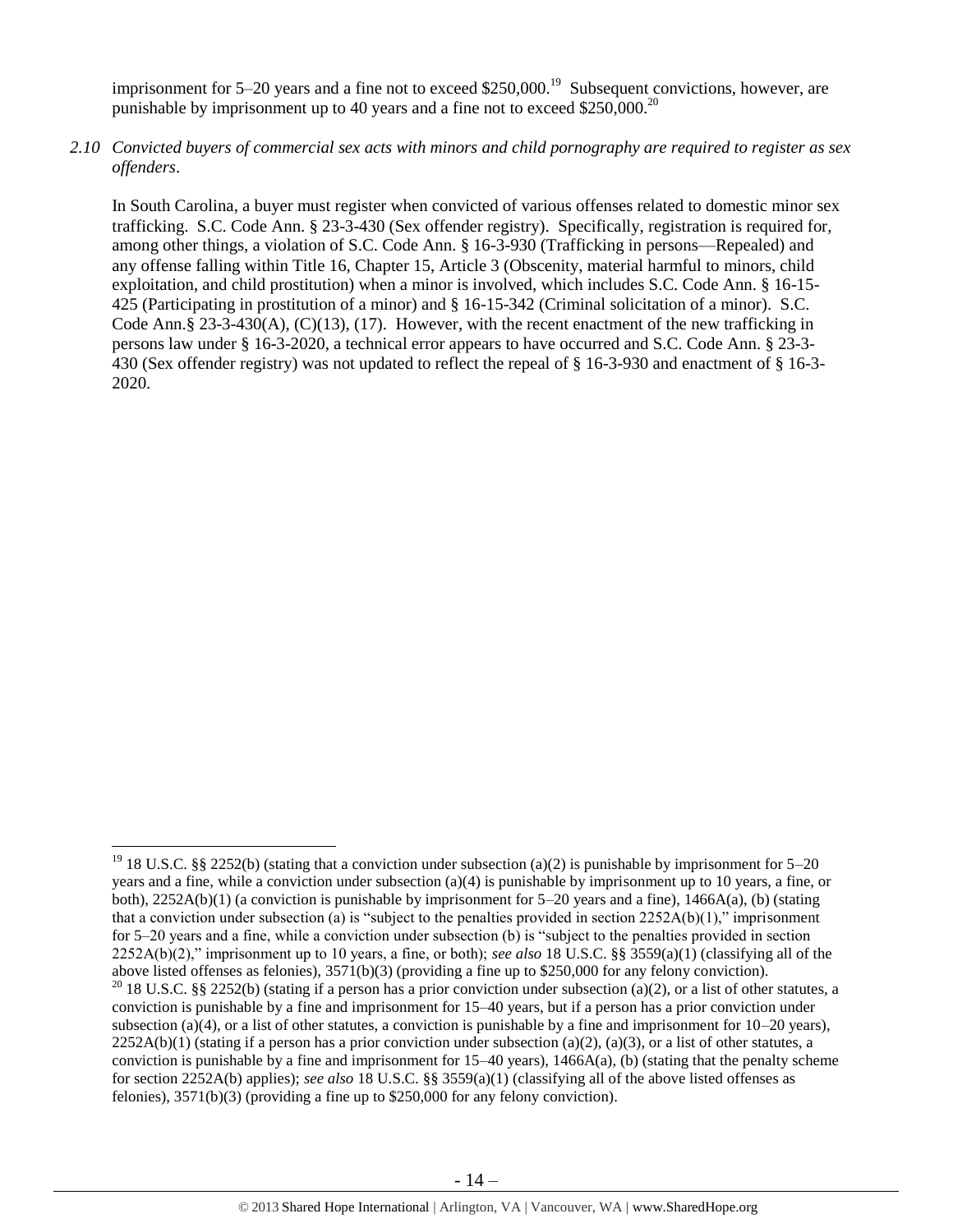imprisonment for 5–20 years and a fine not to exceed $250,000.[19] Subsequent convictions, however, are punishable by imprisonment up to 40 years and a fine not to exceed $250,000.[20]

*2.10 Convicted buyers of commercial sex acts with minors and child pornography are required to register as sex offenders*.

In South Carolina, a buyer must register when convicted of various offenses related to domestic minor sex trafficking. S.C. Code Ann. § 23-3-430 (Sex offender registry). Specifically, registration is required for, among other things, a violation of S.C. Code Ann. § 16-3-930 (Trafficking in persons—Repealed) and any offense falling within Title 16, Chapter 15, Article 3 (Obscenity, material harmful to minors, child exploitation, and child prostitution) when a minor is involved, which includes S.C. Code Ann. § 16-15-425 (Participating in prostitution of a minor) and § 16-15-342 (Criminal solicitation of a minor). S.C. Code Ann.§ 23-3-430(A), (C)(13), (17). However, with the recent enactment of the new trafficking in persons law under § 16-3-2020, a technical error appears to have occurred and S.C. Code Ann. § 23-3-430 (Sex offender registry) was not updated to reflect the repeal of § 16-3-930 and enactment of § 16-3-2020.

---

[19] 18 U.S.C. §§ 2252(b) (stating that a conviction under subsection (a)(2) is punishable by imprisonment for 5–20 years and a fine, while a conviction under subsection (a)(4) is punishable by imprisonment up to 10 years, a fine, or both), 2252A(b)(1) (a conviction is punishable by imprisonment for 5–20 years and a fine), 1466A(a), (b) (stating that a conviction under subsection (a) is "subject to the penalties provided in section 2252A(b)(1)," imprisonment for 5–20 years and a fine, while a conviction under subsection (b) is "subject to the penalties provided in section 2252A(b)(2)," imprisonment up to 10 years, a fine, or both); *see also* 18 U.S.C. §§ 3559(a)(1) (classifying all of the above listed offenses as felonies), 3571(b)(3) (providing a fine up to $250,000 for any felony conviction).

[20] 18 U.S.C. §§ 2252(b) (stating if a person has a prior conviction under subsection (a)(2), or a list of other statutes, a conviction is punishable by a fine and imprisonment for 15–40 years, but if a person has a prior conviction under subsection (a)(4), or a list of other statutes, a conviction is punishable by a fine and imprisonment for 10–20 years), 2252A(b)(1) (stating if a person has a prior conviction under subsection (a)(2), (a)(3), or a list of other statutes, a conviction is punishable by a fine and imprisonment for 15–40 years), 1466A(a), (b) (stating that the penalty scheme for section 2252A(b) applies); *see also* 18 U.S.C. §§ 3559(a)(1) (classifying all of the above listed offenses as felonies), 3571(b)(3) (providing a fine up to $250,000 for any felony conviction).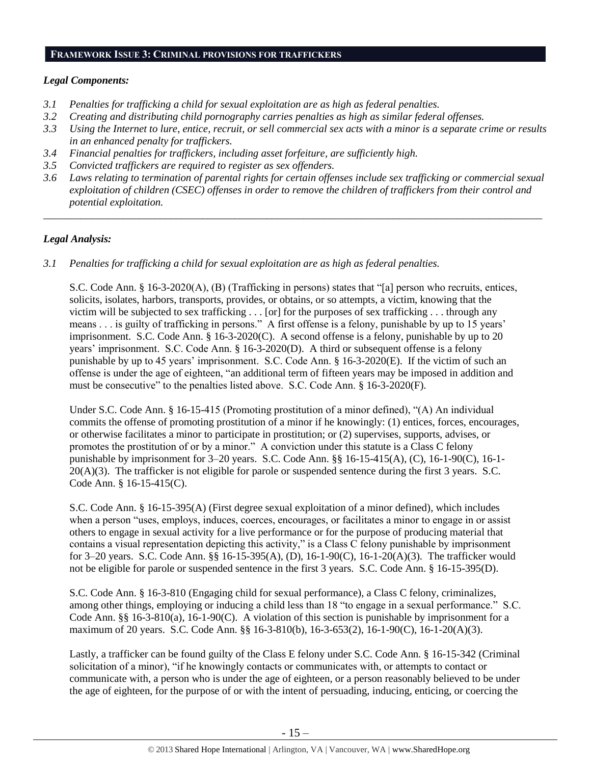## FRAMEWORK ISSUE 3: CRIMINAL PROVISIONS FOR TRAFFICKERS

### *Legal Components:*

*3.1 Penalties for trafficking a child for sexual exploitation are as high as federal penalties.*

*3.2 Creating and distributing child pornography carries penalties as high as similar federal offenses.*

*3.3 Using the Internet to lure, entice, recruit, or sell commercial sex acts with a minor is a separate crime or results in an enhanced penalty for traffickers.*

*3.4 Financial penalties for traffickers, including asset forfeiture, are sufficiently high.*

*3.5 Convicted traffickers are required to register as sex offenders.*

*3.6 Laws relating to termination of parental rights for certain offenses include sex trafficking or commercial sexual exploitation of children (CSEC) offenses in order to remove the children of traffickers from their control and potential exploitation.*

---

### *Legal Analysis:*

*3.1 Penalties for trafficking a child for sexual exploitation are as high as federal penalties.*

S.C. Code Ann. § 16-3-2020(A), (B) (Trafficking in persons) states that "[a] person who recruits, entices, solicits, isolates, harbors, transports, provides, or obtains, or so attempts, a victim, knowing that the victim will be subjected to sex trafficking . . . [or] for the purposes of sex trafficking . . . through any means . . . is guilty of trafficking in persons." A first offense is a felony, punishable by up to 15 years' imprisonment. S.C. Code Ann. § 16-3-2020(C). A second offense is a felony, punishable by up to 20 years' imprisonment. S.C. Code Ann. § 16-3-2020(D). A third or subsequent offense is a felony punishable by up to 45 years' imprisonment. S.C. Code Ann. § 16-3-2020(E). If the victim of such an offense is under the age of eighteen, "an additional term of fifteen years may be imposed in addition and must be consecutive" to the penalties listed above. S.C. Code Ann. § 16-3-2020(F).

Under S.C. Code Ann. § 16-15-415 (Promoting prostitution of a minor defined), "(A) An individual commits the offense of promoting prostitution of a minor if he knowingly: (1) entices, forces, encourages, or otherwise facilitates a minor to participate in prostitution; or (2) supervises, supports, advises, or promotes the prostitution of or by a minor." A conviction under this statute is a Class C felony punishable by imprisonment for 3–20 years. S.C. Code Ann. §§ 16-15-415(A), (C), 16-1-90(C), 16-1-20(A)(3). The trafficker is not eligible for parole or suspended sentence during the first 3 years. S.C. Code Ann. § 16-15-415(C).

S.C. Code Ann. § 16-15-395(A) (First degree sexual exploitation of a minor defined), which includes when a person "uses, employs, induces, coerces, encourages, or facilitates a minor to engage in or assist others to engage in sexual activity for a live performance or for the purpose of producing material that contains a visual representation depicting this activity," is a Class C felony punishable by imprisonment for 3–20 years. S.C. Code Ann. §§ 16-15-395(A), (D), 16-1-90(C), 16-1-20(A)(3). The trafficker would not be eligible for parole or suspended sentence in the first 3 years. S.C. Code Ann. § 16-15-395(D).

S.C. Code Ann. § 16-3-810 (Engaging child for sexual performance), a Class C felony, criminalizes, among other things, employing or inducing a child less than 18 "to engage in a sexual performance." S.C. Code Ann. §§ 16-3-810(a), 16-1-90(C). A violation of this section is punishable by imprisonment for a maximum of 20 years. S.C. Code Ann. §§ 16-3-810(b), 16-3-653(2), 16-1-90(C), 16-1-20(A)(3).

Lastly, a trafficker can be found guilty of the Class E felony under S.C. Code Ann. § 16-15-342 (Criminal solicitation of a minor), "if he knowingly contacts or communicates with, or attempts to contact or communicate with, a person who is under the age of eighteen, or a person reasonably believed to be under the age of eighteen, for the purpose of or with the intent of persuading, inducing, enticing, or coercing the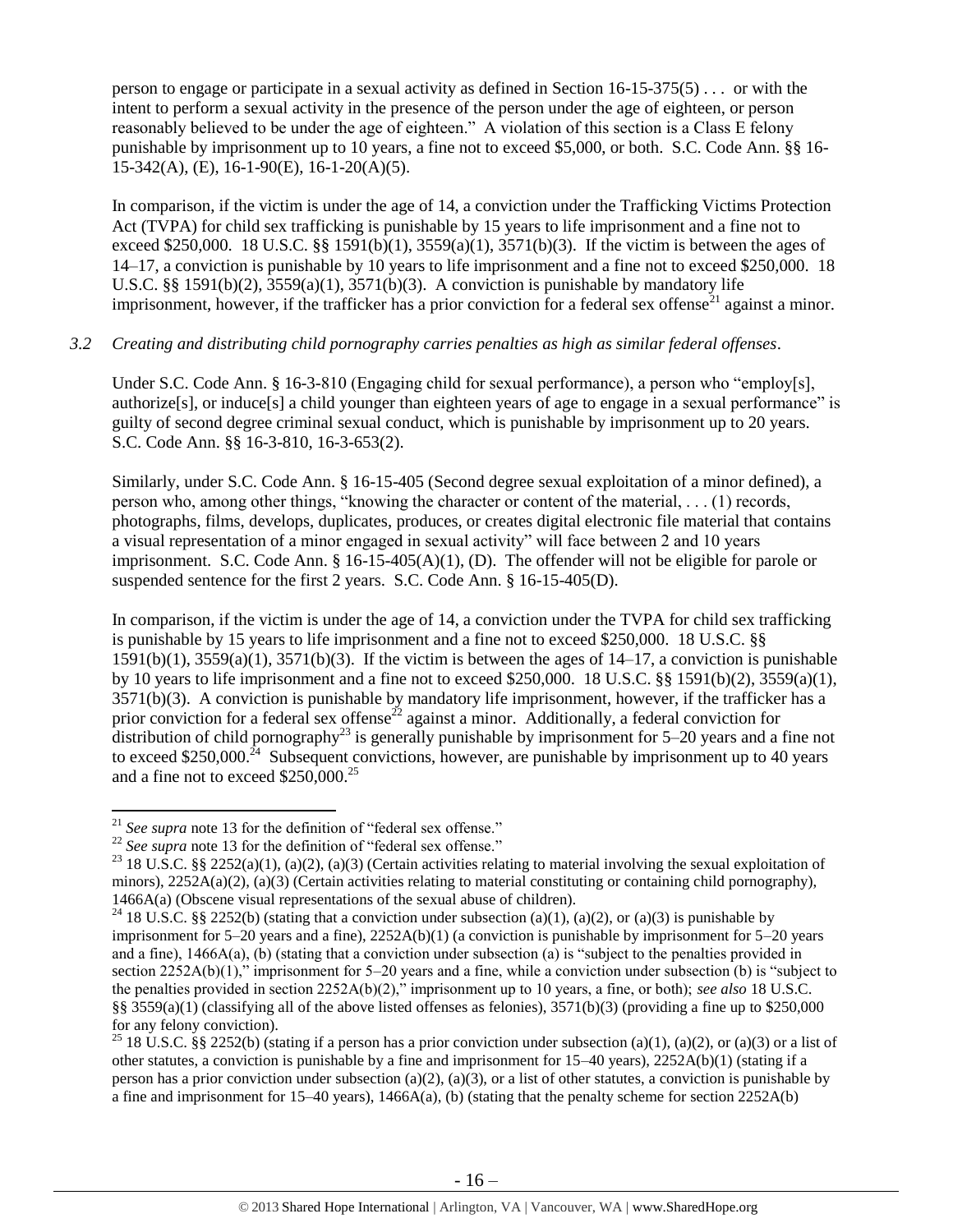person to engage or participate in a sexual activity as defined in Section 16-15-375(5) . . . or with the intent to perform a sexual activity in the presence of the person under the age of eighteen, or person reasonably believed to be under the age of eighteen." A violation of this section is a Class E felony punishable by imprisonment up to 10 years, a fine not to exceed $5,000, or both. S.C. Code Ann. §§ 16-15-342(A), (E), 16-1-90(E), 16-1-20(A)(5).

In comparison, if the victim is under the age of 14, a conviction under the Trafficking Victims Protection Act (TVPA) for child sex trafficking is punishable by 15 years to life imprisonment and a fine not to exceed $250,000. 18 U.S.C. §§ 1591(b)(1), 3559(a)(1), 3571(b)(3). If the victim is between the ages of 14–17, a conviction is punishable by 10 years to life imprisonment and a fine not to exceed $250,000. 18 U.S.C. §§ 1591(b)(2), 3559(a)(1), 3571(b)(3). A conviction is punishable by mandatory life imprisonment, however, if the trafficker has a prior conviction for a federal sex offense[21] against a minor.

*3.2 Creating and distributing child pornography carries penalties as high as similar federal offenses.*

Under S.C. Code Ann. § 16-3-810 (Engaging child for sexual performance), a person who "employ[s], authorize[s], or induce[s] a child younger than eighteen years of age to engage in a sexual performance" is guilty of second degree criminal sexual conduct, which is punishable by imprisonment up to 20 years. S.C. Code Ann. §§ 16-3-810, 16-3-653(2).

Similarly, under S.C. Code Ann. § 16-15-405 (Second degree sexual exploitation of a minor defined), a person who, among other things, "knowing the character or content of the material, . . . (1) records, photographs, films, develops, duplicates, produces, or creates digital electronic file material that contains a visual representation of a minor engaged in sexual activity" will face between 2 and 10 years imprisonment. S.C. Code Ann. § 16-15-405(A)(1), (D). The offender will not be eligible for parole or suspended sentence for the first 2 years. S.C. Code Ann. § 16-15-405(D).

In comparison, if the victim is under the age of 14, a conviction under the TVPA for child sex trafficking is punishable by 15 years to life imprisonment and a fine not to exceed $250,000. 18 U.S.C. §§ 1591(b)(1), 3559(a)(1), 3571(b)(3). If the victim is between the ages of 14–17, a conviction is punishable by 10 years to life imprisonment and a fine not to exceed $250,000. 18 U.S.C. §§ 1591(b)(2), 3559(a)(1), 3571(b)(3). A conviction is punishable by mandatory life imprisonment, however, if the trafficker has a prior conviction for a federal sex offense[22] against a minor. Additionally, a federal conviction for distribution of child pornography[23] is generally punishable by imprisonment for 5–20 years and a fine not to exceed $250,000.[24] Subsequent convictions, however, are punishable by imprisonment up to 40 years and a fine not to exceed $250,000.[25]

---

[21] *See supra* note 13 for the definition of "federal sex offense."

[22] *See supra* note 13 for the definition of "federal sex offense."

[23] 18 U.S.C. §§ 2252(a)(1), (a)(2), (a)(3) (Certain activities relating to material involving the sexual exploitation of minors), 2252A(a)(2), (a)(3) (Certain activities relating to material constituting or containing child pornography), 1466A(a) (Obscene visual representations of the sexual abuse of children).

[24] 18 U.S.C. §§ 2252(b) (stating that a conviction under subsection (a)(1), (a)(2), or (a)(3) is punishable by imprisonment for 5–20 years and a fine), 2252A(b)(1) (a conviction is punishable by imprisonment for 5–20 years and a fine), 1466A(a), (b) (stating that a conviction under subsection (a) is "subject to the penalties provided in section 2252A(b)(1)," imprisonment for 5–20 years and a fine, while a conviction under subsection (b) is "subject to the penalties provided in section 2252A(b)(2)," imprisonment up to 10 years, a fine, or both); *see also* 18 U.S.C. §§ 3559(a)(1) (classifying all of the above listed offenses as felonies), 3571(b)(3) (providing a fine up to $250,000 for any felony conviction).

[25] 18 U.S.C. §§ 2252(b) (stating if a person has a prior conviction under subsection (a)(1), (a)(2), or (a)(3) or a list of other statutes, a conviction is punishable by a fine and imprisonment for 15–40 years), 2252A(b)(1) (stating if a person has a prior conviction under subsection (a)(2), (a)(3), or a list of other statutes, a conviction is punishable by a fine and imprisonment for 15–40 years), 1466A(a), (b) (stating that the penalty scheme for section 2252A(b)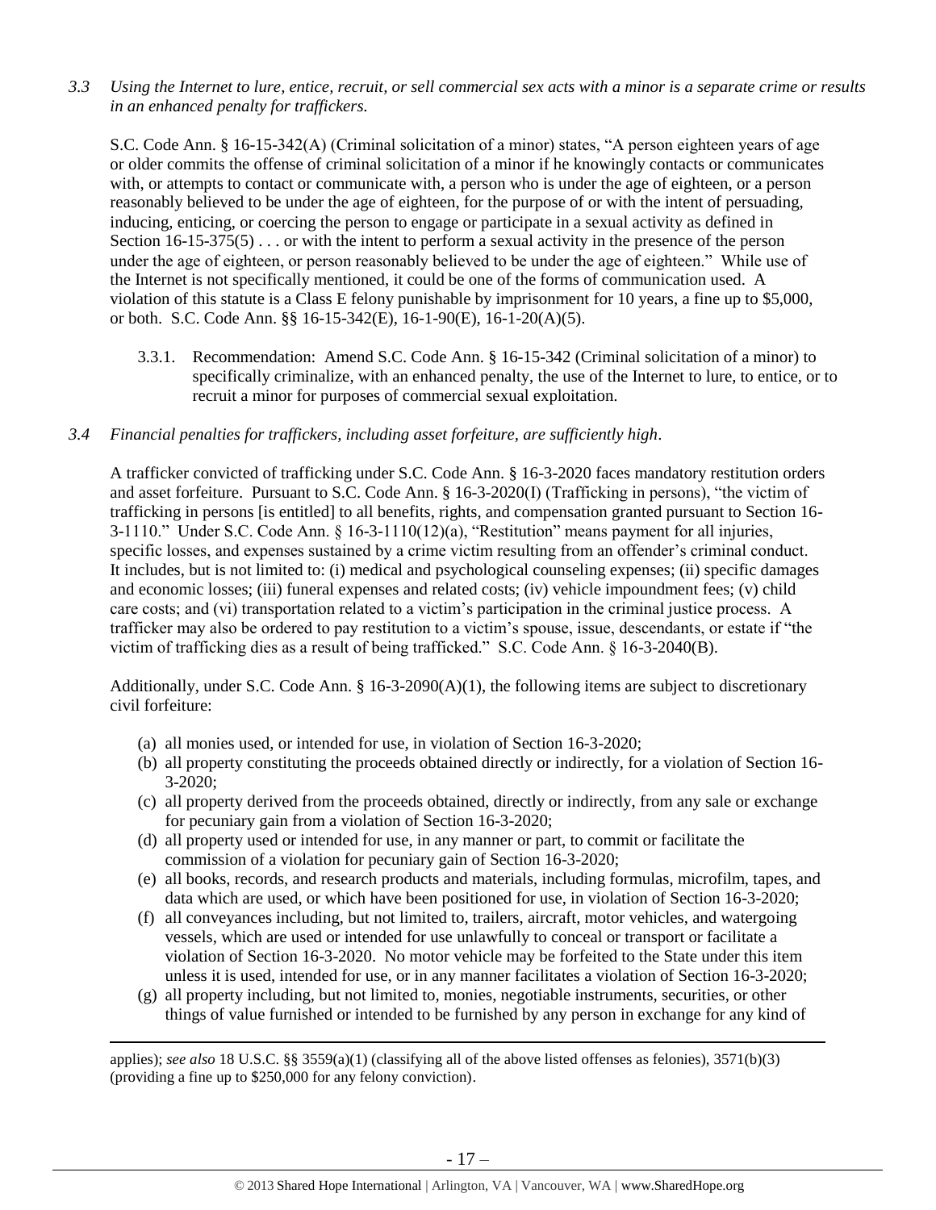*3.3 Using the Internet to lure, entice, recruit, or sell commercial sex acts with a minor is a separate crime or results in an enhanced penalty for traffickers.*

S.C. Code Ann. § 16-15-342(A) (Criminal solicitation of a minor) states, "A person eighteen years of age or older commits the offense of criminal solicitation of a minor if he knowingly contacts or communicates with, or attempts to contact or communicate with, a person who is under the age of eighteen, or a person reasonably believed to be under the age of eighteen, for the purpose of or with the intent of persuading, inducing, enticing, or coercing the person to engage or participate in a sexual activity as defined in Section 16-15-375(5) . . . or with the intent to perform a sexual activity in the presence of the person under the age of eighteen, or person reasonably believed to be under the age of eighteen." While use of the Internet is not specifically mentioned, it could be one of the forms of communication used. A violation of this statute is a Class E felony punishable by imprisonment for 10 years, a fine up to $5,000, or both. S.C. Code Ann. §§ 16-15-342(E), 16-1-90(E), 16-1-20(A)(5).

3.3.1. Recommendation: Amend S.C. Code Ann. § 16-15-342 (Criminal solicitation of a minor) to specifically criminalize, with an enhanced penalty, the use of the Internet to lure, to entice, or to recruit a minor for purposes of commercial sexual exploitation.

*3.4 Financial penalties for traffickers, including asset forfeiture, are sufficiently high.*

A trafficker convicted of trafficking under S.C. Code Ann. § 16-3-2020 faces mandatory restitution orders and asset forfeiture. Pursuant to S.C. Code Ann. § 16-3-2020(I) (Trafficking in persons), "the victim of trafficking in persons [is entitled] to all benefits, rights, and compensation granted pursuant to Section 16-3-1110." Under S.C. Code Ann. § 16-3-1110(12)(a), "Restitution" means payment for all injuries, specific losses, and expenses sustained by a crime victim resulting from an offender's criminal conduct. It includes, but is not limited to: (i) medical and psychological counseling expenses; (ii) specific damages and economic losses; (iii) funeral expenses and related costs; (iv) vehicle impoundment fees; (v) child care costs; and (vi) transportation related to a victim's participation in the criminal justice process. A trafficker may also be ordered to pay restitution to a victim's spouse, issue, descendants, or estate if "the victim of trafficking dies as a result of being trafficked." S.C. Code Ann. § 16-3-2040(B).

Additionally, under S.C. Code Ann. § 16-3-2090(A)(1), the following items are subject to discretionary civil forfeiture:

(a) all monies used, or intended for use, in violation of Section 16-3-2020;
(b) all property constituting the proceeds obtained directly or indirectly, for a violation of Section 16-3-2020;
(c) all property derived from the proceeds obtained, directly or indirectly, from any sale or exchange for pecuniary gain from a violation of Section 16-3-2020;
(d) all property used or intended for use, in any manner or part, to commit or facilitate the commission of a violation for pecuniary gain of Section 16-3-2020;
(e) all books, records, and research products and materials, including formulas, microfilm, tapes, and data which are used, or which have been positioned for use, in violation of Section 16-3-2020;
(f) all conveyances including, but not limited to, trailers, aircraft, motor vehicles, and watergoing vessels, which are used or intended for use unlawfully to conceal or transport or facilitate a violation of Section 16-3-2020. No motor vehicle may be forfeited to the State under this item unless it is used, intended for use, or in any manner facilitates a violation of Section 16-3-2020;
(g) all property including, but not limited to, monies, negotiable instruments, securities, or other things of value furnished or intended to be furnished by any person in exchange for any kind of

applies); *see also* 18 U.S.C. §§ 3559(a)(1) (classifying all of the above listed offenses as felonies), 3571(b)(3) (providing a fine up to $250,000 for any felony conviction).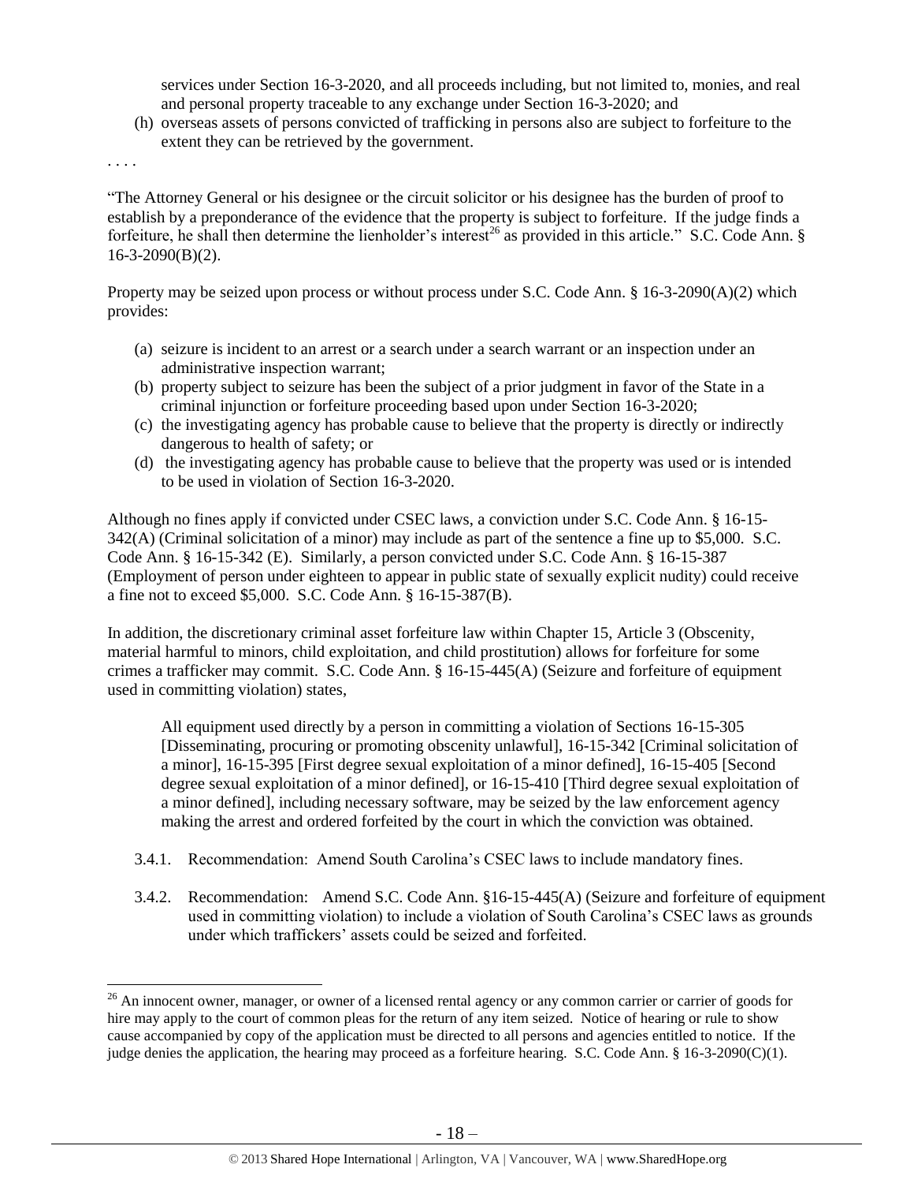services under Section 16-3-2020, and all proceeds including, but not limited to, monies, and real and personal property traceable to any exchange under Section 16-3-2020; and

(h) overseas assets of persons convicted of trafficking in persons also are subject to forfeiture to the extent they can be retrieved by the government.

. . . .

"The Attorney General or his designee or the circuit solicitor or his designee has the burden of proof to establish by a preponderance of the evidence that the property is subject to forfeiture. If the judge finds a forfeiture, he shall then determine the lienholder's interest[26] as provided in this article." S.C. Code Ann. § 16-3-2090(B)(2).

Property may be seized upon process or without process under S.C. Code Ann. § 16-3-2090(A)(2) which provides:

(a) seizure is incident to an arrest or a search under a search warrant or an inspection under an administrative inspection warrant;
(b) property subject to seizure has been the subject of a prior judgment in favor of the State in a criminal injunction or forfeiture proceeding based upon under Section 16-3-2020;
(c) the investigating agency has probable cause to believe that the property is directly or indirectly dangerous to health of safety; or
(d) the investigating agency has probable cause to believe that the property was used or is intended to be used in violation of Section 16-3-2020.

Although no fines apply if convicted under CSEC laws, a conviction under S.C. Code Ann. § 16-15-342(A) (Criminal solicitation of a minor) may include as part of the sentence a fine up to $5,000. S.C. Code Ann. § 16-15-342 (E). Similarly, a person convicted under S.C. Code Ann. § 16-15-387 (Employment of person under eighteen to appear in public state of sexually explicit nudity) could receive a fine not to exceed $5,000. S.C. Code Ann. § 16-15-387(B).

In addition, the discretionary criminal asset forfeiture law within Chapter 15, Article 3 (Obscenity, material harmful to minors, child exploitation, and child prostitution) allows for forfeiture for some crimes a trafficker may commit. S.C. Code Ann. § 16-15-445(A) (Seizure and forfeiture of equipment used in committing violation) states,

> All equipment used directly by a person in committing a violation of Sections 16-15-305 [Disseminating, procuring or promoting obscenity unlawful], 16-15-342 [Criminal solicitation of a minor], 16-15-395 [First degree sexual exploitation of a minor defined], 16-15-405 [Second degree sexual exploitation of a minor defined], or 16-15-410 [Third degree sexual exploitation of a minor defined], including necessary software, may be seized by the law enforcement agency making the arrest and ordered forfeited by the court in which the conviction was obtained.

3.4.1. Recommendation: Amend South Carolina's CSEC laws to include mandatory fines.

3.4.2. Recommendation: Amend S.C. Code Ann. §16-15-445(A) (Seizure and forfeiture of equipment used in committing violation) to include a violation of South Carolina's CSEC laws as grounds under which traffickers' assets could be seized and forfeited.

---

[26] An innocent owner, manager, or owner of a licensed rental agency or any common carrier or carrier of goods for hire may apply to the court of common pleas for the return of any item seized. Notice of hearing or rule to show cause accompanied by copy of the application must be directed to all persons and agencies entitled to notice. If the judge denies the application, the hearing may proceed as a forfeiture hearing. S.C. Code Ann. § 16-3-2090(C)(1).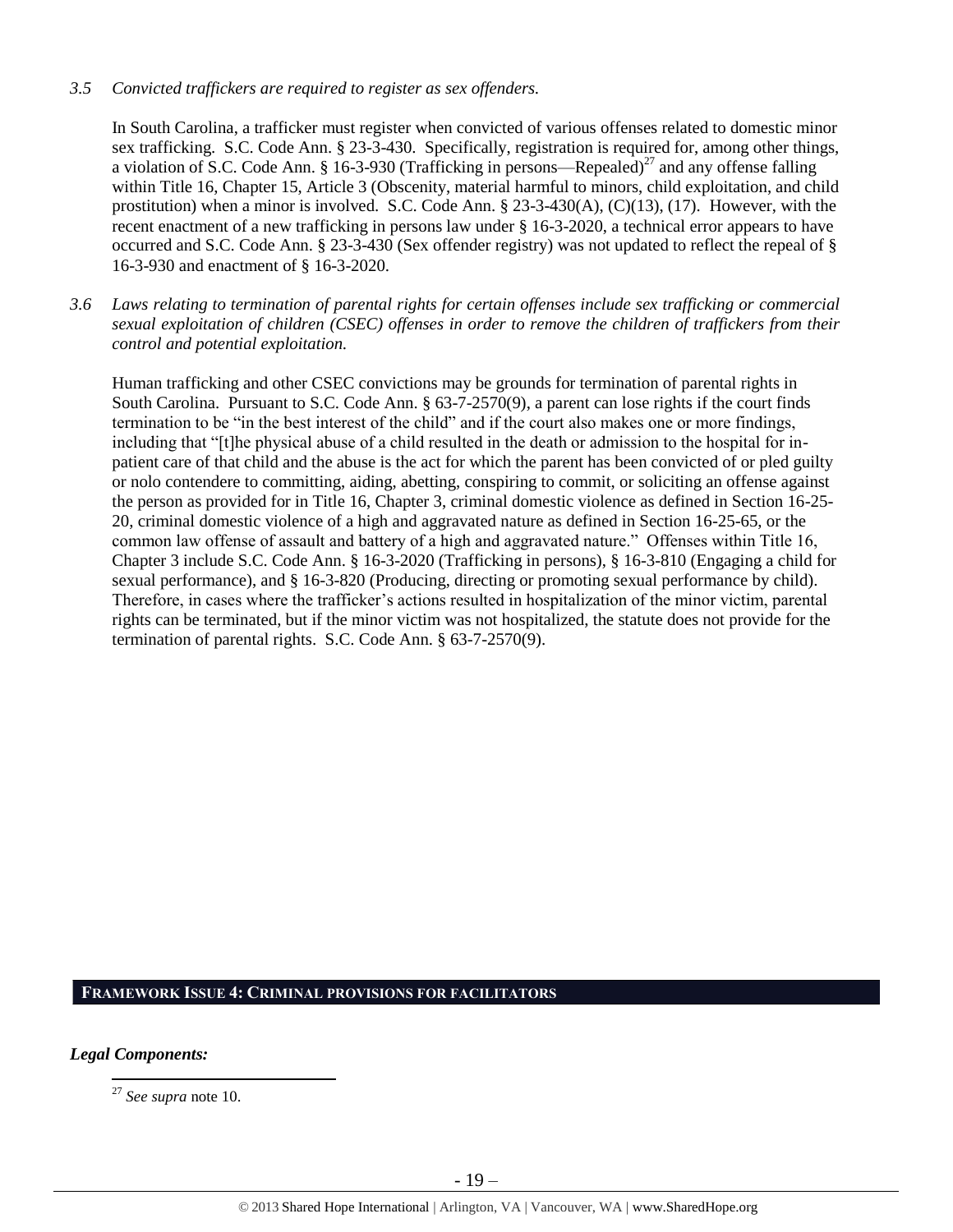*3.5 Convicted traffickers are required to register as sex offenders.*

In South Carolina, a trafficker must register when convicted of various offenses related to domestic minor sex trafficking. S.C. Code Ann. § 23-3-430. Specifically, registration is required for, among other things, a violation of S.C. Code Ann. § 16-3-930 (Trafficking in persons—Repealed)[27] and any offense falling within Title 16, Chapter 15, Article 3 (Obscenity, material harmful to minors, child exploitation, and child prostitution) when a minor is involved. S.C. Code Ann. § 23-3-430(A), (C)(13), (17). However, with the recent enactment of a new trafficking in persons law under § 16-3-2020, a technical error appears to have occurred and S.C. Code Ann. § 23-3-430 (Sex offender registry) was not updated to reflect the repeal of § 16-3-930 and enactment of § 16-3-2020.

*3.6 Laws relating to termination of parental rights for certain offenses include sex trafficking or commercial sexual exploitation of children (CSEC) offenses in order to remove the children of traffickers from their control and potential exploitation.*

Human trafficking and other CSEC convictions may be grounds for termination of parental rights in South Carolina. Pursuant to S.C. Code Ann. § 63-7-2570(9), a parent can lose rights if the court finds termination to be "in the best interest of the child" and if the court also makes one or more findings, including that "[t]he physical abuse of a child resulted in the death or admission to the hospital for in-patient care of that child and the abuse is the act for which the parent has been convicted of or pled guilty or nolo contendere to committing, aiding, abetting, conspiring to commit, or soliciting an offense against the person as provided for in Title 16, Chapter 3, criminal domestic violence as defined in Section 16-25-20, criminal domestic violence of a high and aggravated nature as defined in Section 16-25-65, or the common law offense of assault and battery of a high and aggravated nature." Offenses within Title 16, Chapter 3 include S.C. Code Ann. § 16-3-2020 (Trafficking in persons), § 16-3-810 (Engaging a child for sexual performance), and § 16-3-820 (Producing, directing or promoting sexual performance by child). Therefore, in cases where the trafficker's actions resulted in hospitalization of the minor victim, parental rights can be terminated, but if the minor victim was not hospitalized, the statute does not provide for the termination of parental rights. S.C. Code Ann. § 63-7-2570(9).

## FRAMEWORK ISSUE 4: CRIMINAL PROVISIONS FOR FACILITATORS

***Legal Components:***

[27] *See supra* note 10.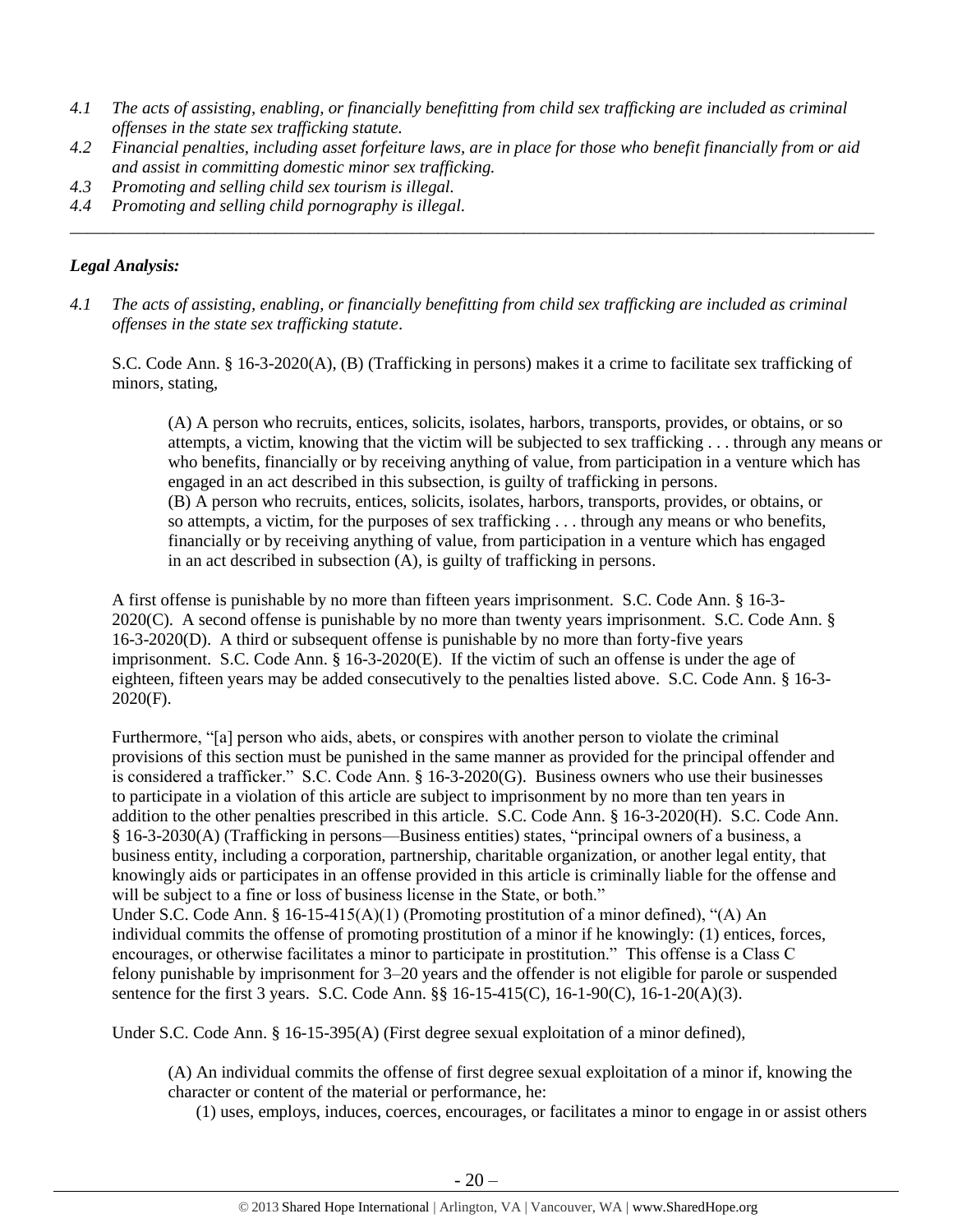*4.1 The acts of assisting, enabling, or financially benefitting from child sex trafficking are included as criminal offenses in the state sex trafficking statute.*

*4.2 Financial penalties, including asset forfeiture laws, are in place for those who benefit financially from or aid and assist in committing domestic minor sex trafficking.*

*4.3 Promoting and selling child sex tourism is illegal.*

*4.4 Promoting and selling child pornography is illegal.*

---

## *Legal Analysis:*

*4.1 The acts of assisting, enabling, or financially benefitting from child sex trafficking are included as criminal offenses in the state sex trafficking statute.*

S.C. Code Ann. § 16-3-2020(A), (B) (Trafficking in persons) makes it a crime to facilitate sex trafficking of minors, stating,

> (A) A person who recruits, entices, solicits, isolates, harbors, transports, provides, or obtains, or so attempts, a victim, knowing that the victim will be subjected to sex trafficking . . . through any means or who benefits, financially or by receiving anything of value, from participation in a venture which has engaged in an act described in this subsection, is guilty of trafficking in persons.
> (B) A person who recruits, entices, solicits, isolates, harbors, transports, provides, or obtains, or so attempts, a victim, for the purposes of sex trafficking . . . through any means or who benefits, financially or by receiving anything of value, from participation in a venture which has engaged in an act described in subsection (A), is guilty of trafficking in persons.

A first offense is punishable by no more than fifteen years imprisonment. S.C. Code Ann. § 16-3-2020(C). A second offense is punishable by no more than twenty years imprisonment. S.C. Code Ann. § 16-3-2020(D). A third or subsequent offense is punishable by no more than forty-five years imprisonment. S.C. Code Ann. § 16-3-2020(E). If the victim of such an offense is under the age of eighteen, fifteen years may be added consecutively to the penalties listed above. S.C. Code Ann. § 16-3-2020(F).

Furthermore, "[a] person who aids, abets, or conspires with another person to violate the criminal provisions of this section must be punished in the same manner as provided for the principal offender and is considered a trafficker." S.C. Code Ann. § 16-3-2020(G). Business owners who use their businesses to participate in a violation of this article are subject to imprisonment by no more than ten years in addition to the other penalties prescribed in this article. S.C. Code Ann. § 16-3-2020(H). S.C. Code Ann. § 16-3-2030(A) (Trafficking in persons—Business entities) states, "principal owners of a business, a business entity, including a corporation, partnership, charitable organization, or another legal entity, that knowingly aids or participates in an offense provided in this article is criminally liable for the offense and will be subject to a fine or loss of business license in the State, or both."

Under S.C. Code Ann. § 16-15-415(A)(1) (Promoting prostitution of a minor defined), "(A) An individual commits the offense of promoting prostitution of a minor if he knowingly: (1) entices, forces, encourages, or otherwise facilitates a minor to participate in prostitution." This offense is a Class C felony punishable by imprisonment for 3–20 years and the offender is not eligible for parole or suspended sentence for the first 3 years. S.C. Code Ann. §§ 16-15-415(C), 16-1-90(C), 16-1-20(A)(3).

Under S.C. Code Ann. § 16-15-395(A) (First degree sexual exploitation of a minor defined),

> (A) An individual commits the offense of first degree sexual exploitation of a minor if, knowing the character or content of the material or performance, he:
>
> (1) uses, employs, induces, coerces, encourages, or facilitates a minor to engage in or assist others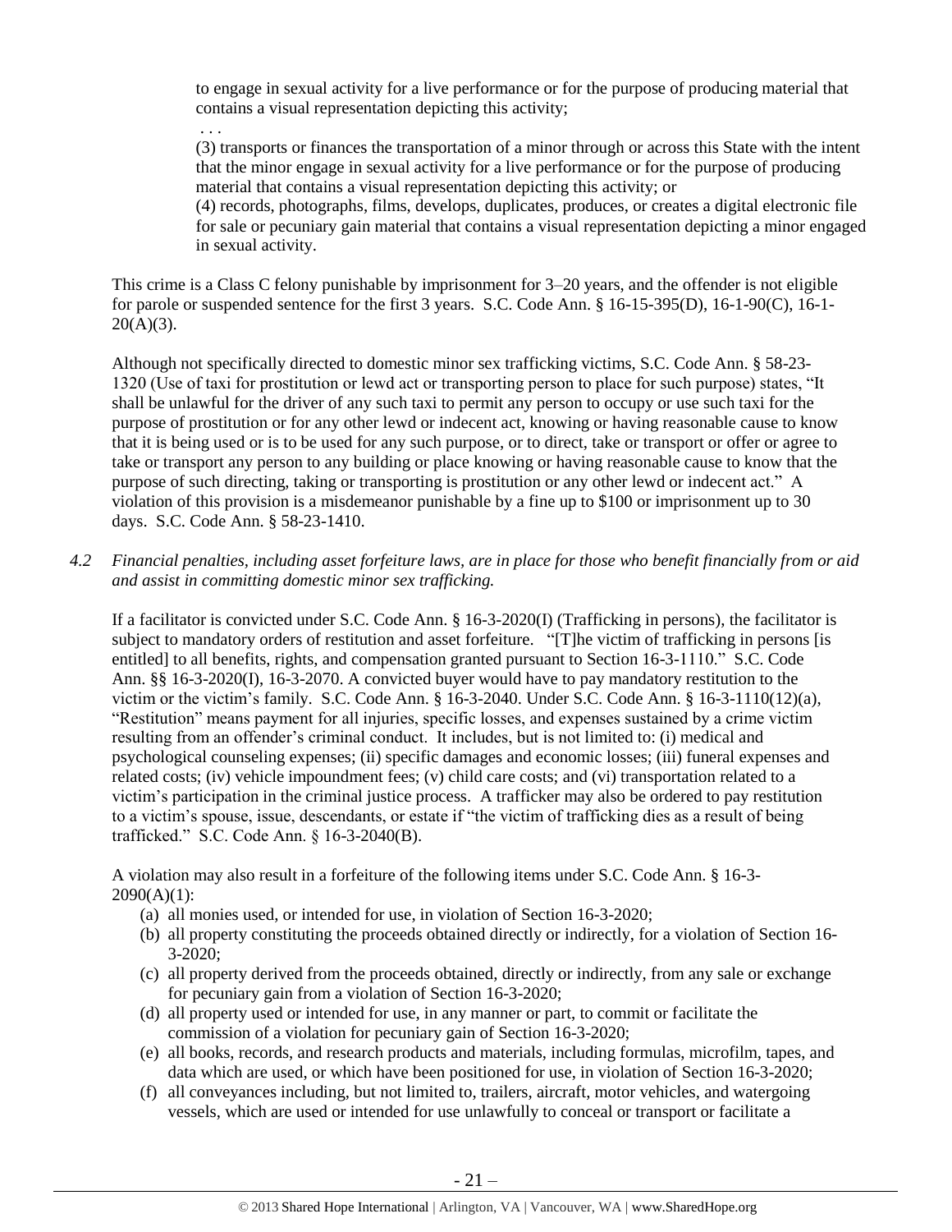> to engage in sexual activity for a live performance or for the purpose of producing material that contains a visual representation depicting this activity;
>
> . . .
>
> (3) transports or finances the transportation of a minor through or across this State with the intent that the minor engage in sexual activity for a live performance or for the purpose of producing material that contains a visual representation depicting this activity; or
>
> (4) records, photographs, films, develops, duplicates, produces, or creates a digital electronic file for sale or pecuniary gain material that contains a visual representation depicting a minor engaged in sexual activity.

This crime is a Class C felony punishable by imprisonment for 3–20 years, and the offender is not eligible for parole or suspended sentence for the first 3 years. S.C. Code Ann. § 16-15-395(D), 16-1-90(C), 16-1-20(A)(3).

Although not specifically directed to domestic minor sex trafficking victims, S.C. Code Ann. § 58-23-1320 (Use of taxi for prostitution or lewd act or transporting person to place for such purpose) states, "It shall be unlawful for the driver of any such taxi to permit any person to occupy or use such taxi for the purpose of prostitution or for any other lewd or indecent act, knowing or having reasonable cause to know that it is being used or is to be used for any such purpose, or to direct, take or transport or offer or agree to take or transport any person to any building or place knowing or having reasonable cause to know that the purpose of such directing, taking or transporting is prostitution or any other lewd or indecent act." A violation of this provision is a misdemeanor punishable by a fine up to $100 or imprisonment up to 30 days. S.C. Code Ann. § 58-23-1410.

*4.2 Financial penalties, including asset forfeiture laws, are in place for those who benefit financially from or aid and assist in committing domestic minor sex trafficking.*

If a facilitator is convicted under S.C. Code Ann. § 16-3-2020(I) (Trafficking in persons), the facilitator is subject to mandatory orders of restitution and asset forfeiture. "[T]he victim of trafficking in persons [is entitled] to all benefits, rights, and compensation granted pursuant to Section 16-3-1110." S.C. Code Ann. §§ 16-3-2020(I), 16-3-2070. A convicted buyer would have to pay mandatory restitution to the victim or the victim's family. S.C. Code Ann. § 16-3-2040. Under S.C. Code Ann. § 16-3-1110(12)(a), "Restitution" means payment for all injuries, specific losses, and expenses sustained by a crime victim resulting from an offender's criminal conduct. It includes, but is not limited to: (i) medical and psychological counseling expenses; (ii) specific damages and economic losses; (iii) funeral expenses and related costs; (iv) vehicle impoundment fees; (v) child care costs; and (vi) transportation related to a victim's participation in the criminal justice process. A trafficker may also be ordered to pay restitution to a victim's spouse, issue, descendants, or estate if "the victim of trafficking dies as a result of being trafficked." S.C. Code Ann. § 16-3-2040(B).

A violation may also result in a forfeiture of the following items under S.C. Code Ann. § 16-3-2090(A)(1):

(a) all monies used, or intended for use, in violation of Section 16-3-2020;
(b) all property constituting the proceeds obtained directly or indirectly, for a violation of Section 16-3-2020;
(c) all property derived from the proceeds obtained, directly or indirectly, from any sale or exchange for pecuniary gain from a violation of Section 16-3-2020;
(d) all property used or intended for use, in any manner or part, to commit or facilitate the commission of a violation for pecuniary gain of Section 16-3-2020;
(e) all books, records, and research products and materials, including formulas, microfilm, tapes, and data which are used, or which have been positioned for use, in violation of Section 16-3-2020;
(f) all conveyances including, but not limited to, trailers, aircraft, motor vehicles, and watergoing vessels, which are used or intended for use unlawfully to conceal or transport or facilitate a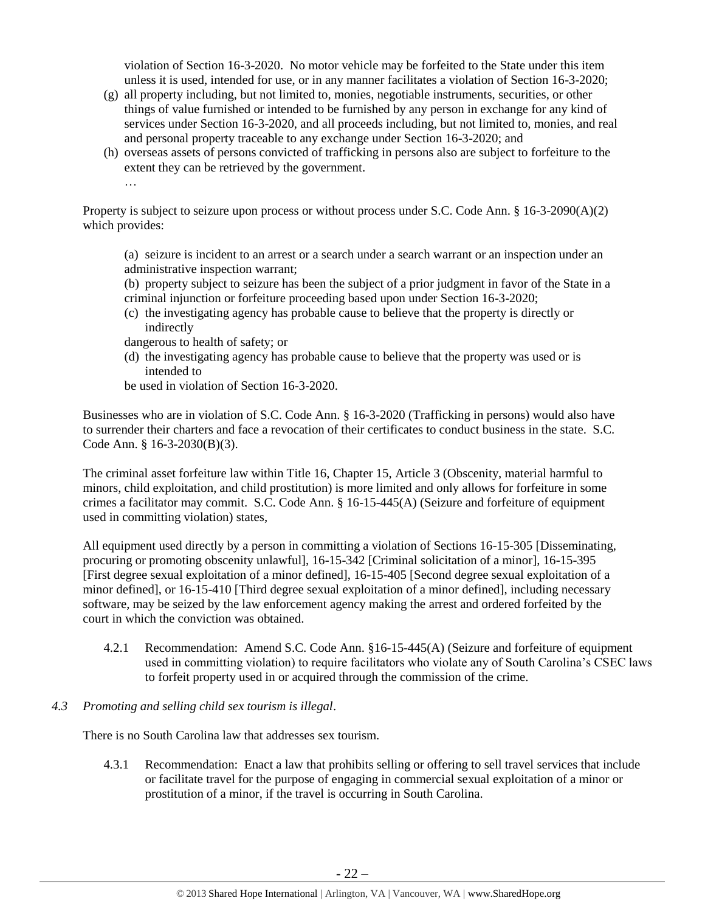violation of Section 16-3-2020. No motor vehicle may be forfeited to the State under this item unless it is used, intended for use, or in any manner facilitates a violation of Section 16-3-2020;

(g) all property including, but not limited to, monies, negotiable instruments, securities, or other things of value furnished or intended to be furnished by any person in exchange for any kind of services under Section 16-3-2020, and all proceeds including, but not limited to, monies, and real and personal property traceable to any exchange under Section 16-3-2020; and

(h) overseas assets of persons convicted of trafficking in persons also are subject to forfeiture to the extent they can be retrieved by the government.

…

Property is subject to seizure upon process or without process under S.C. Code Ann. § 16-3-2090(A)(2) which provides:

(a) seizure is incident to an arrest or a search under a search warrant or an inspection under an administrative inspection warrant;

(b) property subject to seizure has been the subject of a prior judgment in favor of the State in a criminal injunction or forfeiture proceeding based upon under Section 16-3-2020;

(c) the investigating agency has probable cause to believe that the property is directly or indirectly

dangerous to health of safety; or

(d) the investigating agency has probable cause to believe that the property was used or is intended to

be used in violation of Section 16-3-2020.

Businesses who are in violation of S.C. Code Ann. § 16-3-2020 (Trafficking in persons) would also have to surrender their charters and face a revocation of their certificates to conduct business in the state. S.C. Code Ann. § 16-3-2030(B)(3).

The criminal asset forfeiture law within Title 16, Chapter 15, Article 3 (Obscenity, material harmful to minors, child exploitation, and child prostitution) is more limited and only allows for forfeiture in some crimes a facilitator may commit. S.C. Code Ann. § 16-15-445(A) (Seizure and forfeiture of equipment used in committing violation) states,

All equipment used directly by a person in committing a violation of Sections 16-15-305 [Disseminating, procuring or promoting obscenity unlawful], 16-15-342 [Criminal solicitation of a minor], 16-15-395 [First degree sexual exploitation of a minor defined], 16-15-405 [Second degree sexual exploitation of a minor defined], or 16-15-410 [Third degree sexual exploitation of a minor defined], including necessary software, may be seized by the law enforcement agency making the arrest and ordered forfeited by the court in which the conviction was obtained.

4.2.1 Recommendation: Amend S.C. Code Ann. §16-15-445(A) (Seizure and forfeiture of equipment used in committing violation) to require facilitators who violate any of South Carolina's CSEC laws to forfeit property used in or acquired through the commission of the crime.

*4.3 Promoting and selling child sex tourism is illegal.*

There is no South Carolina law that addresses sex tourism.

4.3.1 Recommendation: Enact a law that prohibits selling or offering to sell travel services that include or facilitate travel for the purpose of engaging in commercial sexual exploitation of a minor or prostitution of a minor, if the travel is occurring in South Carolina.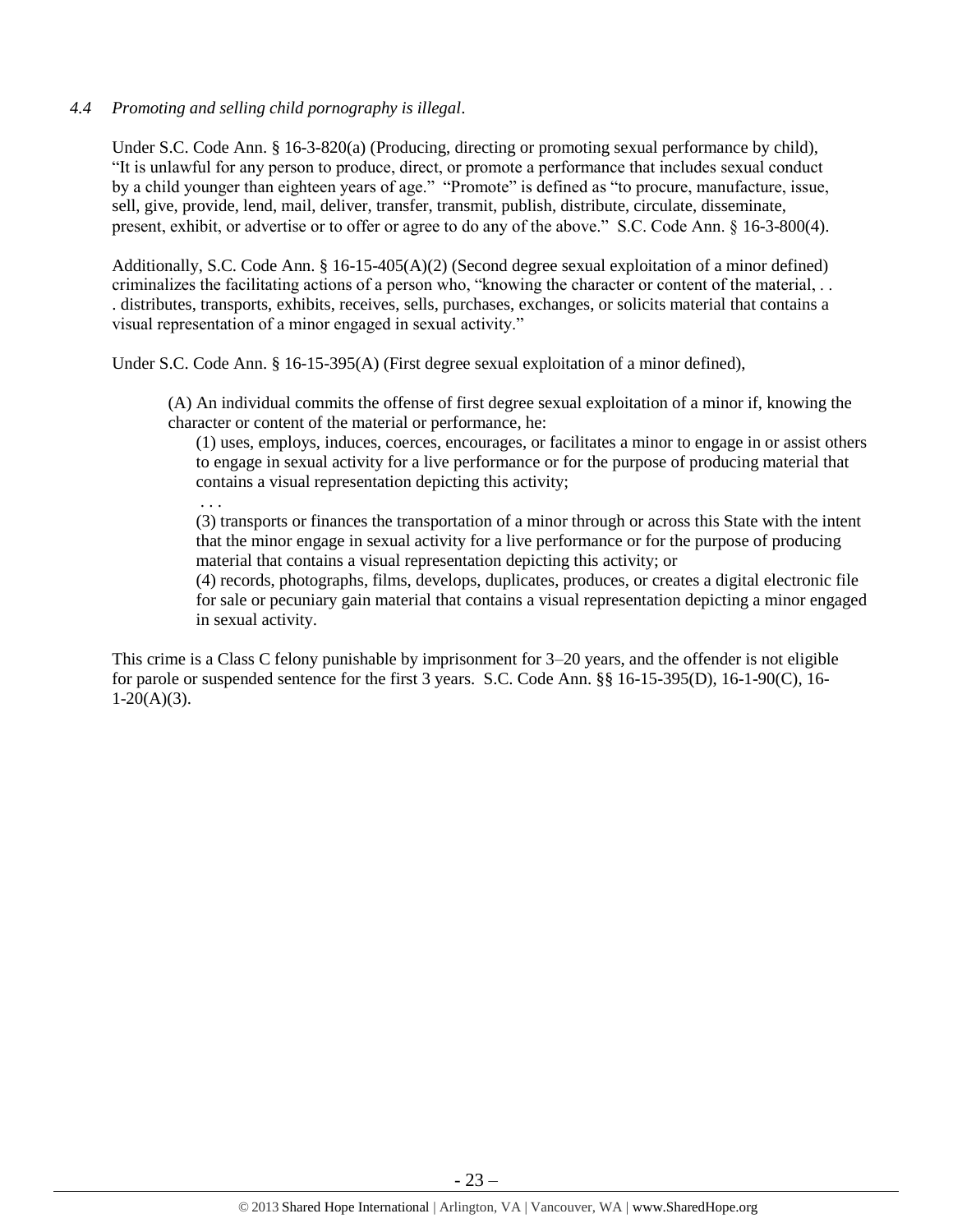*4.4 Promoting and selling child pornography is illegal.*

Under S.C. Code Ann. § 16-3-820(a) (Producing, directing or promoting sexual performance by child), "It is unlawful for any person to produce, direct, or promote a performance that includes sexual conduct by a child younger than eighteen years of age." "Promote" is defined as "to procure, manufacture, issue, sell, give, provide, lend, mail, deliver, transfer, transmit, publish, distribute, circulate, disseminate, present, exhibit, or advertise or to offer or agree to do any of the above." S.C. Code Ann. § 16-3-800(4).

Additionally, S.C. Code Ann. § 16-15-405(A)(2) (Second degree sexual exploitation of a minor defined) criminalizes the facilitating actions of a person who, "knowing the character or content of the material, . . . distributes, transports, exhibits, receives, sells, purchases, exchanges, or solicits material that contains a visual representation of a minor engaged in sexual activity."

Under S.C. Code Ann. § 16-15-395(A) (First degree sexual exploitation of a minor defined),

> (A) An individual commits the offense of first degree sexual exploitation of a minor if, knowing the character or content of the material or performance, he:
>
> (1) uses, employs, induces, coerces, encourages, or facilitates a minor to engage in or assist others to engage in sexual activity for a live performance or for the purpose of producing material that contains a visual representation depicting this activity;
>
> . . .
>
> (3) transports or finances the transportation of a minor through or across this State with the intent that the minor engage in sexual activity for a live performance or for the purpose of producing material that contains a visual representation depicting this activity; or
>
> (4) records, photographs, films, develops, duplicates, produces, or creates a digital electronic file for sale or pecuniary gain material that contains a visual representation depicting a minor engaged in sexual activity.

This crime is a Class C felony punishable by imprisonment for 3–20 years, and the offender is not eligible for parole or suspended sentence for the first 3 years. S.C. Code Ann. §§ 16-15-395(D), 16-1-90(C), 16-1-20(A)(3).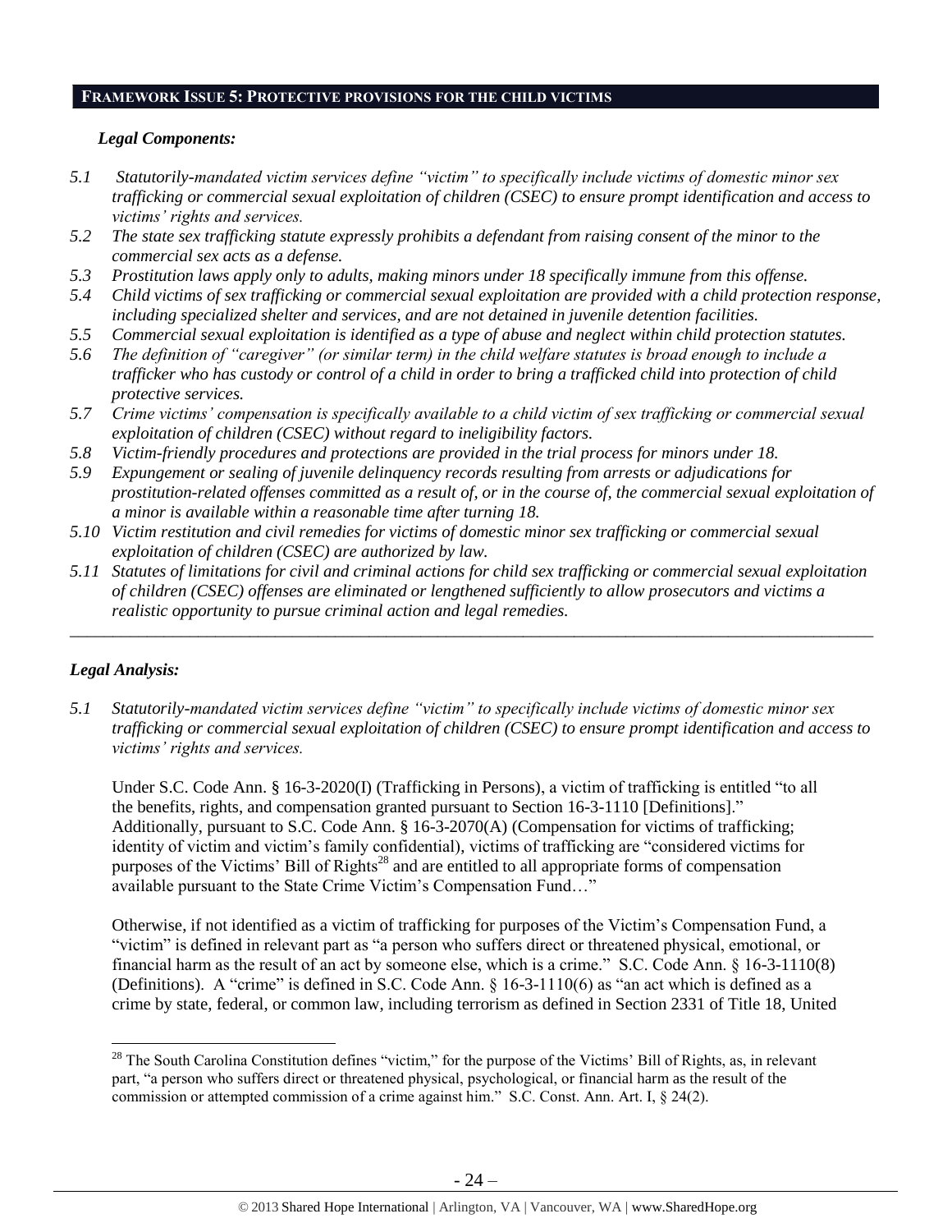## FRAMEWORK ISSUE 5: PROTECTIVE PROVISIONS FOR THE CHILD VICTIMS

***Legal Components:***

*5.1 Statutorily-mandated victim services define "victim" to specifically include victims of domestic minor sex trafficking or commercial sexual exploitation of children (CSEC) to ensure prompt identification and access to victims' rights and services.*

*5.2 The state sex trafficking statute expressly prohibits a defendant from raising consent of the minor to the commercial sex acts as a defense.*

*5.3 Prostitution laws apply only to adults, making minors under 18 specifically immune from this offense.*

*5.4 Child victims of sex trafficking or commercial sexual exploitation are provided with a child protection response, including specialized shelter and services, and are not detained in juvenile detention facilities.*

*5.5 Commercial sexual exploitation is identified as a type of abuse and neglect within child protection statutes.*

*5.6 The definition of "caregiver" (or similar term) in the child welfare statutes is broad enough to include a trafficker who has custody or control of a child in order to bring a trafficked child into protection of child protective services.*

*5.7 Crime victims' compensation is specifically available to a child victim of sex trafficking or commercial sexual exploitation of children (CSEC) without regard to ineligibility factors.*

*5.8 Victim-friendly procedures and protections are provided in the trial process for minors under 18.*

*5.9 Expungement or sealing of juvenile delinquency records resulting from arrests or adjudications for prostitution-related offenses committed as a result of, or in the course of, the commercial sexual exploitation of a minor is available within a reasonable time after turning 18.*

*5.10 Victim restitution and civil remedies for victims of domestic minor sex trafficking or commercial sexual exploitation of children (CSEC) are authorized by law.*

*5.11 Statutes of limitations for civil and criminal actions for child sex trafficking or commercial sexual exploitation of children (CSEC) offenses are eliminated or lengthened sufficiently to allow prosecutors and victims a realistic opportunity to pursue criminal action and legal remedies.*

---

***Legal Analysis:***

*5.1 Statutorily-mandated victim services define "victim" to specifically include victims of domestic minor sex trafficking or commercial sexual exploitation of children (CSEC) to ensure prompt identification and access to victims' rights and services.*

Under S.C. Code Ann. § 16-3-2020(I) (Trafficking in Persons), a victim of trafficking is entitled "to all the benefits, rights, and compensation granted pursuant to Section 16-3-1110 [Definitions]." Additionally, pursuant to S.C. Code Ann. § 16-3-2070(A) (Compensation for victims of trafficking; identity of victim and victim's family confidential), victims of trafficking are "considered victims for purposes of the Victims' Bill of Rights[28] and are entitled to all appropriate forms of compensation available pursuant to the State Crime Victim's Compensation Fund…"

Otherwise, if not identified as a victim of trafficking for purposes of the Victim's Compensation Fund, a "victim" is defined in relevant part as "a person who suffers direct or threatened physical, emotional, or financial harm as the result of an act by someone else, which is a crime." S.C. Code Ann. § 16-3-1110(8) (Definitions). A "crime" is defined in S.C. Code Ann. § 16-3-1110(6) as "an act which is defined as a crime by state, federal, or common law, including terrorism as defined in Section 2331 of Title 18, United

---

[28] The South Carolina Constitution defines "victim," for the purpose of the Victims' Bill of Rights, as, in relevant part, "a person who suffers direct or threatened physical, psychological, or financial harm as the result of the commission or attempted commission of a crime against him." S.C. Const. Ann. Art. I, § 24(2).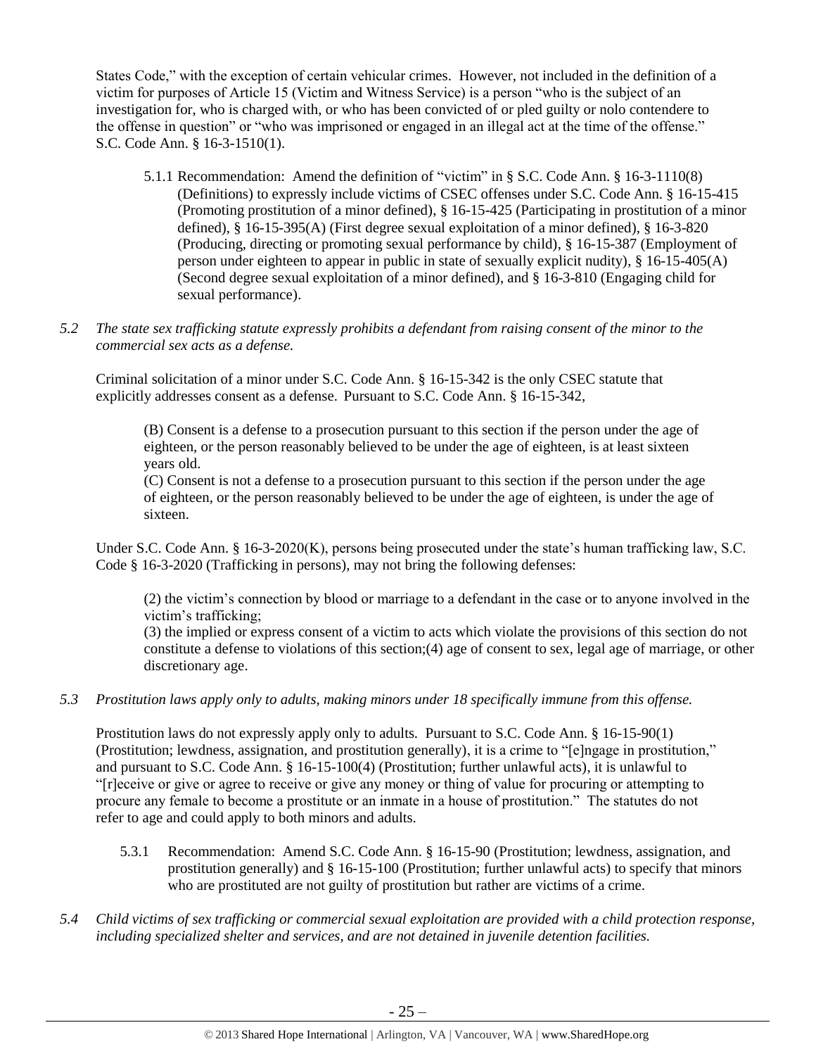States Code," with the exception of certain vehicular crimes. However, not included in the definition of a victim for purposes of Article 15 (Victim and Witness Service) is a person "who is the subject of an investigation for, who is charged with, or who has been convicted of or pled guilty or nolo contendere to the offense in question" or "who was imprisoned or engaged in an illegal act at the time of the offense." S.C. Code Ann. § 16-3-1510(1).

5.1.1 Recommendation: Amend the definition of "victim" in § S.C. Code Ann. § 16-3-1110(8) (Definitions) to expressly include victims of CSEC offenses under S.C. Code Ann. § 16-15-415 (Promoting prostitution of a minor defined), § 16-15-425 (Participating in prostitution of a minor defined), § 16-15-395(A) (First degree sexual exploitation of a minor defined), § 16-3-820 (Producing, directing or promoting sexual performance by child), § 16-15-387 (Employment of person under eighteen to appear in public in state of sexually explicit nudity), § 16-15-405(A) (Second degree sexual exploitation of a minor defined), and § 16-3-810 (Engaging child for sexual performance).

*5.2 The state sex trafficking statute expressly prohibits a defendant from raising consent of the minor to the commercial sex acts as a defense.*

Criminal solicitation of a minor under S.C. Code Ann. § 16-15-342 is the only CSEC statute that explicitly addresses consent as a defense. Pursuant to S.C. Code Ann. § 16-15-342,

> (B) Consent is a defense to a prosecution pursuant to this section if the person under the age of eighteen, or the person reasonably believed to be under the age of eighteen, is at least sixteen years old.
>
> (C) Consent is not a defense to a prosecution pursuant to this section if the person under the age of eighteen, or the person reasonably believed to be under the age of eighteen, is under the age of sixteen.

Under S.C. Code Ann. § 16-3-2020(K), persons being prosecuted under the state's human trafficking law, S.C. Code § 16-3-2020 (Trafficking in persons), may not bring the following defenses:

> (2) the victim's connection by blood or marriage to a defendant in the case or to anyone involved in the victim's trafficking;
>
> (3) the implied or express consent of a victim to acts which violate the provisions of this section do not constitute a defense to violations of this section;(4) age of consent to sex, legal age of marriage, or other discretionary age.

*5.3 Prostitution laws apply only to adults, making minors under 18 specifically immune from this offense.*

Prostitution laws do not expressly apply only to adults. Pursuant to S.C. Code Ann. § 16-15-90(1) (Prostitution; lewdness, assignation, and prostitution generally), it is a crime to "[e]ngage in prostitution," and pursuant to S.C. Code Ann. § 16-15-100(4) (Prostitution; further unlawful acts), it is unlawful to "[r]eceive or give or agree to receive or give any money or thing of value for procuring or attempting to procure any female to become a prostitute or an inmate in a house of prostitution." The statutes do not refer to age and could apply to both minors and adults.

5.3.1 Recommendation: Amend S.C. Code Ann. § 16-15-90 (Prostitution; lewdness, assignation, and prostitution generally) and § 16-15-100 (Prostitution; further unlawful acts) to specify that minors who are prostituted are not guilty of prostitution but rather are victims of a crime.

*5.4 Child victims of sex trafficking or commercial sexual exploitation are provided with a child protection response, including specialized shelter and services, and are not detained in juvenile detention facilities.*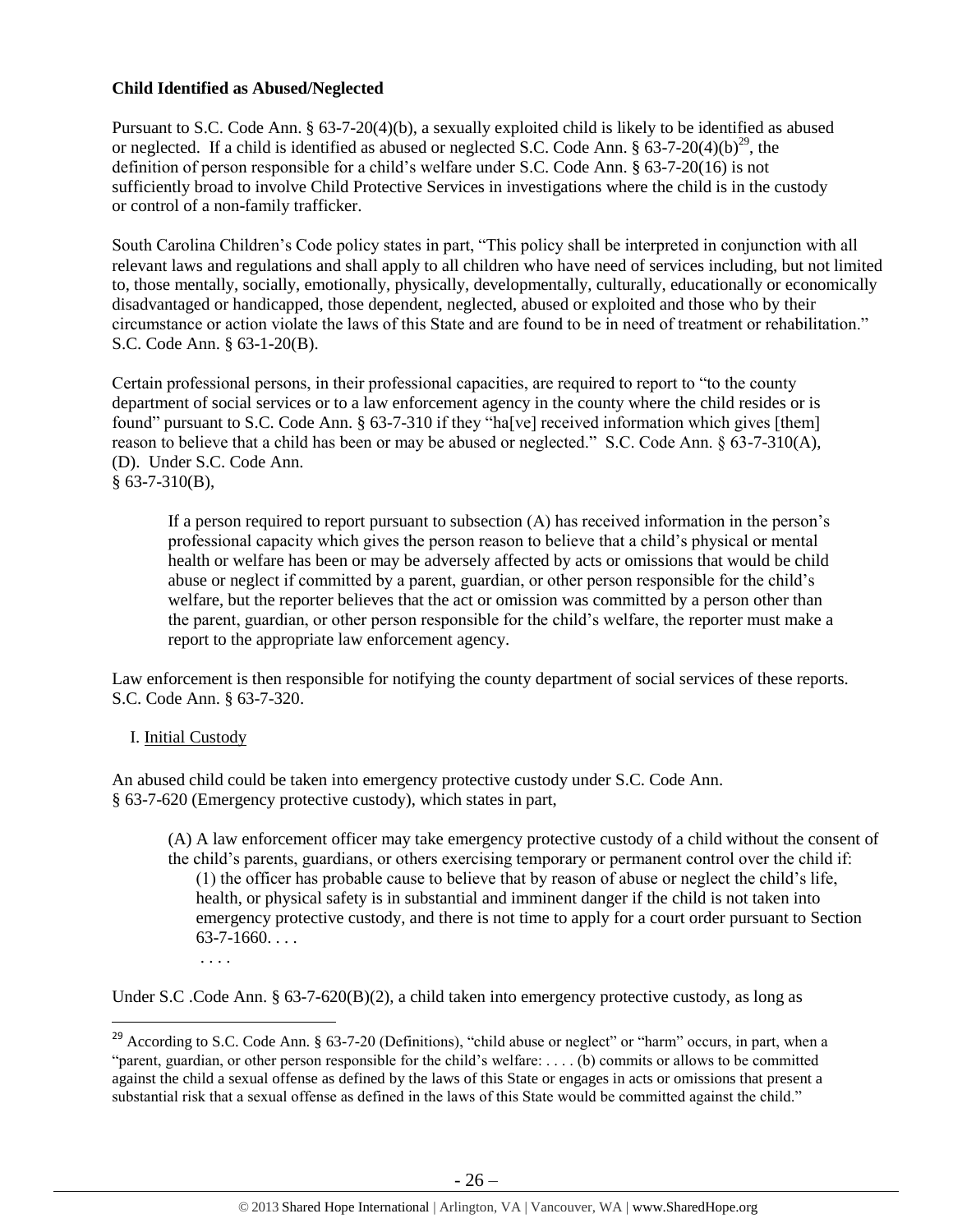**Child Identified as Abused/Neglected**

Pursuant to S.C. Code Ann. § 63-7-20(4)(b), a sexually exploited child is likely to be identified as abused or neglected. If a child is identified as abused or neglected S.C. Code Ann. § 63-7-20(4)(b)[29], the definition of person responsible for a child's welfare under S.C. Code Ann. § 63-7-20(16) is not sufficiently broad to involve Child Protective Services in investigations where the child is in the custody or control of a non-family trafficker.

South Carolina Children's Code policy states in part, "This policy shall be interpreted in conjunction with all relevant laws and regulations and shall apply to all children who have need of services including, but not limited to, those mentally, socially, emotionally, physically, developmentally, culturally, educationally or economically disadvantaged or handicapped, those dependent, neglected, abused or exploited and those who by their circumstance or action violate the laws of this State and are found to be in need of treatment or rehabilitation." S.C. Code Ann. § 63-1-20(B).

Certain professional persons, in their professional capacities, are required to report to "to the county department of social services or to a law enforcement agency in the county where the child resides or is found" pursuant to S.C. Code Ann. § 63-7-310 if they "ha[ve] received information which gives [them] reason to believe that a child has been or may be abused or neglected." S.C. Code Ann. § 63-7-310(A), (D). Under S.C. Code Ann. § 63-7-310(B),

> If a person required to report pursuant to subsection (A) has received information in the person's professional capacity which gives the person reason to believe that a child's physical or mental health or welfare has been or may be adversely affected by acts or omissions that would be child abuse or neglect if committed by a parent, guardian, or other person responsible for the child's welfare, but the reporter believes that the act or omission was committed by a person other than the parent, guardian, or other person responsible for the child's welfare, the reporter must make a report to the appropriate law enforcement agency.

Law enforcement is then responsible for notifying the county department of social services of these reports. S.C. Code Ann. § 63-7-320.

I. Initial Custody

An abused child could be taken into emergency protective custody under S.C. Code Ann. § 63-7-620 (Emergency protective custody), which states in part,

> (A) A law enforcement officer may take emergency protective custody of a child without the consent of the child's parents, guardians, or others exercising temporary or permanent control over the child if:
>
> (1) the officer has probable cause to believe that by reason of abuse or neglect the child's life, health, or physical safety is in substantial and imminent danger if the child is not taken into emergency protective custody, and there is not time to apply for a court order pursuant to Section 63-7-1660. . . .
>
> . . . .

Under S.C .Code Ann. § 63-7-620(B)(2), a child taken into emergency protective custody, as long as

---

[29] According to S.C. Code Ann. § 63-7-20 (Definitions), "child abuse or neglect" or "harm" occurs, in part, when a "parent, guardian, or other person responsible for the child's welfare: . . . . (b) commits or allows to be committed against the child a sexual offense as defined by the laws of this State or engages in acts or omissions that present a substantial risk that a sexual offense as defined in the laws of this State would be committed against the child."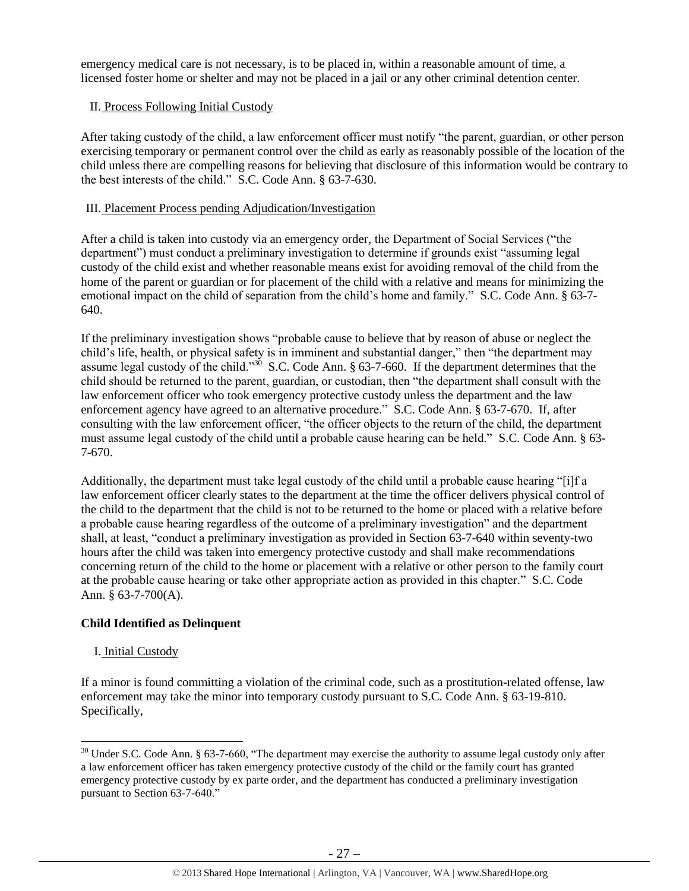emergency medical care is not necessary, is to be placed in, within a reasonable amount of time, a licensed foster home or shelter and may not be placed in a jail or any other criminal detention center.

II. Process Following Initial Custody

After taking custody of the child, a law enforcement officer must notify "the parent, guardian, or other person exercising temporary or permanent control over the child as early as reasonably possible of the location of the child unless there are compelling reasons for believing that disclosure of this information would be contrary to the best interests of the child." S.C. Code Ann. § 63-7-630.

III. Placement Process pending Adjudication/Investigation

After a child is taken into custody via an emergency order, the Department of Social Services ("the department") must conduct a preliminary investigation to determine if grounds exist "assuming legal custody of the child exist and whether reasonable means exist for avoiding removal of the child from the home of the parent or guardian or for placement of the child with a relative and means for minimizing the emotional impact on the child of separation from the child's home and family." S.C. Code Ann. § 63-7-640.

If the preliminary investigation shows "probable cause to believe that by reason of abuse or neglect the child's life, health, or physical safety is in imminent and substantial danger," then "the department may assume legal custody of the child."[30] S.C. Code Ann. § 63-7-660. If the department determines that the child should be returned to the parent, guardian, or custodian, then "the department shall consult with the law enforcement officer who took emergency protective custody unless the department and the law enforcement agency have agreed to an alternative procedure." S.C. Code Ann. § 63-7-670. If, after consulting with the law enforcement officer, "the officer objects to the return of the child, the department must assume legal custody of the child until a probable cause hearing can be held." S.C. Code Ann. § 63-7-670.

Additionally, the department must take legal custody of the child until a probable cause hearing "[i]f a law enforcement officer clearly states to the department at the time the officer delivers physical control of the child to the department that the child is not to be returned to the home or placed with a relative before a probable cause hearing regardless of the outcome of a preliminary investigation" and the department shall, at least, "conduct a preliminary investigation as provided in Section 63-7-640 within seventy-two hours after the child was taken into emergency protective custody and shall make recommendations concerning return of the child to the home or placement with a relative or other person to the family court at the probable cause hearing or take other appropriate action as provided in this chapter." S.C. Code Ann. § 63-7-700(A).

**Child Identified as Delinquent**

I. Initial Custody

If a minor is found committing a violation of the criminal code, such as a prostitution-related offense, law enforcement may take the minor into temporary custody pursuant to S.C. Code Ann. § 63-19-810. Specifically,

[30] Under S.C. Code Ann. § 63-7-660, "The department may exercise the authority to assume legal custody only after a law enforcement officer has taken emergency protective custody of the child or the family court has granted emergency protective custody by ex parte order, and the department has conducted a preliminary investigation pursuant to Section 63-7-640."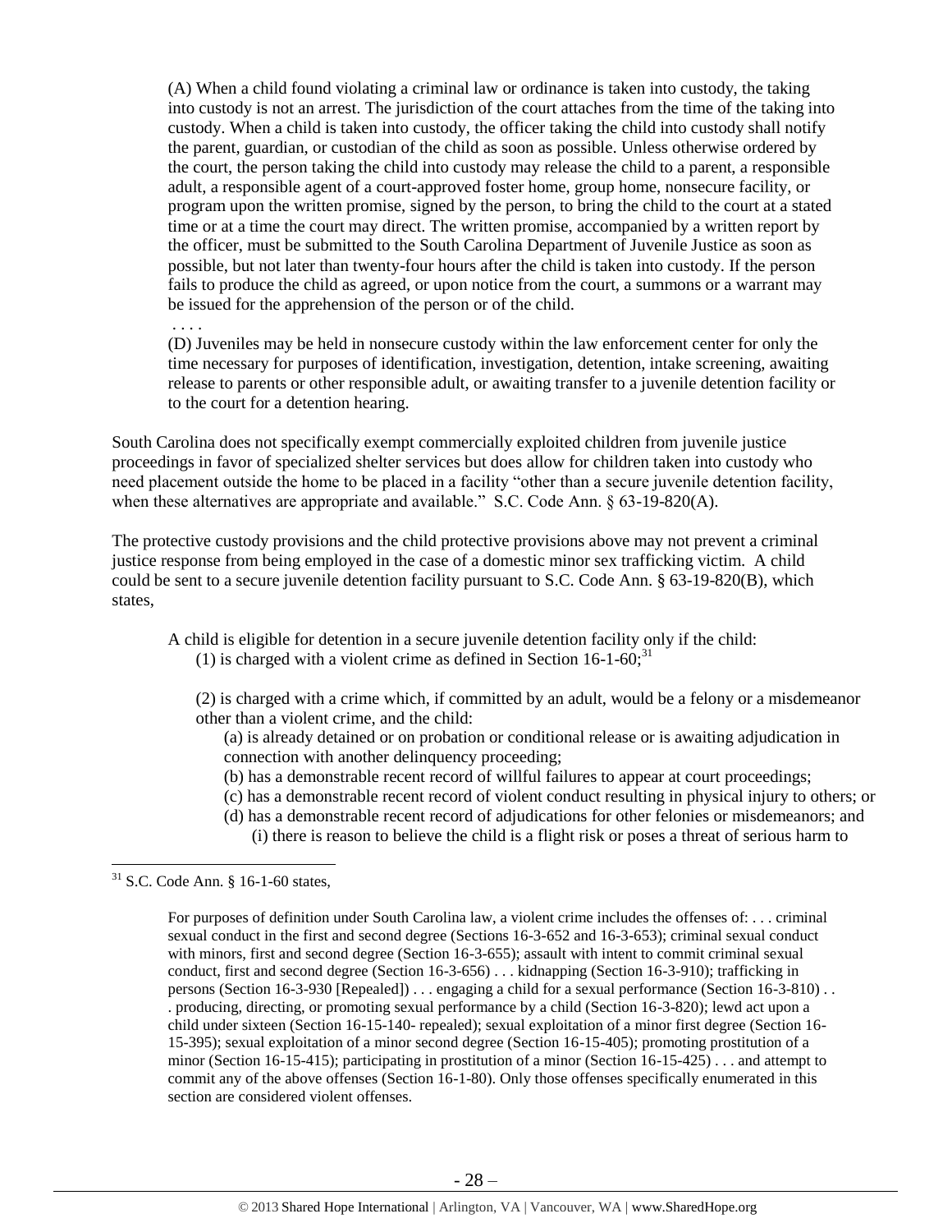> (A) When a child found violating a criminal law or ordinance is taken into custody, the taking into custody is not an arrest. The jurisdiction of the court attaches from the time of the taking into custody. When a child is taken into custody, the officer taking the child into custody shall notify the parent, guardian, or custodian of the child as soon as possible. Unless otherwise ordered by the court, the person taking the child into custody may release the child to a parent, a responsible adult, a responsible agent of a court-approved foster home, group home, nonsecure facility, or program upon the written promise, signed by the person, to bring the child to the court at a stated time or at a time the court may direct. The written promise, accompanied by a written report by the officer, must be submitted to the South Carolina Department of Juvenile Justice as soon as possible, but not later than twenty-four hours after the child is taken into custody. If the person fails to produce the child as agreed, or upon notice from the court, a summons or a warrant may be issued for the apprehension of the person or of the child.
>
> . . . .
>
> (D) Juveniles may be held in nonsecure custody within the law enforcement center for only the time necessary for purposes of identification, investigation, detention, intake screening, awaiting release to parents or other responsible adult, or awaiting transfer to a juvenile detention facility or to the court for a detention hearing.

South Carolina does not specifically exempt commercially exploited children from juvenile justice proceedings in favor of specialized shelter services but does allow for children taken into custody who need placement outside the home to be placed in a facility "other than a secure juvenile detention facility, when these alternatives are appropriate and available." S.C. Code Ann. § 63-19-820(A).

The protective custody provisions and the child protective provisions above may not prevent a criminal justice response from being employed in the case of a domestic minor sex trafficking victim. A child could be sent to a secure juvenile detention facility pursuant to S.C. Code Ann. § 63-19-820(B), which states,

> A child is eligible for detention in a secure juvenile detention facility only if the child:
>
> (1) is charged with a violent crime as defined in Section 16-1-60;[31]
>
> (2) is charged with a crime which, if committed by an adult, would be a felony or a misdemeanor other than a violent crime, and the child:
>
> (a) is already detained or on probation or conditional release or is awaiting adjudication in connection with another delinquency proceeding;
>
> (b) has a demonstrable recent record of willful failures to appear at court proceedings;
>
> (c) has a demonstrable recent record of violent conduct resulting in physical injury to others; or
>
> (d) has a demonstrable recent record of adjudications for other felonies or misdemeanors; and
>
> (i) there is reason to believe the child is a flight risk or poses a threat of serious harm to

---

[31] S.C. Code Ann. § 16-1-60 states,

> For purposes of definition under South Carolina law, a violent crime includes the offenses of: . . . criminal sexual conduct in the first and second degree (Sections 16-3-652 and 16-3-653); criminal sexual conduct with minors, first and second degree (Section 16-3-655); assault with intent to commit criminal sexual conduct, first and second degree (Section 16-3-656) . . . kidnapping (Section 16-3-910); trafficking in persons (Section 16-3-930 [Repealed]) . . . engaging a child for a sexual performance (Section 16-3-810) . . . producing, directing, or promoting sexual performance by a child (Section 16-3-820); lewd act upon a child under sixteen (Section 16-15-140- repealed); sexual exploitation of a minor first degree (Section 16-15-395); sexual exploitation of a minor second degree (Section 16-15-405); promoting prostitution of a minor (Section 16-15-415); participating in prostitution of a minor (Section 16-15-425) . . . and attempt to commit any of the above offenses (Section 16-1-80). Only those offenses specifically enumerated in this section are considered violent offenses.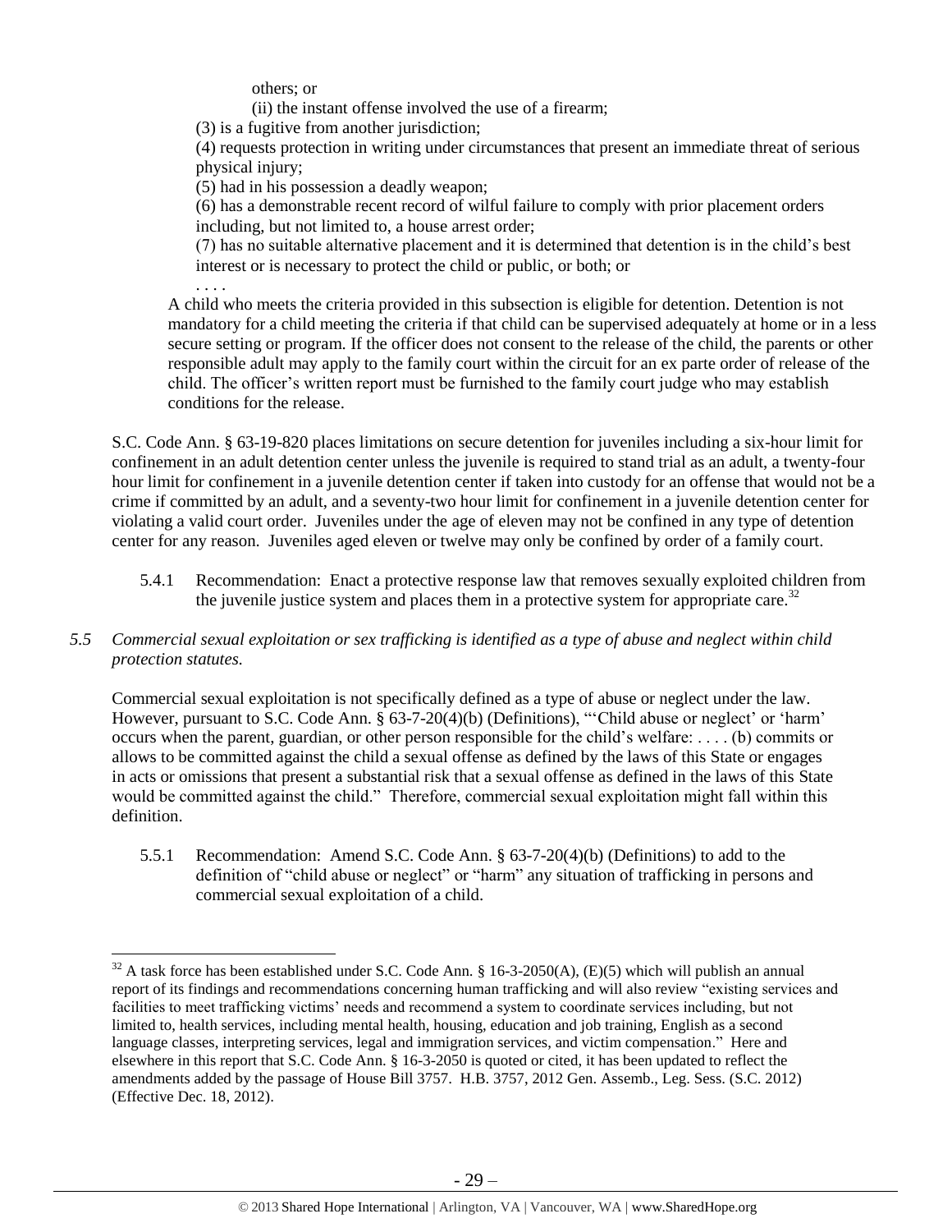others; or

(ii) the instant offense involved the use of a firearm;

(3) is a fugitive from another jurisdiction;

(4) requests protection in writing under circumstances that present an immediate threat of serious physical injury;

(5) had in his possession a deadly weapon;

(6) has a demonstrable recent record of wilful failure to comply with prior placement orders including, but not limited to, a house arrest order;

(7) has no suitable alternative placement and it is determined that detention is in the child's best interest or is necessary to protect the child or public, or both; or

. . . .

A child who meets the criteria provided in this subsection is eligible for detention. Detention is not mandatory for a child meeting the criteria if that child can be supervised adequately at home or in a less secure setting or program. If the officer does not consent to the release of the child, the parents or other responsible adult may apply to the family court within the circuit for an ex parte order of release of the child. The officer's written report must be furnished to the family court judge who may establish conditions for the release.

S.C. Code Ann. § 63-19-820 places limitations on secure detention for juveniles including a six-hour limit for confinement in an adult detention center unless the juvenile is required to stand trial as an adult, a twenty-four hour limit for confinement in a juvenile detention center if taken into custody for an offense that would not be a crime if committed by an adult, and a seventy-two hour limit for confinement in a juvenile detention center for violating a valid court order. Juveniles under the age of eleven may not be confined in any type of detention center for any reason. Juveniles aged eleven or twelve may only be confined by order of a family court.

5.4.1 Recommendation: Enact a protective response law that removes sexually exploited children from the juvenile justice system and places them in a protective system for appropriate care.[32]

*5.5 Commercial sexual exploitation or sex trafficking is identified as a type of abuse and neglect within child protection statutes.*

Commercial sexual exploitation is not specifically defined as a type of abuse or neglect under the law. However, pursuant to S.C. Code Ann. § 63-7-20(4)(b) (Definitions), "'Child abuse or neglect' or 'harm' occurs when the parent, guardian, or other person responsible for the child's welfare: . . . . (b) commits or allows to be committed against the child a sexual offense as defined by the laws of this State or engages in acts or omissions that present a substantial risk that a sexual offense as defined in the laws of this State would be committed against the child." Therefore, commercial sexual exploitation might fall within this definition.

5.5.1 Recommendation: Amend S.C. Code Ann. § 63-7-20(4)(b) (Definitions) to add to the definition of "child abuse or neglect" or "harm" any situation of trafficking in persons and commercial sexual exploitation of a child.

---

[32] A task force has been established under S.C. Code Ann. § 16-3-2050(A), (E)(5) which will publish an annual report of its findings and recommendations concerning human trafficking and will also review "existing services and facilities to meet trafficking victims' needs and recommend a system to coordinate services including, but not limited to, health services, including mental health, housing, education and job training, English as a second language classes, interpreting services, legal and immigration services, and victim compensation." Here and elsewhere in this report that S.C. Code Ann. § 16-3-2050 is quoted or cited, it has been updated to reflect the amendments added by the passage of House Bill 3757. H.B. 3757, 2012 Gen. Assemb., Leg. Sess. (S.C. 2012) (Effective Dec. 18, 2012).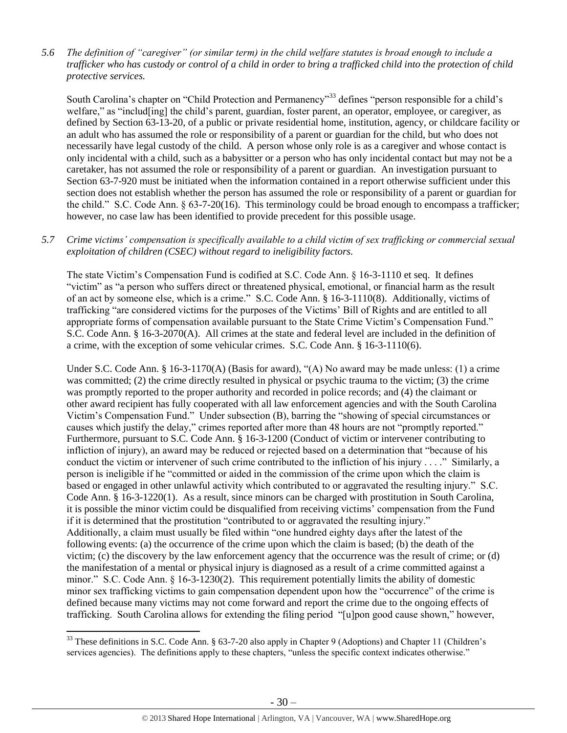*5.6 The definition of "caregiver" (or similar term) in the child welfare statutes is broad enough to include a trafficker who has custody or control of a child in order to bring a trafficked child into the protection of child protective services.*

South Carolina's chapter on "Child Protection and Permanency"[33] defines "person responsible for a child's welfare," as "includ[ing] the child's parent, guardian, foster parent, an operator, employee, or caregiver, as defined by Section 63-13-20, of a public or private residential home, institution, agency, or childcare facility or an adult who has assumed the role or responsibility of a parent or guardian for the child, but who does not necessarily have legal custody of the child. A person whose only role is as a caregiver and whose contact is only incidental with a child, such as a babysitter or a person who has only incidental contact but may not be a caretaker, has not assumed the role or responsibility of a parent or guardian. An investigation pursuant to Section 63-7-920 must be initiated when the information contained in a report otherwise sufficient under this section does not establish whether the person has assumed the role or responsibility of a parent or guardian for the child." S.C. Code Ann. § 63-7-20(16). This terminology could be broad enough to encompass a trafficker; however, no case law has been identified to provide precedent for this possible usage.

*5.7 Crime victims' compensation is specifically available to a child victim of sex trafficking or commercial sexual exploitation of children (CSEC) without regard to ineligibility factors.*

The state Victim's Compensation Fund is codified at S.C. Code Ann. § 16-3-1110 et seq. It defines "victim" as "a person who suffers direct or threatened physical, emotional, or financial harm as the result of an act by someone else, which is a crime." S.C. Code Ann. § 16-3-1110(8). Additionally, victims of trafficking "are considered victims for the purposes of the Victims' Bill of Rights and are entitled to all appropriate forms of compensation available pursuant to the State Crime Victim's Compensation Fund." S.C. Code Ann. § 16-3-2070(A). All crimes at the state and federal level are included in the definition of a crime, with the exception of some vehicular crimes. S.C. Code Ann. § 16-3-1110(6).

Under S.C. Code Ann. § 16-3-1170(A) (Basis for award), "(A) No award may be made unless: (1) a crime was committed; (2) the crime directly resulted in physical or psychic trauma to the victim; (3) the crime was promptly reported to the proper authority and recorded in police records; and (4) the claimant or other award recipient has fully cooperated with all law enforcement agencies and with the South Carolina Victim's Compensation Fund." Under subsection (B), barring the "showing of special circumstances or causes which justify the delay," crimes reported after more than 48 hours are not "promptly reported." Furthermore, pursuant to S.C. Code Ann. § 16-3-1200 (Conduct of victim or intervener contributing to infliction of injury), an award may be reduced or rejected based on a determination that "because of his conduct the victim or intervener of such crime contributed to the infliction of his injury . . . ." Similarly, a person is ineligible if he "committed or aided in the commission of the crime upon which the claim is based or engaged in other unlawful activity which contributed to or aggravated the resulting injury." S.C. Code Ann. § 16-3-1220(1). As a result, since minors can be charged with prostitution in South Carolina, it is possible the minor victim could be disqualified from receiving victims' compensation from the Fund if it is determined that the prostitution "contributed to or aggravated the resulting injury." Additionally, a claim must usually be filed within "one hundred eighty days after the latest of the following events: (a) the occurrence of the crime upon which the claim is based; (b) the death of the victim; (c) the discovery by the law enforcement agency that the occurrence was the result of crime; or (d) the manifestation of a mental or physical injury is diagnosed as a result of a crime committed against a minor." S.C. Code Ann. § 16-3-1230(2). This requirement potentially limits the ability of domestic minor sex trafficking victims to gain compensation dependent upon how the "occurrence" of the crime is defined because many victims may not come forward and report the crime due to the ongoing effects of trafficking. South Carolina allows for extending the filing period "[u]pon good cause shown," however,

[33] These definitions in S.C. Code Ann. § 63-7-20 also apply in Chapter 9 (Adoptions) and Chapter 11 (Children's services agencies). The definitions apply to these chapters, "unless the specific context indicates otherwise."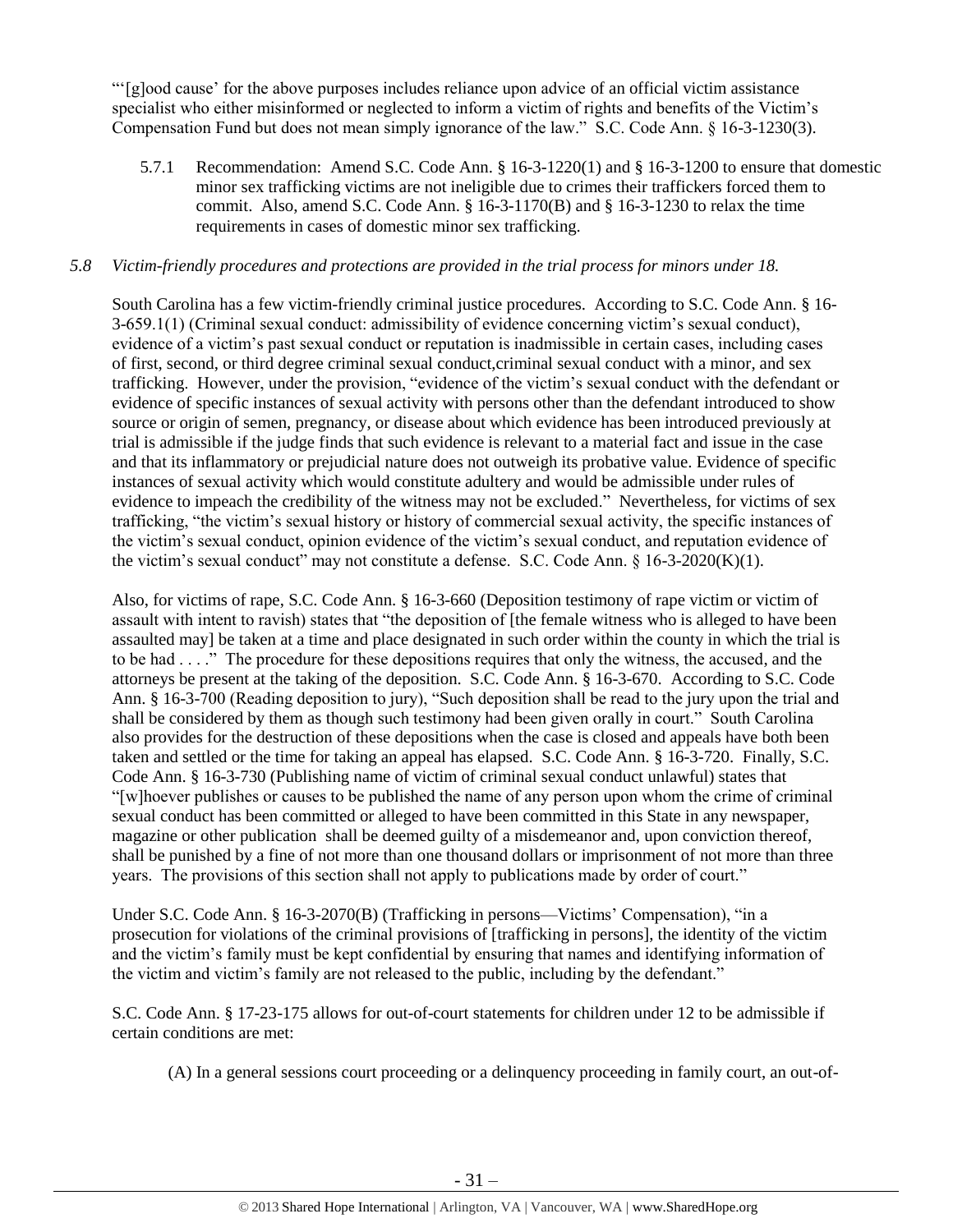"'[g]ood cause' for the above purposes includes reliance upon advice of an official victim assistance specialist who either misinformed or neglected to inform a victim of rights and benefits of the Victim's Compensation Fund but does not mean simply ignorance of the law." S.C. Code Ann. § 16-3-1230(3).

5.7.1 Recommendation: Amend S.C. Code Ann. § 16-3-1220(1) and § 16-3-1200 to ensure that domestic minor sex trafficking victims are not ineligible due to crimes their traffickers forced them to commit. Also, amend S.C. Code Ann. § 16-3-1170(B) and § 16-3-1230 to relax the time requirements in cases of domestic minor sex trafficking.

*5.8 Victim-friendly procedures and protections are provided in the trial process for minors under 18.*

South Carolina has a few victim-friendly criminal justice procedures. According to S.C. Code Ann. § 16-3-659.1(1) (Criminal sexual conduct: admissibility of evidence concerning victim's sexual conduct), evidence of a victim's past sexual conduct or reputation is inadmissible in certain cases, including cases of first, second, or third degree criminal sexual conduct,criminal sexual conduct with a minor, and sex trafficking. However, under the provision, "evidence of the victim's sexual conduct with the defendant or evidence of specific instances of sexual activity with persons other than the defendant introduced to show source or origin of semen, pregnancy, or disease about which evidence has been introduced previously at trial is admissible if the judge finds that such evidence is relevant to a material fact and issue in the case and that its inflammatory or prejudicial nature does not outweigh its probative value. Evidence of specific instances of sexual activity which would constitute adultery and would be admissible under rules of evidence to impeach the credibility of the witness may not be excluded." Nevertheless, for victims of sex trafficking, "the victim's sexual history or history of commercial sexual activity, the specific instances of the victim's sexual conduct, opinion evidence of the victim's sexual conduct, and reputation evidence of the victim's sexual conduct" may not constitute a defense. S.C. Code Ann. § 16-3-2020(K)(1).

Also, for victims of rape, S.C. Code Ann. § 16-3-660 (Deposition testimony of rape victim or victim of assault with intent to ravish) states that "the deposition of [the female witness who is alleged to have been assaulted may] be taken at a time and place designated in such order within the county in which the trial is to be had . . . ." The procedure for these depositions requires that only the witness, the accused, and the attorneys be present at the taking of the deposition. S.C. Code Ann. § 16-3-670. According to S.C. Code Ann. § 16-3-700 (Reading deposition to jury), "Such deposition shall be read to the jury upon the trial and shall be considered by them as though such testimony had been given orally in court." South Carolina also provides for the destruction of these depositions when the case is closed and appeals have both been taken and settled or the time for taking an appeal has elapsed. S.C. Code Ann. § 16-3-720. Finally, S.C. Code Ann. § 16-3-730 (Publishing name of victim of criminal sexual conduct unlawful) states that "[w]hoever publishes or causes to be published the name of any person upon whom the crime of criminal sexual conduct has been committed or alleged to have been committed in this State in any newspaper, magazine or other publication shall be deemed guilty of a misdemeanor and, upon conviction thereof, shall be punished by a fine of not more than one thousand dollars or imprisonment of not more than three years. The provisions of this section shall not apply to publications made by order of court."

Under S.C. Code Ann. § 16-3-2070(B) (Trafficking in persons—Victims' Compensation), "in a prosecution for violations of the criminal provisions of [trafficking in persons], the identity of the victim and the victim's family must be kept confidential by ensuring that names and identifying information of the victim and victim's family are not released to the public, including by the defendant."

S.C. Code Ann. § 17-23-175 allows for out-of-court statements for children under 12 to be admissible if certain conditions are met:

> (A) In a general sessions court proceeding or a delinquency proceeding in family court, an out-of-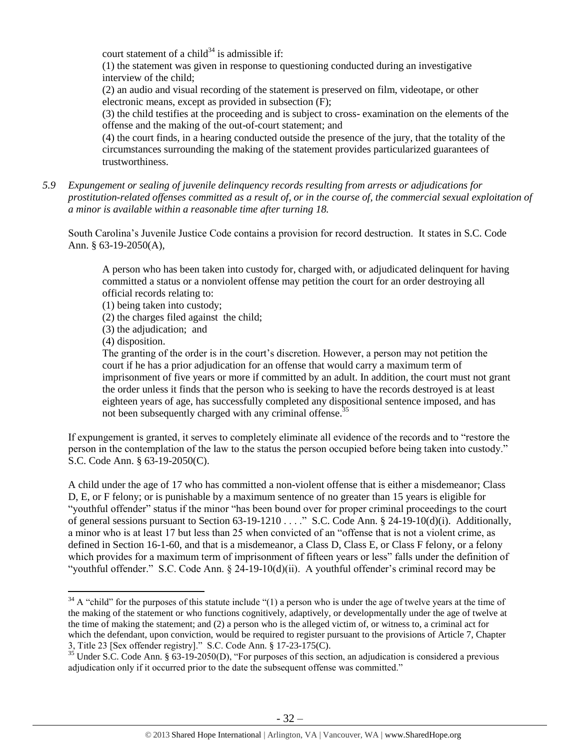court statement of a child[34] is admissible if:

(1) the statement was given in response to questioning conducted during an investigative interview of the child;

(2) an audio and visual recording of the statement is preserved on film, videotape, or other electronic means, except as provided in subsection (F);

(3) the child testifies at the proceeding and is subject to cross- examination on the elements of the offense and the making of the out-of-court statement; and

(4) the court finds, in a hearing conducted outside the presence of the jury, that the totality of the circumstances surrounding the making of the statement provides particularized guarantees of trustworthiness.

*5.9 Expungement or sealing of juvenile delinquency records resulting from arrests or adjudications for prostitution-related offenses committed as a result of, or in the course of, the commercial sexual exploitation of a minor is available within a reasonable time after turning 18.*

South Carolina's Juvenile Justice Code contains a provision for record destruction. It states in S.C. Code Ann. § 63-19-2050(A),

> A person who has been taken into custody for, charged with, or adjudicated delinquent for having committed a status or a nonviolent offense may petition the court for an order destroying all official records relating to:
>
> (1) being taken into custody;
>
> (2) the charges filed against the child;
>
> (3) the adjudication; and
>
> (4) disposition.
>
> The granting of the order is in the court's discretion. However, a person may not petition the court if he has a prior adjudication for an offense that would carry a maximum term of imprisonment of five years or more if committed by an adult. In addition, the court must not grant the order unless it finds that the person who is seeking to have the records destroyed is at least eighteen years of age, has successfully completed any dispositional sentence imposed, and has not been subsequently charged with any criminal offense.[35]

If expungement is granted, it serves to completely eliminate all evidence of the records and to "restore the person in the contemplation of the law to the status the person occupied before being taken into custody." S.C. Code Ann. § 63-19-2050(C).

A child under the age of 17 who has committed a non-violent offense that is either a misdemeanor; Class D, E, or F felony; or is punishable by a maximum sentence of no greater than 15 years is eligible for "youthful offender" status if the minor "has been bound over for proper criminal proceedings to the court of general sessions pursuant to Section 63-19-1210 . . . ." S.C. Code Ann. § 24-19-10(d)(i). Additionally, a minor who is at least 17 but less than 25 when convicted of an "offense that is not a violent crime, as defined in Section 16-1-60, and that is a misdemeanor, a Class D, Class E, or Class F felony, or a felony which provides for a maximum term of imprisonment of fifteen years or less" falls under the definition of "youthful offender." S.C. Code Ann. § 24-19-10(d)(ii). A youthful offender's criminal record may be

---

[34] A "child" for the purposes of this statute include "(1) a person who is under the age of twelve years at the time of the making of the statement or who functions cognitively, adaptively, or developmentally under the age of twelve at the time of making the statement; and (2) a person who is the alleged victim of, or witness to, a criminal act for which the defendant, upon conviction, would be required to register pursuant to the provisions of Article 7, Chapter 3, Title 23 [Sex offender registry]." S.C. Code Ann. § 17-23-175(C).

[35] Under S.C. Code Ann. § 63-19-2050(D), "For purposes of this section, an adjudication is considered a previous adjudication only if it occurred prior to the date the subsequent offense was committed."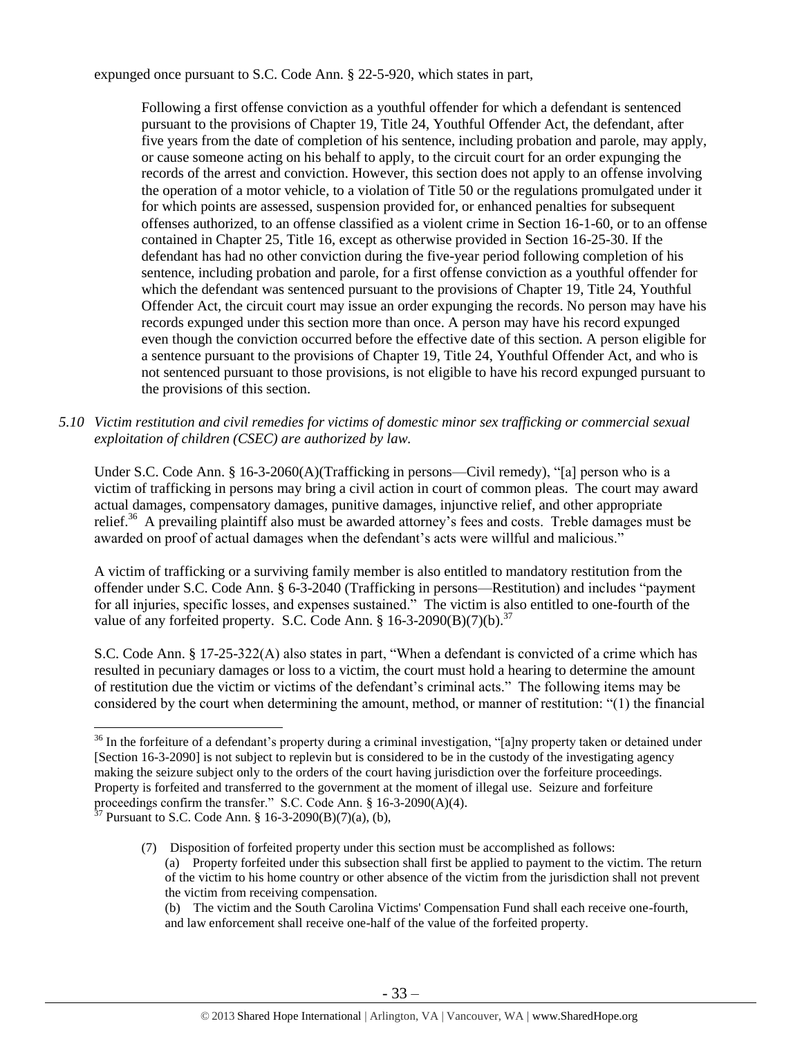expunged once pursuant to S.C. Code Ann. § 22-5-920, which states in part,

> Following a first offense conviction as a youthful offender for which a defendant is sentenced pursuant to the provisions of Chapter 19, Title 24, Youthful Offender Act, the defendant, after five years from the date of completion of his sentence, including probation and parole, may apply, or cause someone acting on his behalf to apply, to the circuit court for an order expunging the records of the arrest and conviction. However, this section does not apply to an offense involving the operation of a motor vehicle, to a violation of Title 50 or the regulations promulgated under it for which points are assessed, suspension provided for, or enhanced penalties for subsequent offenses authorized, to an offense classified as a violent crime in Section 16-1-60, or to an offense contained in Chapter 25, Title 16, except as otherwise provided in Section 16-25-30. If the defendant has had no other conviction during the five-year period following completion of his sentence, including probation and parole, for a first offense conviction as a youthful offender for which the defendant was sentenced pursuant to the provisions of Chapter 19, Title 24, Youthful Offender Act, the circuit court may issue an order expunging the records. No person may have his records expunged under this section more than once. A person may have his record expunged even though the conviction occurred before the effective date of this section. A person eligible for a sentence pursuant to the provisions of Chapter 19, Title 24, Youthful Offender Act, and who is not sentenced pursuant to those provisions, is not eligible to have his record expunged pursuant to the provisions of this section.

*5.10 Victim restitution and civil remedies for victims of domestic minor sex trafficking or commercial sexual exploitation of children (CSEC) are authorized by law.*

Under S.C. Code Ann. § 16-3-2060(A)(Trafficking in persons—Civil remedy), "[a] person who is a victim of trafficking in persons may bring a civil action in court of common pleas. The court may award actual damages, compensatory damages, punitive damages, injunctive relief, and other appropriate relief.[36] A prevailing plaintiff also must be awarded attorney's fees and costs. Treble damages must be awarded on proof of actual damages when the defendant's acts were willful and malicious."

A victim of trafficking or a surviving family member is also entitled to mandatory restitution from the offender under S.C. Code Ann. § 6-3-2040 (Trafficking in persons—Restitution) and includes "payment for all injuries, specific losses, and expenses sustained." The victim is also entitled to one-fourth of the value of any forfeited property. S.C. Code Ann. § 16-3-2090(B)(7)(b).[37]

S.C. Code Ann. § 17-25-322(A) also states in part, "When a defendant is convicted of a crime which has resulted in pecuniary damages or loss to a victim, the court must hold a hearing to determine the amount of restitution due the victim or victims of the defendant's criminal acts." The following items may be considered by the court when determining the amount, method, or manner of restitution: "(1) the financial

---

[36] In the forfeiture of a defendant's property during a criminal investigation, "[a]ny property taken or detained under [Section 16-3-2090] is not subject to replevin but is considered to be in the custody of the investigating agency making the seizure subject only to the orders of the court having jurisdiction over the forfeiture proceedings. Property is forfeited and transferred to the government at the moment of illegal use. Seizure and forfeiture proceedings confirm the transfer." S.C. Code Ann. § 16-3-2090(A)(4).

[37] Pursuant to S.C. Code Ann. § 16-3-2090(B)(7)(a), (b),

> (7) Disposition of forfeited property under this section must be accomplished as follows:
>
> (a) Property forfeited under this subsection shall first be applied to payment to the victim. The return of the victim to his home country or other absence of the victim from the jurisdiction shall not prevent the victim from receiving compensation.
>
> (b) The victim and the South Carolina Victims' Compensation Fund shall each receive one-fourth, and law enforcement shall receive one-half of the value of the forfeited property.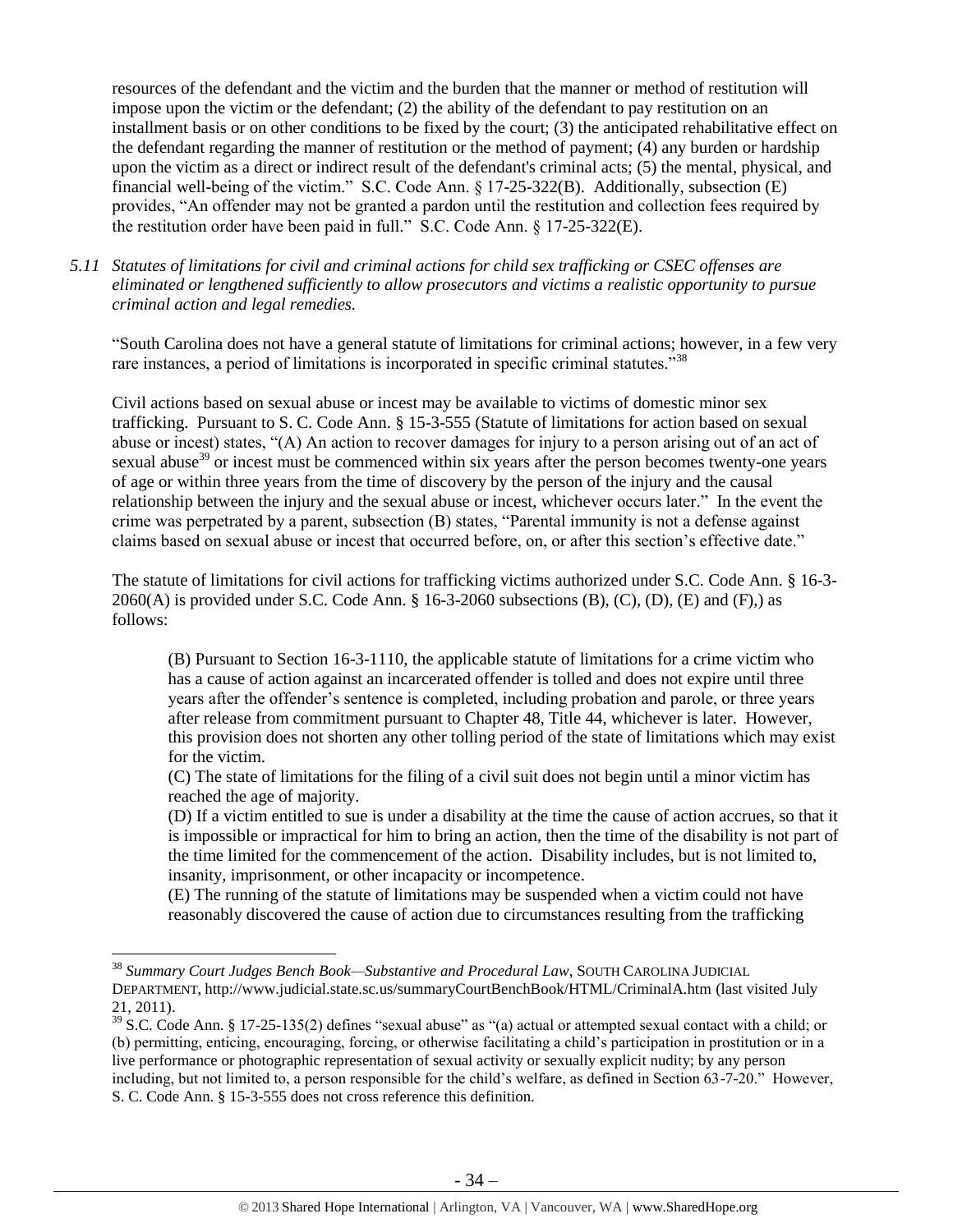resources of the defendant and the victim and the burden that the manner or method of restitution will impose upon the victim or the defendant; (2) the ability of the defendant to pay restitution on an installment basis or on other conditions to be fixed by the court; (3) the anticipated rehabilitative effect on the defendant regarding the manner of restitution or the method of payment; (4) any burden or hardship upon the victim as a direct or indirect result of the defendant's criminal acts; (5) the mental, physical, and financial well-being of the victim." S.C. Code Ann. § 17-25-322(B). Additionally, subsection (E) provides, "An offender may not be granted a pardon until the restitution and collection fees required by the restitution order have been paid in full." S.C. Code Ann. § 17-25-322(E).

*5.11 Statutes of limitations for civil and criminal actions for child sex trafficking or CSEC offenses are eliminated or lengthened sufficiently to allow prosecutors and victims a realistic opportunity to pursue criminal action and legal remedies.*

"South Carolina does not have a general statute of limitations for criminal actions; however, in a few very rare instances, a period of limitations is incorporated in specific criminal statutes."[38]

Civil actions based on sexual abuse or incest may be available to victims of domestic minor sex trafficking. Pursuant to S. C. Code Ann. § 15-3-555 (Statute of limitations for action based on sexual abuse or incest) states, "(A) An action to recover damages for injury to a person arising out of an act of sexual abuse[39] or incest must be commenced within six years after the person becomes twenty-one years of age or within three years from the time of discovery by the person of the injury and the causal relationship between the injury and the sexual abuse or incest, whichever occurs later." In the event the crime was perpetrated by a parent, subsection (B) states, "Parental immunity is not a defense against claims based on sexual abuse or incest that occurred before, on, or after this section's effective date."

The statute of limitations for civil actions for trafficking victims authorized under S.C. Code Ann. § 16-3-2060(A) is provided under S.C. Code Ann. § 16-3-2060 subsections (B), (C), (D), (E) and (F),) as follows:

> (B) Pursuant to Section 16-3-1110, the applicable statute of limitations for a crime victim who has a cause of action against an incarcerated offender is tolled and does not expire until three years after the offender's sentence is completed, including probation and parole, or three years after release from commitment pursuant to Chapter 48, Title 44, whichever is later. However, this provision does not shorten any other tolling period of the state of limitations which may exist for the victim.
>
> (C) The state of limitations for the filing of a civil suit does not begin until a minor victim has reached the age of majority.
>
> (D) If a victim entitled to sue is under a disability at the time the cause of action accrues, so that it is impossible or impractical for him to bring an action, then the time of the disability is not part of the time limited for the commencement of the action. Disability includes, but is not limited to, insanity, imprisonment, or other incapacity or incompetence.
>
> (E) The running of the statute of limitations may be suspended when a victim could not have reasonably discovered the cause of action due to circumstances resulting from the trafficking

---

[38] *Summary Court Judges Bench Book—Substantive and Procedural Law*, SOUTH CAROLINA JUDICIAL DEPARTMENT, http://www.judicial.state.sc.us/summaryCourtBenchBook/HTML/CriminalA.htm (last visited July 21, 2011).

[39] S.C. Code Ann. § 17-25-135(2) defines "sexual abuse" as "(a) actual or attempted sexual contact with a child; or (b) permitting, enticing, encouraging, forcing, or otherwise facilitating a child's participation in prostitution or in a live performance or photographic representation of sexual activity or sexually explicit nudity; by any person including, but not limited to, a person responsible for the child's welfare, as defined in Section 63-7-20." However, S. C. Code Ann. § 15-3-555 does not cross reference this definition.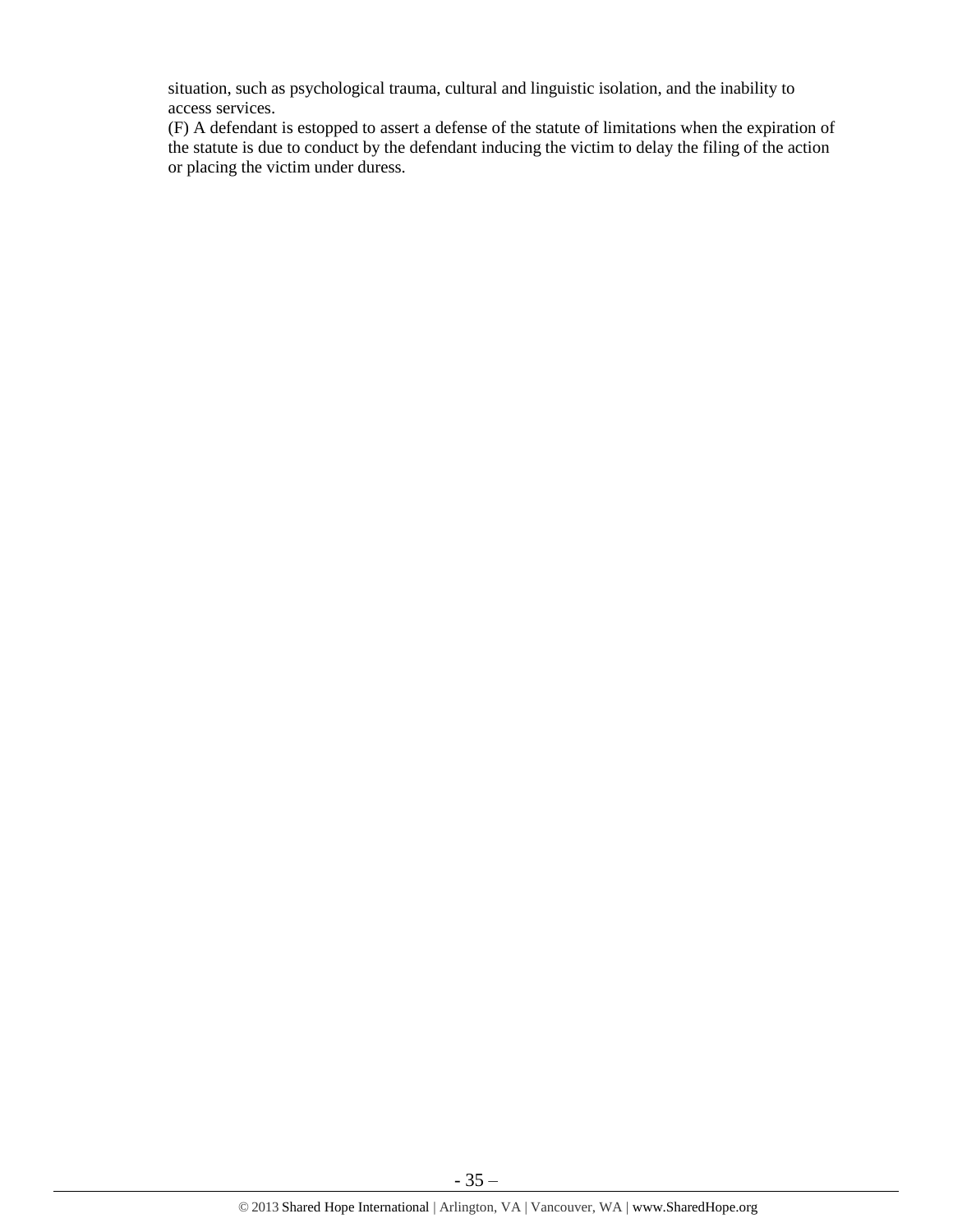situation, such as psychological trauma, cultural and linguistic isolation, and the inability to access services.

(F) A defendant is estopped to assert a defense of the statute of limitations when the expiration of the statute is due to conduct by the defendant inducing the victim to delay the filing of the action or placing the victim under duress.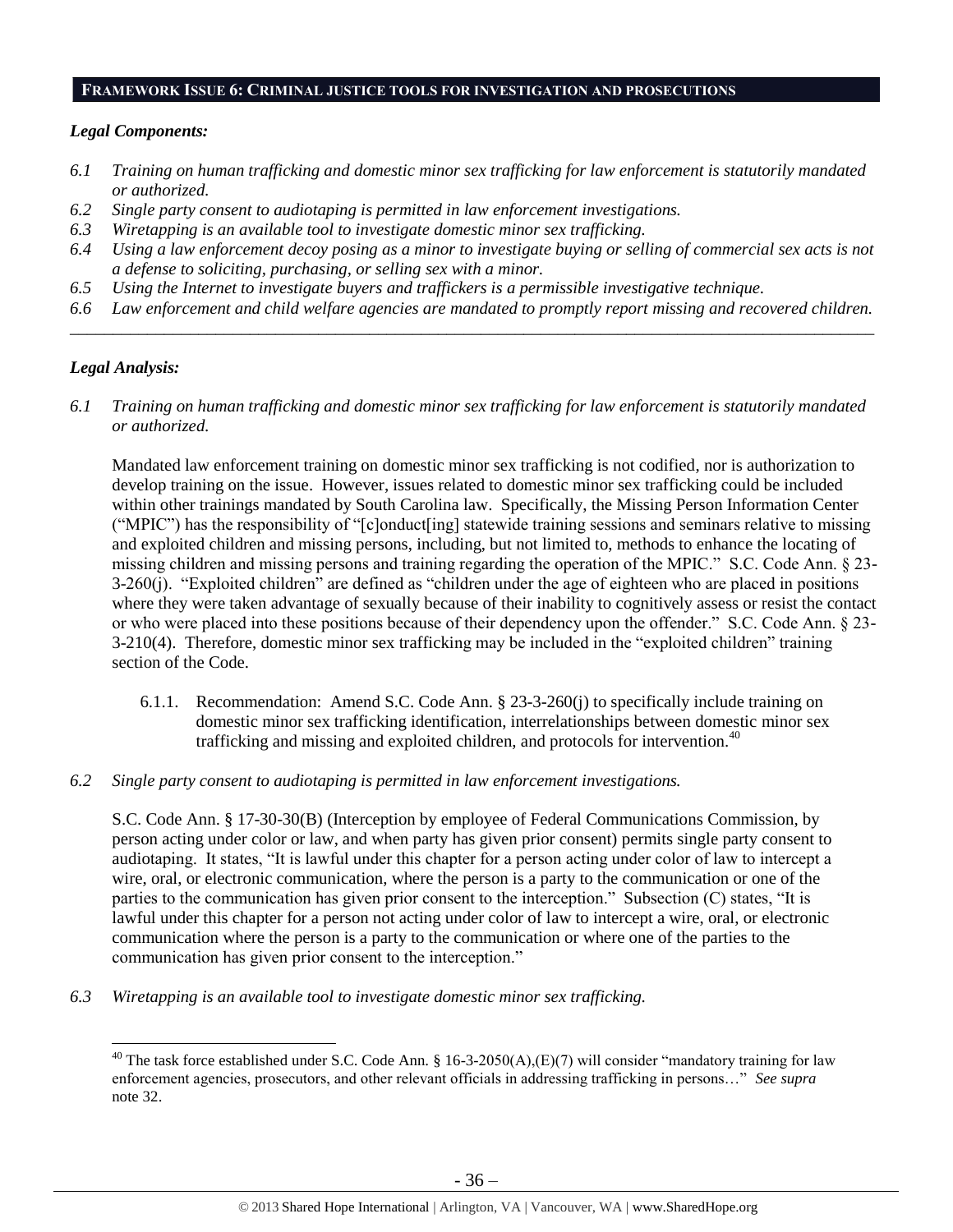## FRAMEWORK ISSUE 6: CRIMINAL JUSTICE TOOLS FOR INVESTIGATION AND PROSECUTIONS

### *Legal Components:*

*6.1 Training on human trafficking and domestic minor sex trafficking for law enforcement is statutorily mandated or authorized.*

*6.2 Single party consent to audiotaping is permitted in law enforcement investigations.*

*6.3 Wiretapping is an available tool to investigate domestic minor sex trafficking.*

*6.4 Using a law enforcement decoy posing as a minor to investigate buying or selling of commercial sex acts is not a defense to soliciting, purchasing, or selling sex with a minor.*

*6.5 Using the Internet to investigate buyers and traffickers is a permissible investigative technique.*

*6.6 Law enforcement and child welfare agencies are mandated to promptly report missing and recovered children.*

---

### *Legal Analysis:*

*6.1 Training on human trafficking and domestic minor sex trafficking for law enforcement is statutorily mandated or authorized.*

Mandated law enforcement training on domestic minor sex trafficking is not codified, nor is authorization to develop training on the issue. However, issues related to domestic minor sex trafficking could be included within other trainings mandated by South Carolina law. Specifically, the Missing Person Information Center ("MPIC") has the responsibility of "[c]onduct[ing] statewide training sessions and seminars relative to missing and exploited children and missing persons, including, but not limited to, methods to enhance the locating of missing children and missing persons and training regarding the operation of the MPIC." S.C. Code Ann. § 23-3-260(j). "Exploited children" are defined as "children under the age of eighteen who are placed in positions where they were taken advantage of sexually because of their inability to cognitively assess or resist the contact or who were placed into these positions because of their dependency upon the offender." S.C. Code Ann. § 23-3-210(4). Therefore, domestic minor sex trafficking may be included in the "exploited children" training section of the Code.

6.1.1. Recommendation: Amend S.C. Code Ann. § 23-3-260(j) to specifically include training on domestic minor sex trafficking identification, interrelationships between domestic minor sex trafficking and missing and exploited children, and protocols for intervention.[40]

*6.2 Single party consent to audiotaping is permitted in law enforcement investigations.*

S.C. Code Ann. § 17-30-30(B) (Interception by employee of Federal Communications Commission, by person acting under color or law, and when party has given prior consent) permits single party consent to audiotaping. It states, "It is lawful under this chapter for a person acting under color of law to intercept a wire, oral, or electronic communication, where the person is a party to the communication or one of the parties to the communication has given prior consent to the interception." Subsection (C) states, "It is lawful under this chapter for a person not acting under color of law to intercept a wire, oral, or electronic communication where the person is a party to the communication or where one of the parties to the communication has given prior consent to the interception."

*6.3 Wiretapping is an available tool to investigate domestic minor sex trafficking.*

---

[40] The task force established under S.C. Code Ann. § 16-3-2050(A),(E)(7) will consider "mandatory training for law enforcement agencies, prosecutors, and other relevant officials in addressing trafficking in persons…" *See supra* note 32.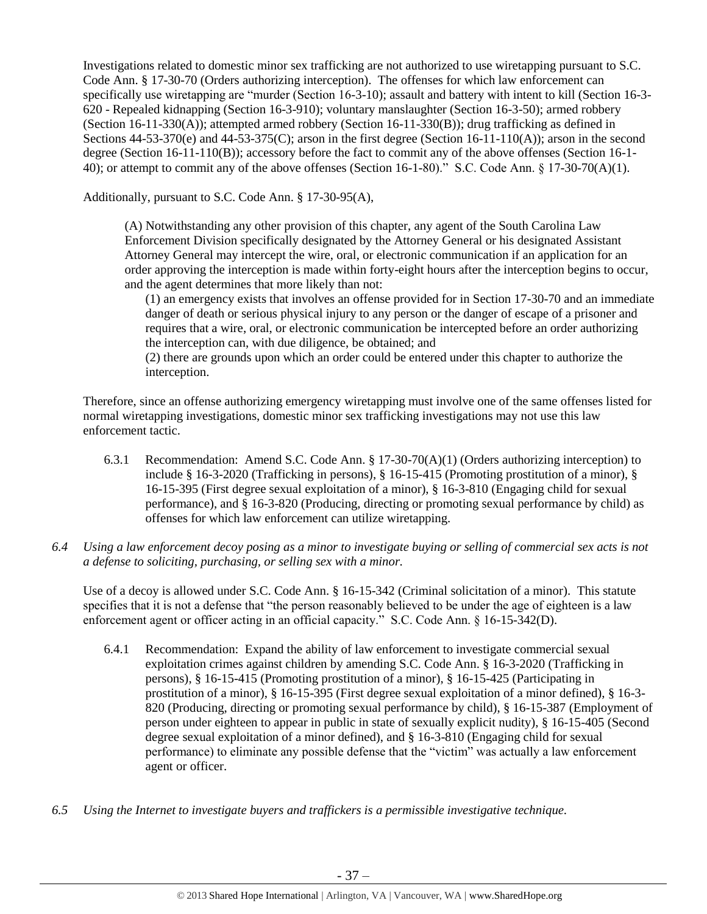Investigations related to domestic minor sex trafficking are not authorized to use wiretapping pursuant to S.C. Code Ann. § 17-30-70 (Orders authorizing interception). The offenses for which law enforcement can specifically use wiretapping are "murder (Section 16-3-10); assault and battery with intent to kill (Section 16-3-620 - Repealed kidnapping (Section 16-3-910); voluntary manslaughter (Section 16-3-50); armed robbery (Section 16-11-330(A)); attempted armed robbery (Section 16-11-330(B)); drug trafficking as defined in Sections 44-53-370(e) and 44-53-375(C); arson in the first degree (Section 16-11-110(A)); arson in the second degree (Section 16-11-110(B)); accessory before the fact to commit any of the above offenses (Section 16-1-40); or attempt to commit any of the above offenses (Section 16-1-80)." S.C. Code Ann. § 17-30-70(A)(1).

Additionally, pursuant to S.C. Code Ann. § 17-30-95(A),

> (A) Notwithstanding any other provision of this chapter, any agent of the South Carolina Law Enforcement Division specifically designated by the Attorney General or his designated Assistant Attorney General may intercept the wire, oral, or electronic communication if an application for an order approving the interception is made within forty-eight hours after the interception begins to occur, and the agent determines that more likely than not:
>
> (1) an emergency exists that involves an offense provided for in Section 17-30-70 and an immediate danger of death or serious physical injury to any person or the danger of escape of a prisoner and requires that a wire, oral, or electronic communication be intercepted before an order authorizing the interception can, with due diligence, be obtained; and
>
> (2) there are grounds upon which an order could be entered under this chapter to authorize the interception.

Therefore, since an offense authorizing emergency wiretapping must involve one of the same offenses listed for normal wiretapping investigations, domestic minor sex trafficking investigations may not use this law enforcement tactic.

6.3.1 Recommendation: Amend S.C. Code Ann. § 17-30-70(A)(1) (Orders authorizing interception) to include § 16-3-2020 (Trafficking in persons), § 16-15-415 (Promoting prostitution of a minor), § 16-15-395 (First degree sexual exploitation of a minor), § 16-3-810 (Engaging child for sexual performance), and § 16-3-820 (Producing, directing or promoting sexual performance by child) as offenses for which law enforcement can utilize wiretapping.

*6.4 Using a law enforcement decoy posing as a minor to investigate buying or selling of commercial sex acts is not a defense to soliciting, purchasing, or selling sex with a minor.*

Use of a decoy is allowed under S.C. Code Ann. § 16-15-342 (Criminal solicitation of a minor). This statute specifies that it is not a defense that "the person reasonably believed to be under the age of eighteen is a law enforcement agent or officer acting in an official capacity." S.C. Code Ann. § 16-15-342(D).

6.4.1 Recommendation: Expand the ability of law enforcement to investigate commercial sexual exploitation crimes against children by amending S.C. Code Ann. § 16-3-2020 (Trafficking in persons), § 16-15-415 (Promoting prostitution of a minor), § 16-15-425 (Participating in prostitution of a minor), § 16-15-395 (First degree sexual exploitation of a minor defined), § 16-3-820 (Producing, directing or promoting sexual performance by child), § 16-15-387 (Employment of person under eighteen to appear in public in state of sexually explicit nudity), § 16-15-405 (Second degree sexual exploitation of a minor defined), and § 16-3-810 (Engaging child for sexual performance) to eliminate any possible defense that the "victim" was actually a law enforcement agent or officer.

*6.5 Using the Internet to investigate buyers and traffickers is a permissible investigative technique.*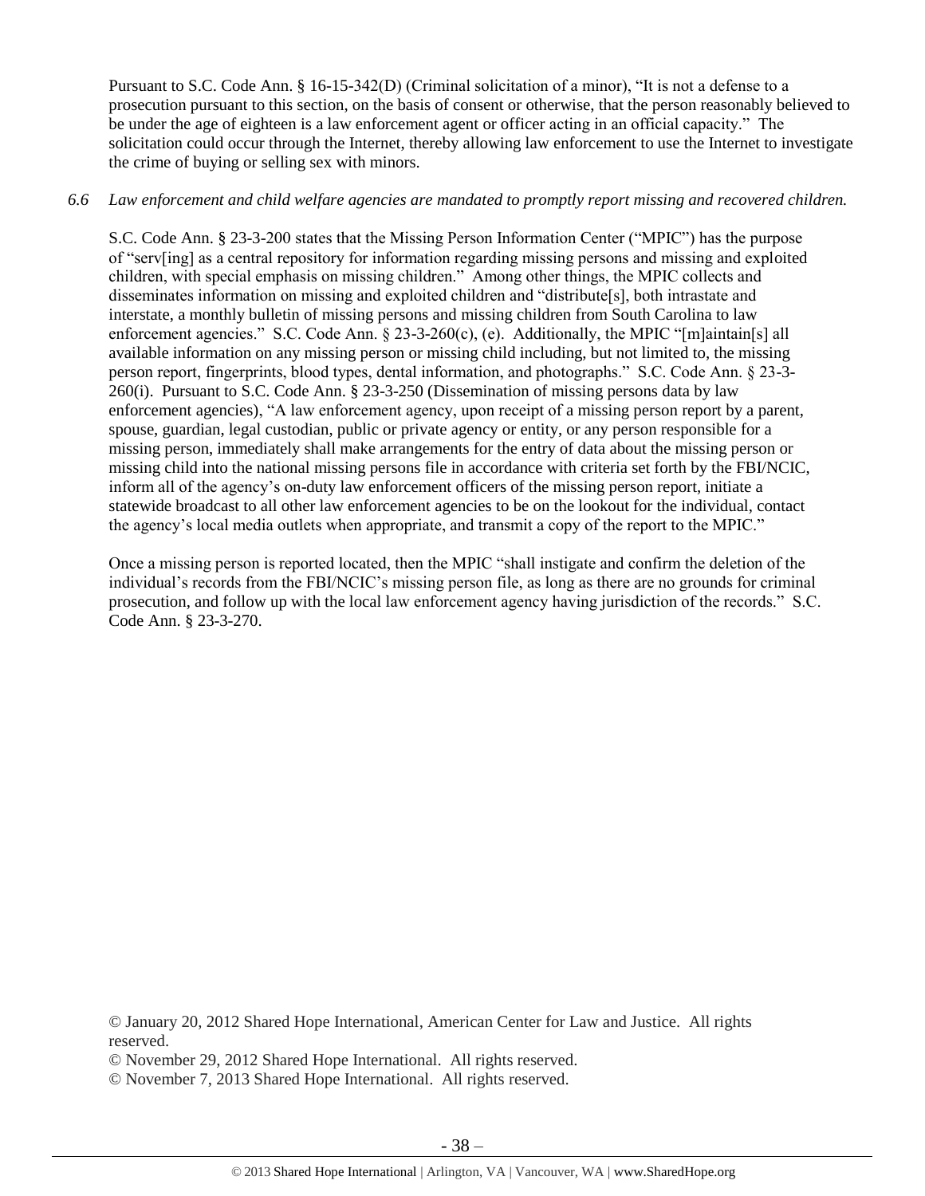Pursuant to S.C. Code Ann. § 16-15-342(D) (Criminal solicitation of a minor), "It is not a defense to a prosecution pursuant to this section, on the basis of consent or otherwise, that the person reasonably believed to be under the age of eighteen is a law enforcement agent or officer acting in an official capacity." The solicitation could occur through the Internet, thereby allowing law enforcement to use the Internet to investigate the crime of buying or selling sex with minors.

*6.6 Law enforcement and child welfare agencies are mandated to promptly report missing and recovered children.*

S.C. Code Ann. § 23-3-200 states that the Missing Person Information Center ("MPIC") has the purpose of "serv[ing] as a central repository for information regarding missing persons and missing and exploited children, with special emphasis on missing children." Among other things, the MPIC collects and disseminates information on missing and exploited children and "distribute[s], both intrastate and interstate, a monthly bulletin of missing persons and missing children from South Carolina to law enforcement agencies." S.C. Code Ann. § 23-3-260(c), (e). Additionally, the MPIC "[m]aintain[s] all available information on any missing person or missing child including, but not limited to, the missing person report, fingerprints, blood types, dental information, and photographs." S.C. Code Ann. § 23-3-260(i). Pursuant to S.C. Code Ann. § 23-3-250 (Dissemination of missing persons data by law enforcement agencies), "A law enforcement agency, upon receipt of a missing person report by a parent, spouse, guardian, legal custodian, public or private agency or entity, or any person responsible for a missing person, immediately shall make arrangements for the entry of data about the missing person or missing child into the national missing persons file in accordance with criteria set forth by the FBI/NCIC, inform all of the agency's on-duty law enforcement officers of the missing person report, initiate a statewide broadcast to all other law enforcement agencies to be on the lookout for the individual, contact the agency's local media outlets when appropriate, and transmit a copy of the report to the MPIC."

Once a missing person is reported located, then the MPIC "shall instigate and confirm the deletion of the individual's records from the FBI/NCIC's missing person file, as long as there are no grounds for criminal prosecution, and follow up with the local law enforcement agency having jurisdiction of the records." S.C. Code Ann. § 23-3-270.

© January 20, 2012 Shared Hope International, American Center for Law and Justice. All rights reserved.

© November 29, 2012 Shared Hope International. All rights reserved.

© November 7, 2013 Shared Hope International. All rights reserved.